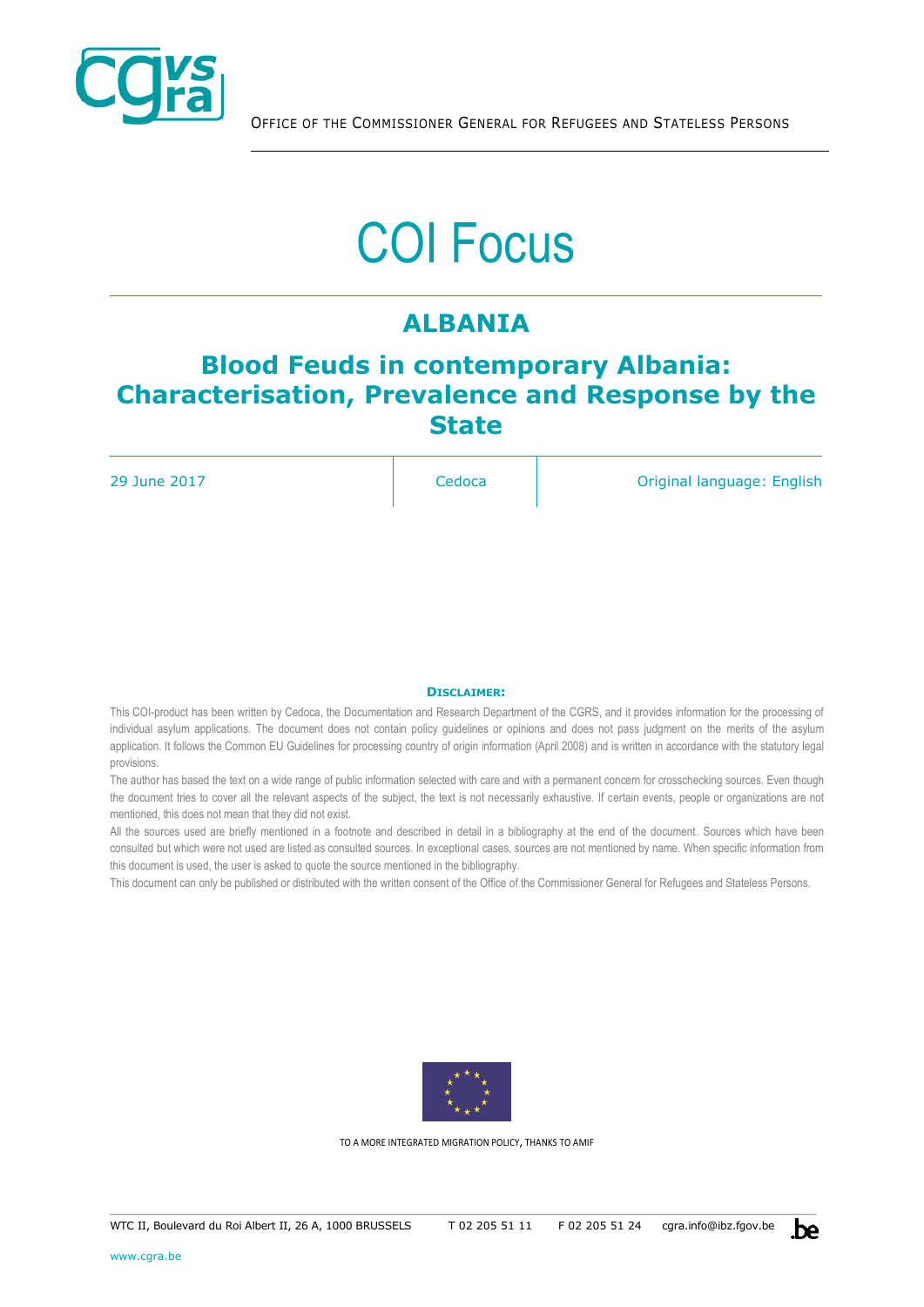OFFICE OF THE COMMISSIONER GENERAL FOR REFUGEES AND STATELESS PERSONS

# COI Focus

## ALBANIA

## Blood Feuds in contemporary Albania: Characterisation, Prevalence and Response by the State

| 29 June 2017 | Cedoca | Original language: English |
|---|---|---|

**DISCLAIMER:**

This COI-product has been written by Cedoca, the Documentation and Research Department of the CGRS, and it provides information for the processing of individual asylum applications. The document does not contain policy guidelines or opinions and does not pass judgment on the merits of the asylum application. It follows the Common EU Guidelines for processing country of origin information (April 2008) and is written in accordance with the statutory legal provisions.

The author has based the text on a wide range of public information selected with care and with a permanent concern for crosschecking sources. Even though the document tries to cover all the relevant aspects of the subject, the text is not necessarily exhaustive. If certain events, people or organizations are not mentioned, this does not mean that they did not exist.

All the sources used are briefly mentioned in a footnote and described in detail in a bibliography at the end of the document. Sources which have been consulted but which were not used are listed as consulted sources. In exceptional cases, sources are not mentioned by name. When specific information from this document is used, the user is asked to quote the source mentioned in the bibliography.

This document can only be published or distributed with the written consent of the Office of the Commissioner General for Refugees and Stateless Persons.

TO A MORE INTEGRATED MIGRATION POLICY, THANKS TO AMIF

WTC II, Boulevard du Roi Albert II, 26 A, 1000 BRUSSELS T 02 205 51 11 F 02 205 51 24 cgra.info@ibz.fgov.be

www.cgra.be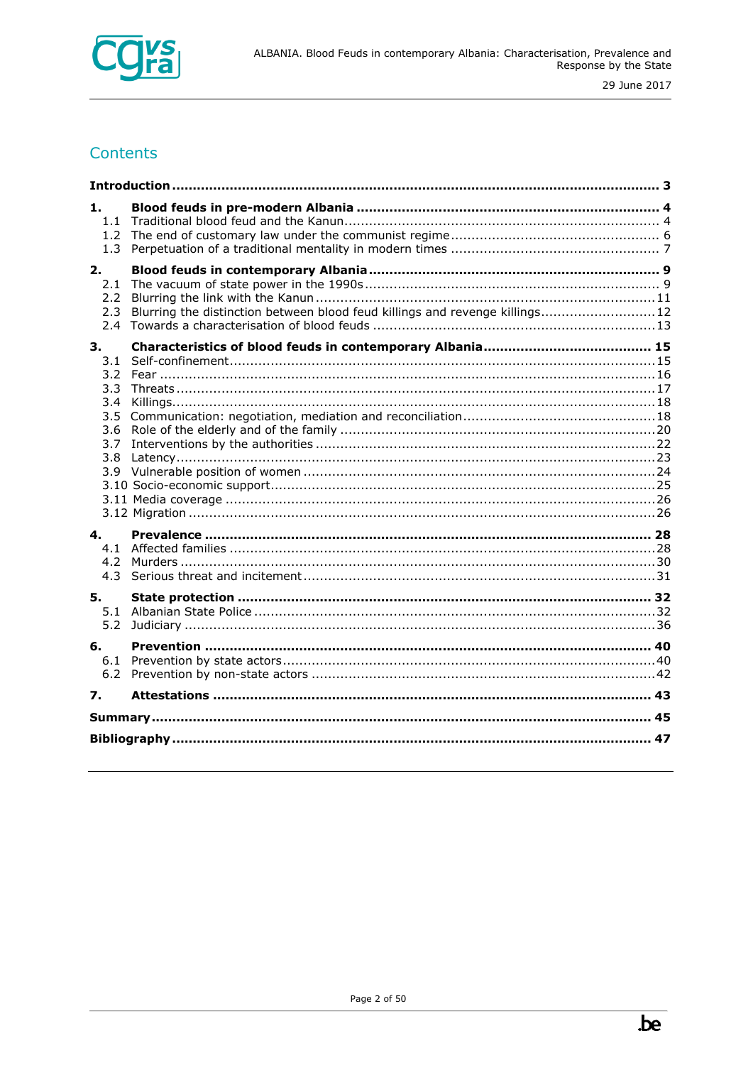## Contents

**Introduction** ..... **3**

**1. Blood feuds in pre-modern Albania** ..... **4**
- 1.1 Traditional blood feud and the Kanun ..... 4
- 1.2 The end of customary law under the communist regime ..... 6
- 1.3 Perpetuation of a traditional mentality in modern times ..... 7

**2. Blood feuds in contemporary Albania** ..... **9**
- 2.1 The vacuum of state power in the 1990s ..... 9
- 2.2 Blurring the link with the Kanun ..... 11
- 2.3 Blurring the distinction between blood feud killings and revenge killings ..... 12
- 2.4 Towards a characterisation of blood feuds ..... 13

**3. Characteristics of blood feuds in contemporary Albania** ..... **15**
- 3.1 Self-confinement ..... 15
- 3.2 Fear ..... 16
- 3.3 Threats ..... 17
- 3.4 Killings ..... 18
- 3.5 Communication: negotiation, mediation and reconciliation ..... 18
- 3.6 Role of the elderly and of the family ..... 20
- 3.7 Interventions by the authorities ..... 22
- 3.8 Latency ..... 23
- 3.9 Vulnerable position of women ..... 24
- 3.10 Socio-economic support ..... 25
- 3.11 Media coverage ..... 26
- 3.12 Migration ..... 26

**4. Prevalence** ..... **28**
- 4.1 Affected families ..... 28
- 4.2 Murders ..... 30
- 4.3 Serious threat and incitement ..... 31

**5. State protection** ..... **32**
- 5.1 Albanian State Police ..... 32
- 5.2 Judiciary ..... 36

**6. Prevention** ..... **40**
- 6.1 Prevention by state actors ..... 40
- 6.2 Prevention by non-state actors ..... 42

**7. Attestations** ..... **43**

**Summary** ..... **45**

**Bibliography** ..... **47**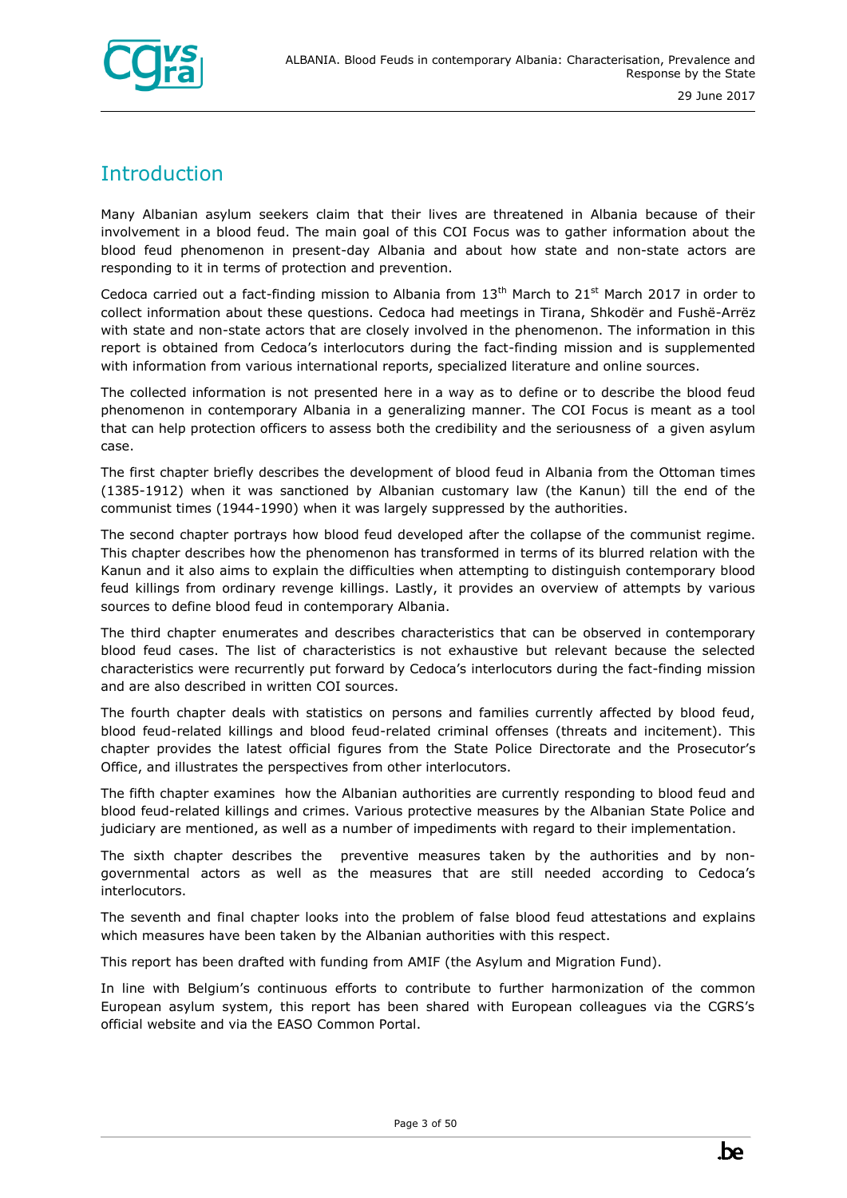# Introduction

Many Albanian asylum seekers claim that their lives are threatened in Albania because of their involvement in a blood feud. The main goal of this COI Focus was to gather information about the blood feud phenomenon in present-day Albania and about how state and non-state actors are responding to it in terms of protection and prevention.

Cedoca carried out a fact-finding mission to Albania from 13th March to 21st March 2017 in order to collect information about these questions. Cedoca had meetings in Tirana, Shkodër and Fushë-Arrëz with state and non-state actors that are closely involved in the phenomenon. The information in this report is obtained from Cedoca's interlocutors during the fact-finding mission and is supplemented with information from various international reports, specialized literature and online sources.

The collected information is not presented here in a way as to define or to describe the blood feud phenomenon in contemporary Albania in a generalizing manner. The COI Focus is meant as a tool that can help protection officers to assess both the credibility and the seriousness of a given asylum case.

The first chapter briefly describes the development of blood feud in Albania from the Ottoman times (1385-1912) when it was sanctioned by Albanian customary law (the Kanun) till the end of the communist times (1944-1990) when it was largely suppressed by the authorities.

The second chapter portrays how blood feud developed after the collapse of the communist regime. This chapter describes how the phenomenon has transformed in terms of its blurred relation with the Kanun and it also aims to explain the difficulties when attempting to distinguish contemporary blood feud killings from ordinary revenge killings. Lastly, it provides an overview of attempts by various sources to define blood feud in contemporary Albania.

The third chapter enumerates and describes characteristics that can be observed in contemporary blood feud cases. The list of characteristics is not exhaustive but relevant because the selected characteristics were recurrently put forward by Cedoca's interlocutors during the fact-finding mission and are also described in written COI sources.

The fourth chapter deals with statistics on persons and families currently affected by blood feud, blood feud-related killings and blood feud-related criminal offenses (threats and incitement). This chapter provides the latest official figures from the State Police Directorate and the Prosecutor's Office, and illustrates the perspectives from other interlocutors.

The fifth chapter examines how the Albanian authorities are currently responding to blood feud and blood feud-related killings and crimes. Various protective measures by the Albanian State Police and judiciary are mentioned, as well as a number of impediments with regard to their implementation.

The sixth chapter describes the preventive measures taken by the authorities and by non-governmental actors as well as the measures that are still needed according to Cedoca's interlocutors.

The seventh and final chapter looks into the problem of false blood feud attestations and explains which measures have been taken by the Albanian authorities with this respect.

This report has been drafted with funding from AMIF (the Asylum and Migration Fund).

In line with Belgium's continuous efforts to contribute to further harmonization of the common European asylum system, this report has been shared with European colleagues via the CGRS's official website and via the EASO Common Portal.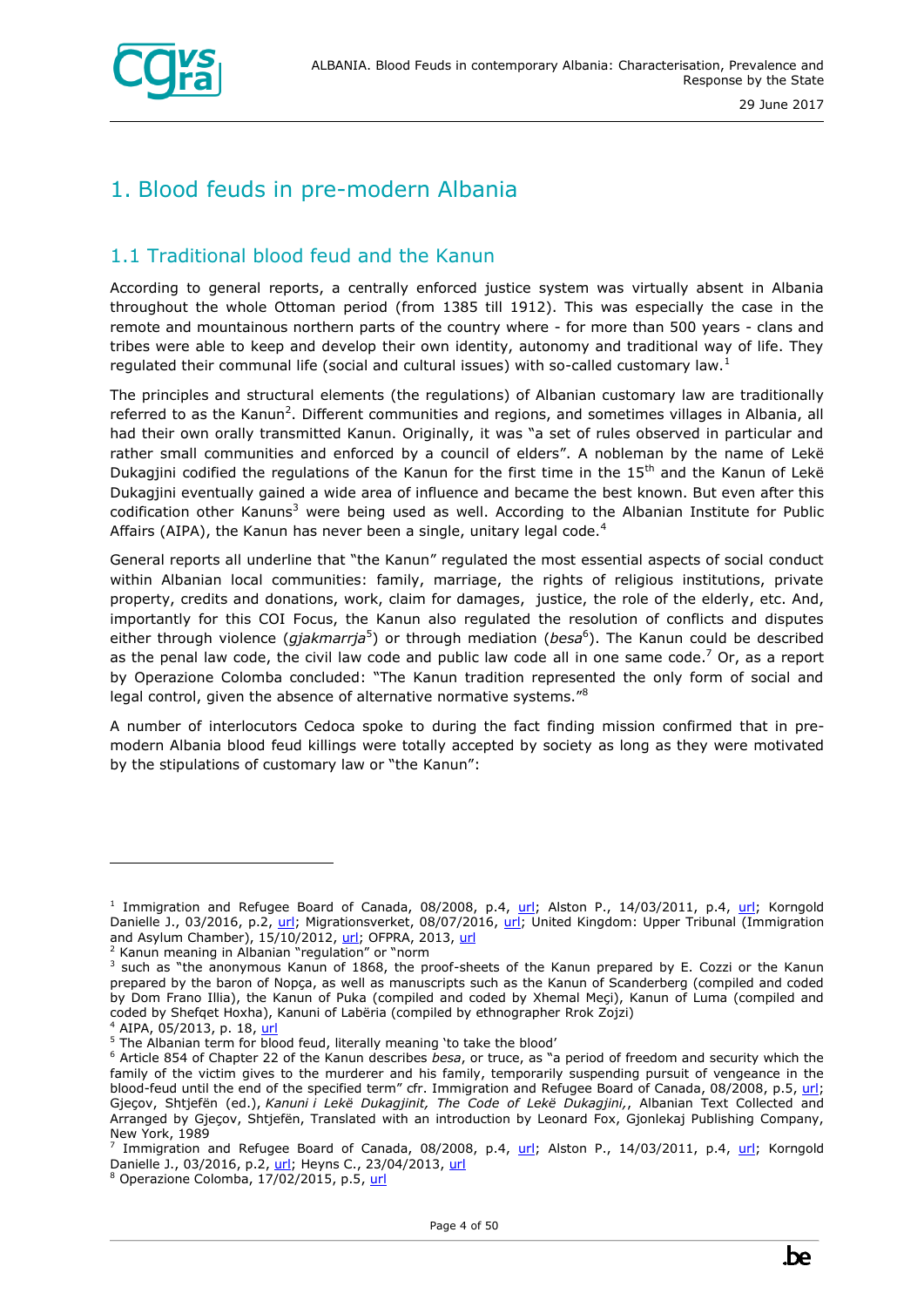# 1. Blood feuds in pre-modern Albania

## 1.1 Traditional blood feud and the Kanun

According to general reports, a centrally enforced justice system was virtually absent in Albania throughout the whole Ottoman period (from 1385 till 1912). This was especially the case in the remote and mountainous northern parts of the country where - for more than 500 years - clans and tribes were able to keep and develop their own identity, autonomy and traditional way of life. They regulated their communal life (social and cultural issues) with so-called customary law.[1]

The principles and structural elements (the regulations) of Albanian customary law are traditionally referred to as the Kanun[2]. Different communities and regions, and sometimes villages in Albania, all had their own orally transmitted Kanun. Originally, it was "a set of rules observed in particular and rather small communities and enforced by a council of elders". A nobleman by the name of Lekë Dukagjini codified the regulations of the Kanun for the first time in the 15th and the Kanun of Lekë Dukagjini eventually gained a wide area of influence and became the best known. But even after this codification other Kanuns[3] were being used as well. According to the Albanian Institute for Public Affairs (AIPA), the Kanun has never been a single, unitary legal code.[4]

General reports all underline that "the Kanun" regulated the most essential aspects of social conduct within Albanian local communities: family, marriage, the rights of religious institutions, private property, credits and donations, work, claim for damages, justice, the role of the elderly, etc. And, importantly for this COI Focus, the Kanun also regulated the resolution of conflicts and disputes either through violence (*gjakmarrja*[5]) or through mediation (*besa*[6]). The Kanun could be described as the penal law code, the civil law code and public law code all in one same code.[7] Or, as a report by Operazione Colomba concluded: "The Kanun tradition represented the only form of social and legal control, given the absence of alternative normative systems."[8]

A number of interlocutors Cedoca spoke to during the fact finding mission confirmed that in pre-modern Albania blood feud killings were totally accepted by society as long as they were motivated by the stipulations of customary law or "the Kanun":

---

[1] Immigration and Refugee Board of Canada, 08/2008, p.4, url; Alston P., 14/03/2011, p.4, url; Korngold Danielle J., 03/2016, p.2, url; Migrationsverket, 08/07/2016, url; United Kingdom: Upper Tribunal (Immigration and Asylum Chamber), 15/10/2012, url; OFPRA, 2013, url

[2] Kanun meaning in Albanian "regulation" or "norm

[3] such as "the anonymous Kanun of 1868, the proof-sheets of the Kanun prepared by E. Cozzi or the Kanun prepared by the baron of Nopça, as well as manuscripts such as the Kanun of Scanderberg (compiled and coded by Dom Frano Illia), the Kanun of Puka (compiled and coded by Xhemal Meçi), Kanun of Luma (compiled and coded by Shefqet Hoxha), Kanuni of Labëria (compiled by ethnographer Rrok Zojzi)

[4] AIPA, 05/2013, p. 18, url

[5] The Albanian term for blood feud, literally meaning 'to take the blood'

[6] Article 854 of Chapter 22 of the Kanun describes *besa*, or truce, as "a period of freedom and security which the family of the victim gives to the murderer and his family, temporarily suspending pursuit of vengeance in the blood-feud until the end of the specified term" cfr. Immigration and Refugee Board of Canada, 08/2008, p.5, url; Gjeçov, Shtjefën (ed.), *Kanuni i Lekë Dukagjinit, The Code of Lekë Dukagjini,*, Albanian Text Collected and Arranged by Gjeçov, Shtjefën, Translated with an introduction by Leonard Fox, Gjonlekaj Publishing Company, New York, 1989

[7] Immigration and Refugee Board of Canada, 08/2008, p.4, url; Alston P., 14/03/2011, p.4, url; Korngold Danielle J., 03/2016, p.2, url; Heyns C., 23/04/2013, url

[8] Operazione Colomba, 17/02/2015, p.5, url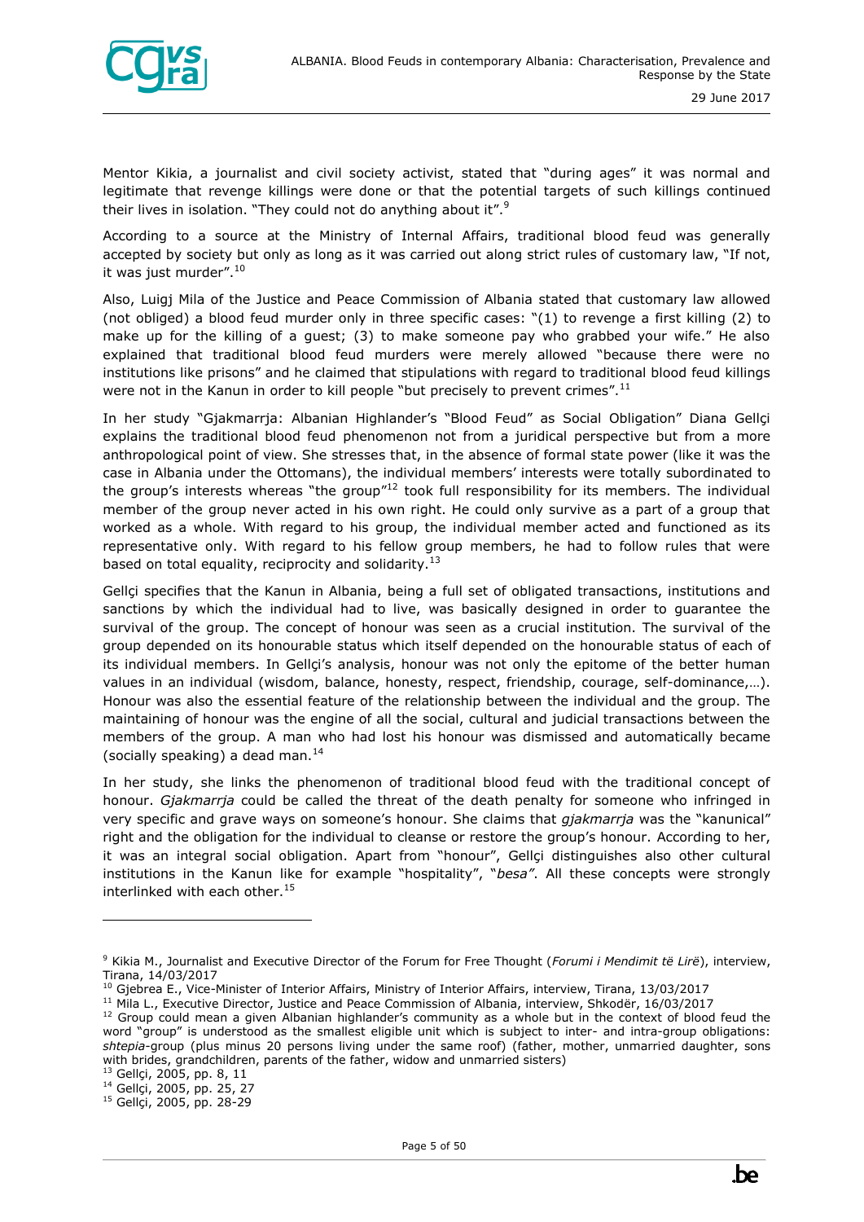Mentor Kikia, a journalist and civil society activist, stated that "during ages" it was normal and legitimate that revenge killings were done or that the potential targets of such killings continued their lives in isolation. "They could not do anything about it".[9]

According to a source at the Ministry of Internal Affairs, traditional blood feud was generally accepted by society but only as long as it was carried out along strict rules of customary law, "If not, it was just murder".[10]

Also, Luigj Mila of the Justice and Peace Commission of Albania stated that customary law allowed (not obliged) a blood feud murder only in three specific cases: "(1) to revenge a first killing (2) to make up for the killing of a guest; (3) to make someone pay who grabbed your wife." He also explained that traditional blood feud murders were merely allowed "because there were no institutions like prisons" and he claimed that stipulations with regard to traditional blood feud killings were not in the Kanun in order to kill people "but precisely to prevent crimes".[11]

In her study "Gjakmarrja: Albanian Highlander's "Blood Feud" as Social Obligation" Diana Gellçi explains the traditional blood feud phenomenon not from a juridical perspective but from a more anthropological point of view. She stresses that, in the absence of formal state power (like it was the case in Albania under the Ottomans), the individual members' interests were totally subordinated to the group's interests whereas "the group"[12] took full responsibility for its members. The individual member of the group never acted in his own right. He could only survive as a part of a group that worked as a whole. With regard to his group, the individual member acted and functioned as its representative only. With regard to his fellow group members, he had to follow rules that were based on total equality, reciprocity and solidarity.[13]

Gellçi specifies that the Kanun in Albania, being a full set of obligated transactions, institutions and sanctions by which the individual had to live, was basically designed in order to guarantee the survival of the group. The concept of honour was seen as a crucial institution. The survival of the group depended on its honourable status which itself depended on the honourable status of each of its individual members. In Gellçi's analysis, honour was not only the epitome of the better human values in an individual (wisdom, balance, honesty, respect, friendship, courage, self-dominance,…). Honour was also the essential feature of the relationship between the individual and the group. The maintaining of honour was the engine of all the social, cultural and judicial transactions between the members of the group. A man who had lost his honour was dismissed and automatically became (socially speaking) a dead man.[14]

In her study, she links the phenomenon of traditional blood feud with the traditional concept of honour. *Gjakmarrja* could be called the threat of the death penalty for someone who infringed in very specific and grave ways on someone's honour. She claims that *gjakmarrja* was the "kanunical" right and the obligation for the individual to cleanse or restore the group's honour. According to her, it was an integral social obligation. Apart from "honour", Gellçi distinguishes also other cultural institutions in the Kanun like for example "hospitality", "*besa*". All these concepts were strongly interlinked with each other.[15]

---

[9] Kikia M., Journalist and Executive Director of the Forum for Free Thought (*Forumi i Mendimit të Lirë*), interview, Tirana, 14/03/2017

[10] Gjebrea E., Vice-Minister of Interior Affairs, Ministry of Interior Affairs, interview, Tirana, 13/03/2017

[11] Mila L., Executive Director, Justice and Peace Commission of Albania, interview, Shkodër, 16/03/2017

[12] Group could mean a given Albanian highlander's community as a whole but in the context of blood feud the word "group" is understood as the smallest eligible unit which is subject to inter- and intra-group obligations: *shtepia*-group (plus minus 20 persons living under the same roof) (father, mother, unmarried daughter, sons with brides, grandchildren, parents of the father, widow and unmarried sisters)

[13] Gellçi, 2005, pp. 8, 11

[14] Gellçi, 2005, pp. 25, 27

[15] Gellçi, 2005, pp. 28-29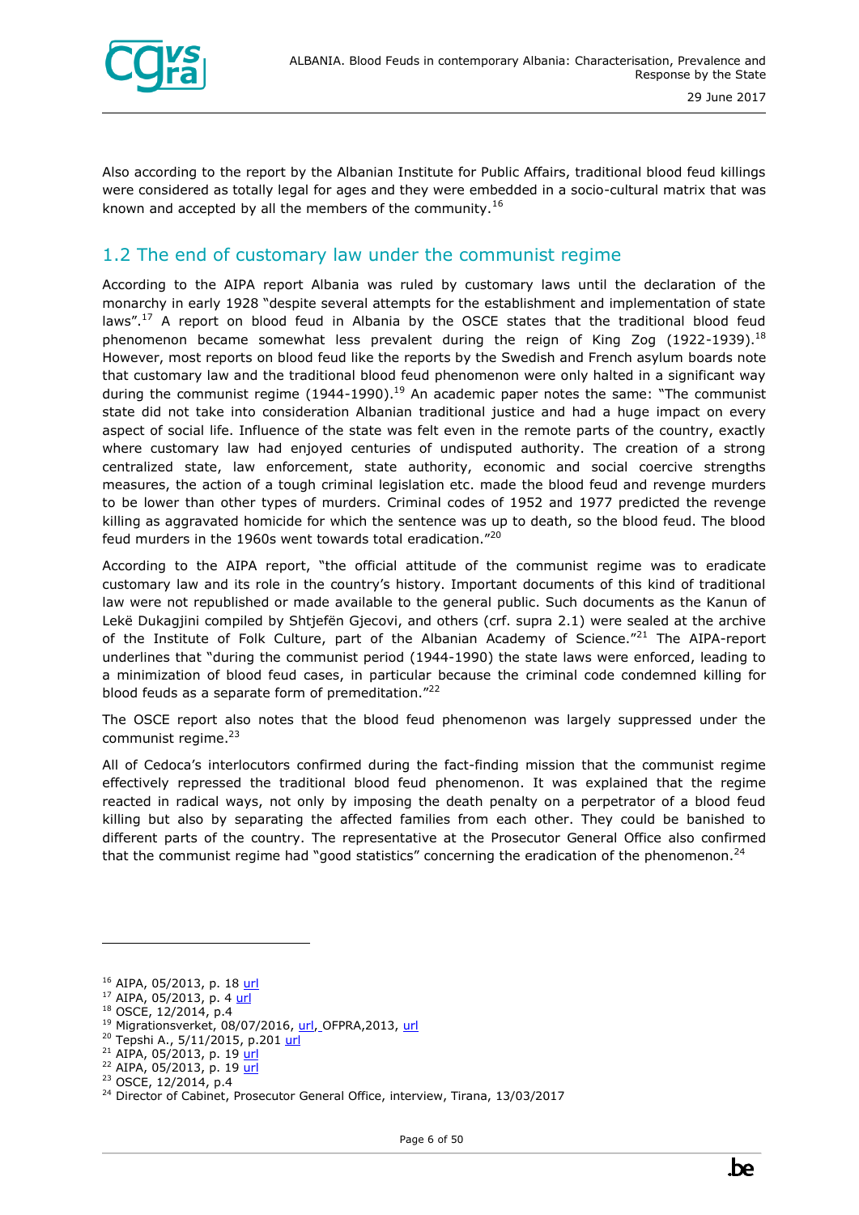Also according to the report by the Albanian Institute for Public Affairs, traditional blood feud killings were considered as totally legal for ages and they were embedded in a socio-cultural matrix that was known and accepted by all the members of the community.[16]

## 1.2 The end of customary law under the communist regime

According to the AIPA report Albania was ruled by customary laws until the declaration of the monarchy in early 1928 "despite several attempts for the establishment and implementation of state laws".[17] A report on blood feud in Albania by the OSCE states that the traditional blood feud phenomenon became somewhat less prevalent during the reign of King Zog (1922-1939).[18] However, most reports on blood feud like the reports by the Swedish and French asylum boards note that customary law and the traditional blood feud phenomenon were only halted in a significant way during the communist regime (1944-1990).[19] An academic paper notes the same: "The communist state did not take into consideration Albanian traditional justice and had a huge impact on every aspect of social life. Influence of the state was felt even in the remote parts of the country, exactly where customary law had enjoyed centuries of undisputed authority. The creation of a strong centralized state, law enforcement, state authority, economic and social coercive strengths measures, the action of a tough criminal legislation etc. made the blood feud and revenge murders to be lower than other types of murders. Criminal codes of 1952 and 1977 predicted the revenge killing as aggravated homicide for which the sentence was up to death, so the blood feud. The blood feud murders in the 1960s went towards total eradication."[20]

According to the AIPA report, "the official attitude of the communist regime was to eradicate customary law and its role in the country's history. Important documents of this kind of traditional law were not republished or made available to the general public. Such documents as the Kanun of Lekë Dukagjini compiled by Shtjefën Gjecovi, and others (crf. supra 2.1) were sealed at the archive of the Institute of Folk Culture, part of the Albanian Academy of Science."[21] The AIPA-report underlines that "during the communist period (1944-1990) the state laws were enforced, leading to a minimization of blood feud cases, in particular because the criminal code condemned killing for blood feuds as a separate form of premeditation."[22]

The OSCE report also notes that the blood feud phenomenon was largely suppressed under the communist regime.[23]

All of Cedoca's interlocutors confirmed during the fact-finding mission that the communist regime effectively repressed the traditional blood feud phenomenon. It was explained that the regime reacted in radical ways, not only by imposing the death penalty on a perpetrator of a blood feud killing but also by separating the affected families from each other. They could be banished to different parts of the country. The representative at the Prosecutor General Office also confirmed that the communist regime had "good statistics" concerning the eradication of the phenomenon.[24]

---

[16] AIPA, 05/2013, p. 18 url
[17] AIPA, 05/2013, p. 4 url
[18] OSCE, 12/2014, p.4
[19] Migrationsverket, 08/07/2016, url, OFPRA,2013, url
[20] Tepshi A., 5/11/2015, p.201 url
[21] AIPA, 05/2013, p. 19 url
[22] AIPA, 05/2013, p. 19 url
[23] OSCE, 12/2014, p.4
[24] Director of Cabinet, Prosecutor General Office, interview, Tirana, 13/03/2017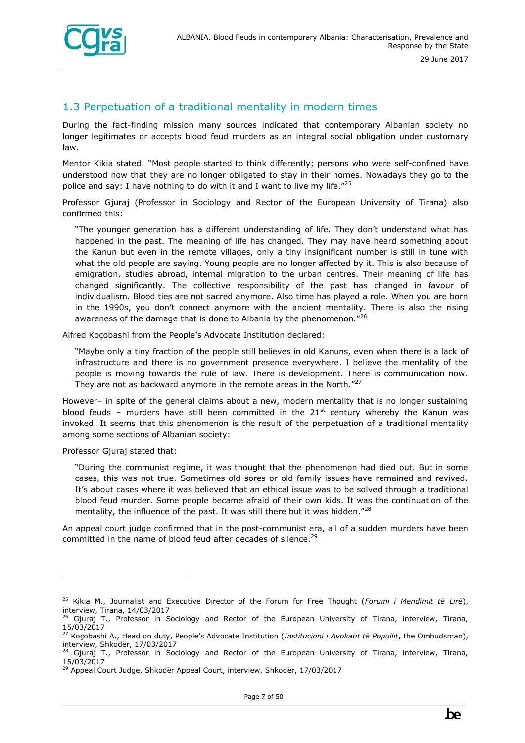## 1.3 Perpetuation of a traditional mentality in modern times

During the fact-finding mission many sources indicated that contemporary Albanian society no longer legitimates or accepts blood feud murders as an integral social obligation under customary law.

Mentor Kikia stated: "Most people started to think differently; persons who were self-confined have understood now that they are no longer obligated to stay in their homes. Nowadays they go to the police and say: I have nothing to do with it and I want to live my life."[25]

Professor Gjuraj (Professor in Sociology and Rector of the European University of Tirana) also confirmed this:

> "The younger generation has a different understanding of life. They don't understand what has happened in the past. The meaning of life has changed. They may have heard something about the Kanun but even in the remote villages, only a tiny insignificant number is still in tune with what the old people are saying. Young people are no longer affected by it. This is also because of emigration, studies abroad, internal migration to the urban centres. Their meaning of life has changed significantly. The collective responsibility of the past has changed in favour of individualism. Blood ties are not sacred anymore. Also time has played a role. When you are born in the 1990s, you don't connect anymore with the ancient mentality. There is also the rising awareness of the damage that is done to Albania by the phenomenon."[26]

Alfred Koçobashi from the People's Advocate Institution declared:

> "Maybe only a tiny fraction of the people still believes in old Kanuns, even when there is a lack of infrastructure and there is no government presence everywhere. I believe the mentality of the people is moving towards the rule of law. There is development. There is communication now. They are not as backward anymore in the remote areas in the North."[27]

However– in spite of the general claims about a new, modern mentality that is no longer sustaining blood feuds – murders have still been committed in the 21st century whereby the Kanun was invoked. It seems that this phenomenon is the result of the perpetuation of a traditional mentality among some sections of Albanian society:

Professor Gjuraj stated that:

> "During the communist regime, it was thought that the phenomenon had died out. But in some cases, this was not true. Sometimes old sores or old family issues have remained and revived. It's about cases where it was believed that an ethical issue was to be solved through a traditional blood feud murder. Some people became afraid of their own kids. It was the continuation of the mentality, the influence of the past. It was still there but it was hidden."[28]

An appeal court judge confirmed that in the post-communist era, all of a sudden murders have been committed in the name of blood feud after decades of silence.[29]

---

[25] Kikia M., Journalist and Executive Director of the Forum for Free Thought (*Forumi i Mendimit të Lirë*), interview, Tirana, 14/03/2017

[26] Gjuraj T., Professor in Sociology and Rector of the European University of Tirana, interview, Tirana, 15/03/2017

[27] Koçobashi A., Head on duty, People's Advocate Institution (*Institucioni i Avokatit të Popullit*, the Ombudsman), interview, Shkodër, 17/03/2017

[28] Gjuraj T., Professor in Sociology and Rector of the European University of Tirana, interview, Tirana, 15/03/2017

[29] Appeal Court Judge, Shkodër Appeal Court, interview, Shkodër, 17/03/2017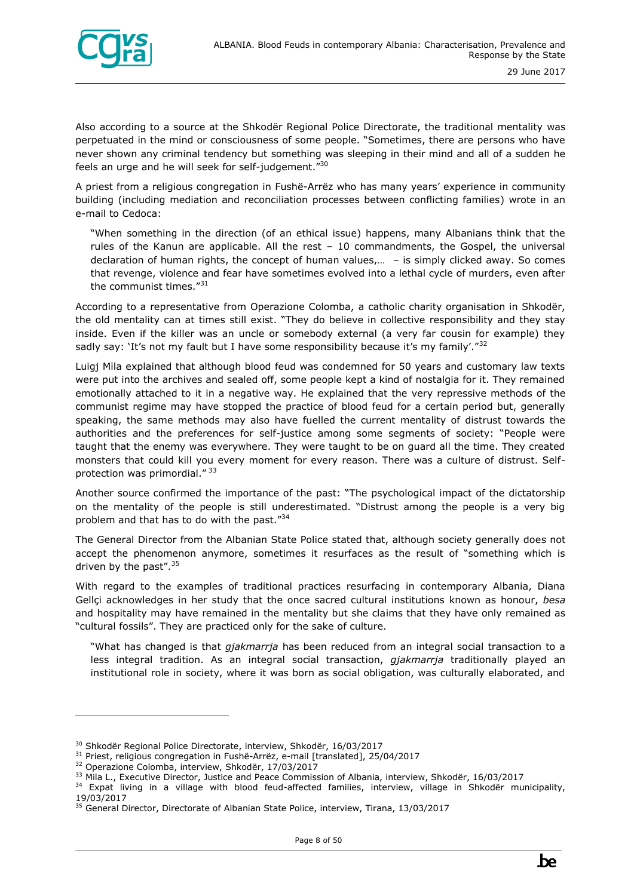Also according to a source at the Shkodër Regional Police Directorate, the traditional mentality was perpetuated in the mind or consciousness of some people. "Sometimes, there are persons who have never shown any criminal tendency but something was sleeping in their mind and all of a sudden he feels an urge and he will seek for self-judgement."[30]

A priest from a religious congregation in Fushë-Arrëz who has many years' experience in community building (including mediation and reconciliation processes between conflicting families) wrote in an e-mail to Cedoca:

> "When something in the direction (of an ethical issue) happens, many Albanians think that the rules of the Kanun are applicable. All the rest – 10 commandments, the Gospel, the universal declaration of human rights, the concept of human values,… – is simply clicked away. So comes that revenge, violence and fear have sometimes evolved into a lethal cycle of murders, even after the communist times."[31]

According to a representative from Operazione Colomba, a catholic charity organisation in Shkodër, the old mentality can at times still exist. "They do believe in collective responsibility and they stay inside. Even if the killer was an uncle or somebody external (a very far cousin for example) they sadly say: 'It's not my fault but I have some responsibility because it's my family'."[32]

Luigj Mila explained that although blood feud was condemned for 50 years and customary law texts were put into the archives and sealed off, some people kept a kind of nostalgia for it. They remained emotionally attached to it in a negative way. He explained that the very repressive methods of the communist regime may have stopped the practice of blood feud for a certain period but, generally speaking, the same methods may also have fuelled the current mentality of distrust towards the authorities and the preferences for self-justice among some segments of society: "People were taught that the enemy was everywhere. They were taught to be on guard all the time. They created monsters that could kill you every moment for every reason. There was a culture of distrust. Self-protection was primordial." [33]

Another source confirmed the importance of the past: "The psychological impact of the dictatorship on the mentality of the people is still underestimated. "Distrust among the people is a very big problem and that has to do with the past."[34]

The General Director from the Albanian State Police stated that, although society generally does not accept the phenomenon anymore, sometimes it resurfaces as the result of "something which is driven by the past".[35]

With regard to the examples of traditional practices resurfacing in contemporary Albania, Diana Gellçi acknowledges in her study that the once sacred cultural institutions known as honour, *besa* and hospitality may have remained in the mentality but she claims that they have only remained as "cultural fossils". They are practiced only for the sake of culture.

> "What has changed is that *gjakmarrja* has been reduced from an integral social transaction to a less integral tradition. As an integral social transaction, *gjakmarrja* traditionally played an institutional role in society, where it was born as social obligation, was culturally elaborated, and

---

[30] Shkodër Regional Police Directorate, interview, Shkodër, 16/03/2017

[31] Priest, religious congregation in Fushë-Arrëz, e-mail [translated], 25/04/2017

[32] Operazione Colomba, interview, Shkodër, 17/03/2017

[33] Mila L., Executive Director, Justice and Peace Commission of Albania, interview, Shkodër, 16/03/2017

[34] Expat living in a village with blood feud-affected families, interview, village in Shkodër municipality, 19/03/2017

[35] General Director, Directorate of Albanian State Police, interview, Tirana, 13/03/2017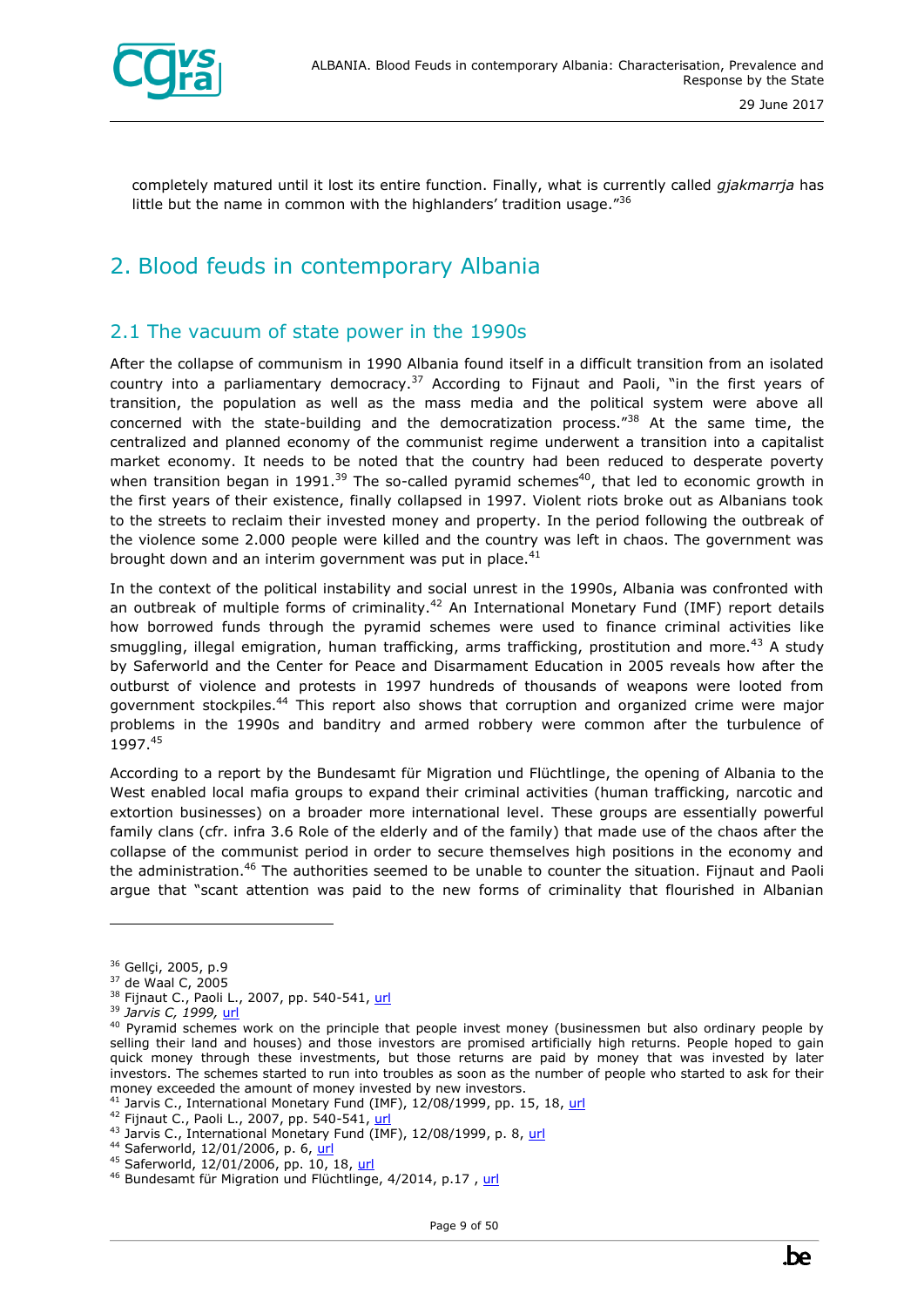completely matured until it lost its entire function. Finally, what is currently called *gjakmarrja* has little but the name in common with the highlanders' tradition usage."[36]

# 2. Blood feuds in contemporary Albania

## 2.1 The vacuum of state power in the 1990s

After the collapse of communism in 1990 Albania found itself in a difficult transition from an isolated country into a parliamentary democracy.[37] According to Fijnaut and Paoli, "in the first years of transition, the population as well as the mass media and the political system were above all concerned with the state-building and the democratization process."[38] At the same time, the centralized and planned economy of the communist regime underwent a transition into a capitalist market economy. It needs to be noted that the country had been reduced to desperate poverty when transition began in 1991.[39] The so-called pyramid schemes[40], that led to economic growth in the first years of their existence, finally collapsed in 1997. Violent riots broke out as Albanians took to the streets to reclaim their invested money and property. In the period following the outbreak of the violence some 2.000 people were killed and the country was left in chaos. The government was brought down and an interim government was put in place.[41]

In the context of the political instability and social unrest in the 1990s, Albania was confronted with an outbreak of multiple forms of criminality.[42] An International Monetary Fund (IMF) report details how borrowed funds through the pyramid schemes were used to finance criminal activities like smuggling, illegal emigration, human trafficking, arms trafficking, prostitution and more.[43] A study by Saferworld and the Center for Peace and Disarmament Education in 2005 reveals how after the outburst of violence and protests in 1997 hundreds of thousands of weapons were looted from government stockpiles.[44] This report also shows that corruption and organized crime were major problems in the 1990s and banditry and armed robbery were common after the turbulence of 1997.[45]

According to a report by the Bundesamt für Migration und Flüchtlinge, the opening of Albania to the West enabled local mafia groups to expand their criminal activities (human trafficking, narcotic and extortion businesses) on a broader more international level. These groups are essentially powerful family clans (cfr. infra 3.6 Role of the elderly and of the family) that made use of the chaos after the collapse of the communist period in order to secure themselves high positions in the economy and the administration.[46] The authorities seemed to be unable to counter the situation. Fijnaut and Paoli argue that "scant attention was paid to the new forms of criminality that flourished in Albanian

---

[36] Gellçi, 2005, p.9
[37] de Waal C, 2005
[38] Fijnaut C., Paoli L., 2007, pp. 540-541, url
[39] *Jarvis C, 1999,* url
[40] Pyramid schemes work on the principle that people invest money (businessmen but also ordinary people by selling their land and houses) and those investors are promised artificially high returns. People hoped to gain quick money through these investments, but those returns are paid by money that was invested by later investors. The schemes started to run into troubles as soon as the number of people who started to ask for their money exceeded the amount of money invested by new investors.
[41] Jarvis C., International Monetary Fund (IMF), 12/08/1999, pp. 15, 18, url
[42] Fijnaut C., Paoli L., 2007, pp. 540-541, url
[43] Jarvis C., International Monetary Fund (IMF), 12/08/1999, p. 8, url
[44] Saferworld, 12/01/2006, p. 6, url
[45] Saferworld, 12/01/2006, pp. 10, 18, url
[46] Bundesamt für Migration und Flüchtlinge, 4/2014, p.17 , url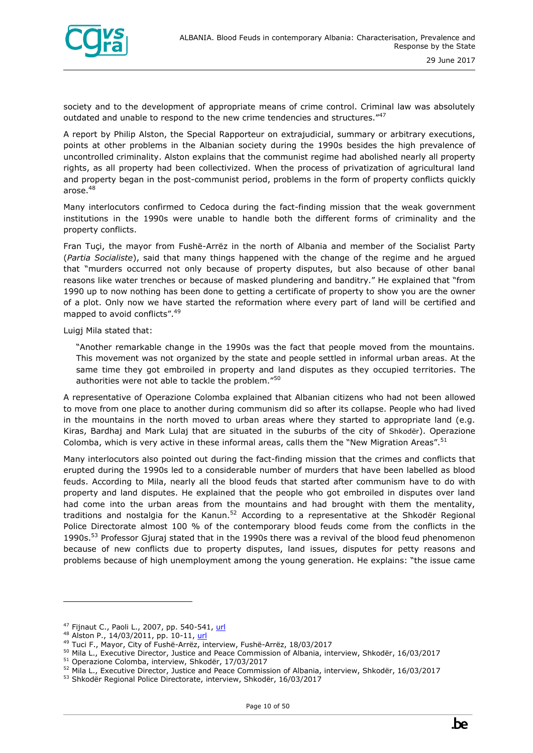society and to the development of appropriate means of crime control. Criminal law was absolutely outdated and unable to respond to the new crime tendencies and structures."[47]

A report by Philip Alston, the Special Rapporteur on extrajudicial, summary or arbitrary executions, points at other problems in the Albanian society during the 1990s besides the high prevalence of uncontrolled criminality. Alston explains that the communist regime had abolished nearly all property rights, as all property had been collectivized. When the process of privatization of agricultural land and property began in the post-communist period, problems in the form of property conflicts quickly arose.[48]

Many interlocutors confirmed to Cedoca during the fact-finding mission that the weak government institutions in the 1990s were unable to handle both the different forms of criminality and the property conflicts.

Fran Tuçi, the mayor from Fushë-Arrëz in the north of Albania and member of the Socialist Party (*Partia Socialiste*), said that many things happened with the change of the regime and he argued that "murders occurred not only because of property disputes, but also because of other banal reasons like water trenches or because of masked plundering and banditry." He explained that "from 1990 up to now nothing has been done to getting a certificate of property to show you are the owner of a plot. Only now we have started the reformation where every part of land will be certified and mapped to avoid conflicts".[49]

Luigj Mila stated that:

> "Another remarkable change in the 1990s was the fact that people moved from the mountains. This movement was not organized by the state and people settled in informal urban areas. At the same time they got embroiled in property and land disputes as they occupied territories. The authorities were not able to tackle the problem."[50]

A representative of Operazione Colomba explained that Albanian citizens who had not been allowed to move from one place to another during communism did so after its collapse. People who had lived in the mountains in the north moved to urban areas where they started to appropriate land (e.g. Kiras, Bardhaj and Mark Lulaj that are situated in the suburbs of the city of Shkodër). Operazione Colomba, which is very active in these informal areas, calls them the "New Migration Areas".[51]

Many interlocutors also pointed out during the fact-finding mission that the crimes and conflicts that erupted during the 1990s led to a considerable number of murders that have been labelled as blood feuds. According to Mila, nearly all the blood feuds that started after communism have to do with property and land disputes. He explained that the people who got embroiled in disputes over land had come into the urban areas from the mountains and had brought with them the mentality, traditions and nostalgia for the Kanun.[52] According to a representative at the Shkodër Regional Police Directorate almost 100 % of the contemporary blood feuds come from the conflicts in the 1990s.[53] Professor Gjuraj stated that in the 1990s there was a revival of the blood feud phenomenon because of new conflicts due to property disputes, land issues, disputes for petty reasons and problems because of high unemployment among the young generation. He explains: "the issue came

---

[47] Fijnaut C., Paoli L., 2007, pp. 540-541, url
[48] Alston P., 14/03/2011, pp. 10-11, url
[49] Tuci F., Mayor, City of Fushë-Arrëz, interview, Fushë-Arrëz, 18/03/2017
[50] Mila L., Executive Director, Justice and Peace Commission of Albania, interview, Shkodër, 16/03/2017
[51] Operazione Colomba, interview, Shkodër, 17/03/2017
[52] Mila L., Executive Director, Justice and Peace Commission of Albania, interview, Shkodër, 16/03/2017
[53] Shkodër Regional Police Directorate, interview, Shkodër, 16/03/2017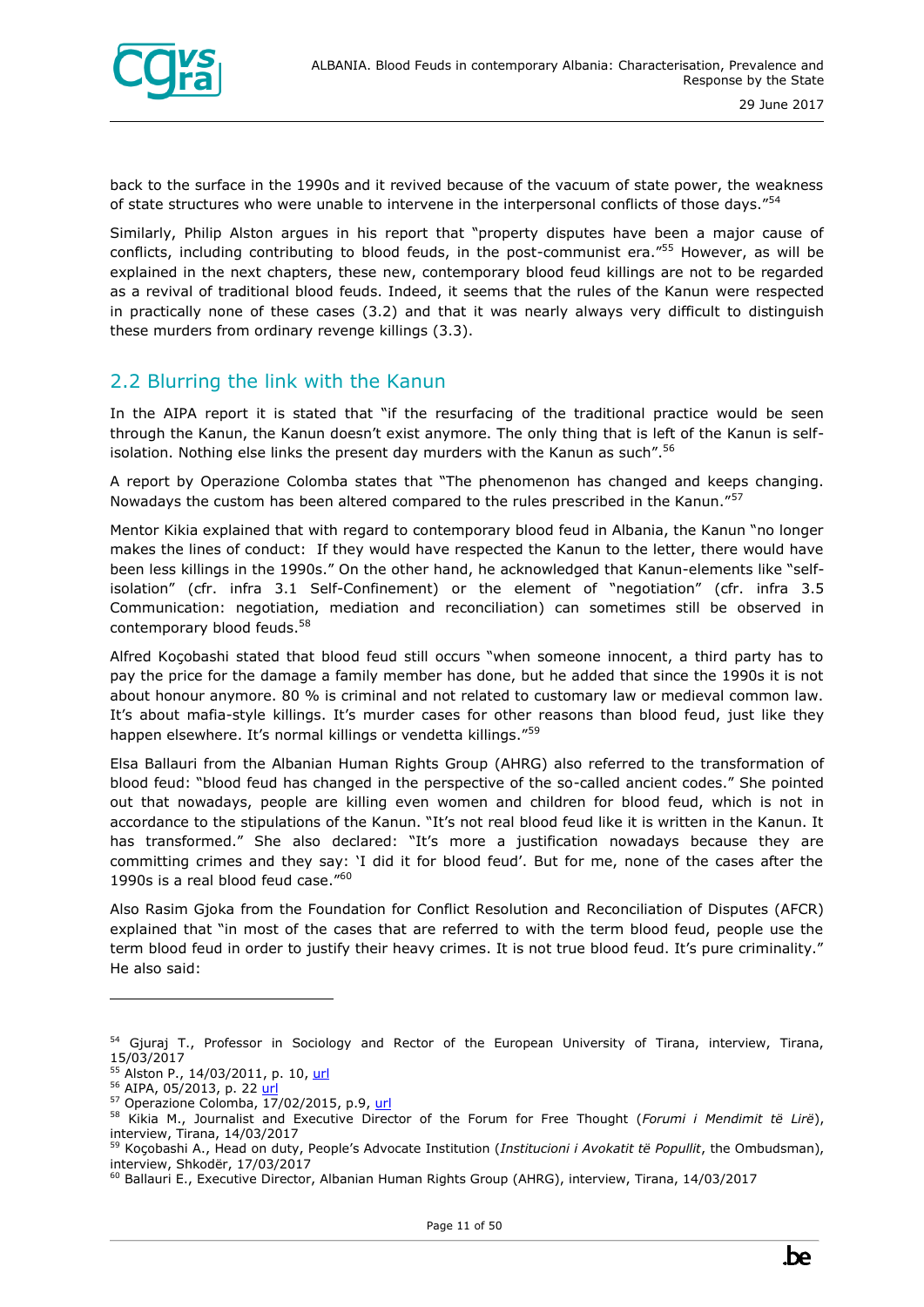back to the surface in the 1990s and it revived because of the vacuum of state power, the weakness of state structures who were unable to intervene in the interpersonal conflicts of those days."[54]

Similarly, Philip Alston argues in his report that "property disputes have been a major cause of conflicts, including contributing to blood feuds, in the post-communist era."[55] However, as will be explained in the next chapters, these new, contemporary blood feud killings are not to be regarded as a revival of traditional blood feuds. Indeed, it seems that the rules of the Kanun were respected in practically none of these cases (3.2) and that it was nearly always very difficult to distinguish these murders from ordinary revenge killings (3.3).

## 2.2 Blurring the link with the Kanun

In the AIPA report it is stated that "if the resurfacing of the traditional practice would be seen through the Kanun, the Kanun doesn't exist anymore. The only thing that is left of the Kanun is self-isolation. Nothing else links the present day murders with the Kanun as such".[56]

A report by Operazione Colomba states that "The phenomenon has changed and keeps changing. Nowadays the custom has been altered compared to the rules prescribed in the Kanun."[57]

Mentor Kikia explained that with regard to contemporary blood feud in Albania, the Kanun "no longer makes the lines of conduct: If they would have respected the Kanun to the letter, there would have been less killings in the 1990s." On the other hand, he acknowledged that Kanun-elements like "self-isolation" (cfr. infra 3.1 Self-Confinement) or the element of "negotiation" (cfr. infra 3.5 Communication: negotiation, mediation and reconciliation) can sometimes still be observed in contemporary blood feuds.[58]

Alfred Koçobashi stated that blood feud still occurs "when someone innocent, a third party has to pay the price for the damage a family member has done, but he added that since the 1990s it is not about honour anymore. 80 % is criminal and not related to customary law or medieval common law. It's about mafia-style killings. It's murder cases for other reasons than blood feud, just like they happen elsewhere. It's normal killings or vendetta killings."[59]

Elsa Ballauri from the Albanian Human Rights Group (AHRG) also referred to the transformation of blood feud: "blood feud has changed in the perspective of the so-called ancient codes." She pointed out that nowadays, people are killing even women and children for blood feud, which is not in accordance to the stipulations of the Kanun. "It's not real blood feud like it is written in the Kanun. It has transformed." She also declared: "It's more a justification nowadays because they are committing crimes and they say: 'I did it for blood feud'. But for me, none of the cases after the 1990s is a real blood feud case."[60]

Also Rasim Gjoka from the Foundation for Conflict Resolution and Reconciliation of Disputes (AFCR) explained that "in most of the cases that are referred to with the term blood feud, people use the term blood feud in order to justify their heavy crimes. It is not true blood feud. It's pure criminality." He also said:

---

[54] Gjuraj T., Professor in Sociology and Rector of the European University of Tirana, interview, Tirana, 15/03/2017

[55] Alston P., 14/03/2011, p. 10, url

[56] AIPA, 05/2013, p. 22 url

[57] Operazione Colomba, 17/02/2015, p.9, url

[58] Kikia M., Journalist and Executive Director of the Forum for Free Thought (*Forumi i Mendimit të Lirë*), interview, Tirana, 14/03/2017

[59] Koçobashi A., Head on duty, People's Advocate Institution (*Institucioni i Avokatit të Popullit*, the Ombudsman), interview, Shkodër, 17/03/2017

[60] Ballauri E., Executive Director, Albanian Human Rights Group (AHRG), interview, Tirana, 14/03/2017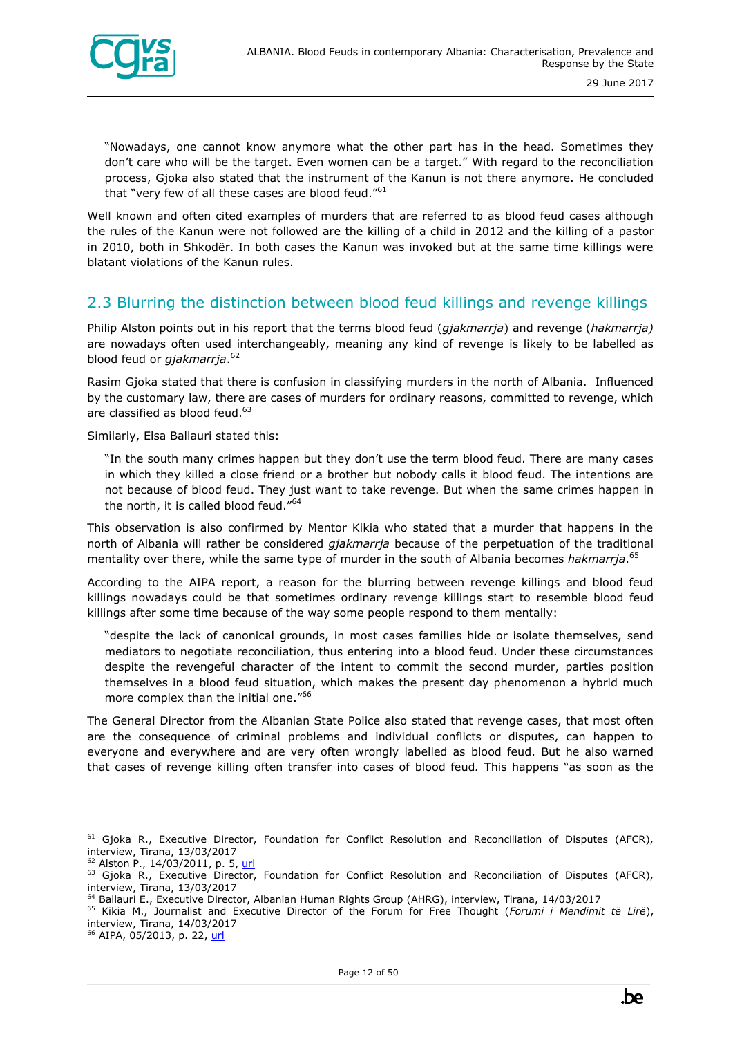"Nowadays, one cannot know anymore what the other part has in the head. Sometimes they don't care who will be the target. Even women can be a target." With regard to the reconciliation process, Gjoka also stated that the instrument of the Kanun is not there anymore. He concluded that "very few of all these cases are blood feud."[61]

Well known and often cited examples of murders that are referred to as blood feud cases although the rules of the Kanun were not followed are the killing of a child in 2012 and the killing of a pastor in 2010, both in Shkodër. In both cases the Kanun was invoked but at the same time killings were blatant violations of the Kanun rules.

## 2.3 Blurring the distinction between blood feud killings and revenge killings

Philip Alston points out in his report that the terms blood feud (*gjakmarrja*) and revenge (*hakmarrja)* are nowadays often used interchangeably, meaning any kind of revenge is likely to be labelled as blood feud or *gjakmarrja*.[62]

Rasim Gjoka stated that there is confusion in classifying murders in the north of Albania. Influenced by the customary law, there are cases of murders for ordinary reasons, committed to revenge, which are classified as blood feud.[63]

Similarly, Elsa Ballauri stated this:

> "In the south many crimes happen but they don't use the term blood feud. There are many cases in which they killed a close friend or a brother but nobody calls it blood feud. The intentions are not because of blood feud. They just want to take revenge. But when the same crimes happen in the north, it is called blood feud."[64]

This observation is also confirmed by Mentor Kikia who stated that a murder that happens in the north of Albania will rather be considered *gjakmarrja* because of the perpetuation of the traditional mentality over there, while the same type of murder in the south of Albania becomes *hakmarrja*.[65]

According to the AIPA report, a reason for the blurring between revenge killings and blood feud killings nowadays could be that sometimes ordinary revenge killings start to resemble blood feud killings after some time because of the way some people respond to them mentally:

> "despite the lack of canonical grounds, in most cases families hide or isolate themselves, send mediators to negotiate reconciliation, thus entering into a blood feud. Under these circumstances despite the revengeful character of the intent to commit the second murder, parties position themselves in a blood feud situation, which makes the present day phenomenon a hybrid much more complex than the initial one."[66]

The General Director from the Albanian State Police also stated that revenge cases, that most often are the consequence of criminal problems and individual conflicts or disputes, can happen to everyone and everywhere and are very often wrongly labelled as blood feud. But he also warned that cases of revenge killing often transfer into cases of blood feud. This happens "as soon as the

---

[61] Gjoka R., Executive Director, Foundation for Conflict Resolution and Reconciliation of Disputes (AFCR), interview, Tirana, 13/03/2017

[62] Alston P., 14/03/2011, p. 5, url

[63] Gjoka R., Executive Director, Foundation for Conflict Resolution and Reconciliation of Disputes (AFCR), interview, Tirana, 13/03/2017

[64] Ballauri E., Executive Director, Albanian Human Rights Group (AHRG), interview, Tirana, 14/03/2017

[65] Kikia M., Journalist and Executive Director of the Forum for Free Thought (*Forumi i Mendimit të Lirë*), interview, Tirana, 14/03/2017

[66] AIPA, 05/2013, p. 22, url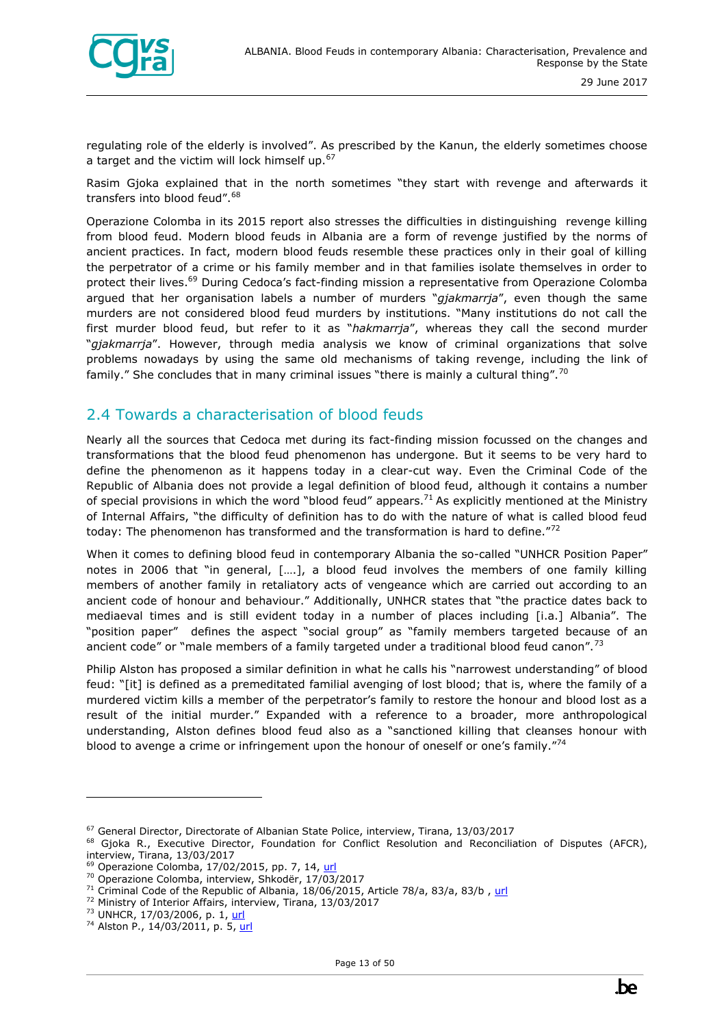regulating role of the elderly is involved". As prescribed by the Kanun, the elderly sometimes choose a target and the victim will lock himself up.[67]

Rasim Gjoka explained that in the north sometimes "they start with revenge and afterwards it transfers into blood feud".[68]

Operazione Colomba in its 2015 report also stresses the difficulties in distinguishing revenge killing from blood feud. Modern blood feuds in Albania are a form of revenge justified by the norms of ancient practices. In fact, modern blood feuds resemble these practices only in their goal of killing the perpetrator of a crime or his family member and in that families isolate themselves in order to protect their lives.[69] During Cedoca's fact-finding mission a representative from Operazione Colomba argued that her organisation labels a number of murders "*gjakmarrja*", even though the same murders are not considered blood feud murders by institutions. "Many institutions do not call the first murder blood feud, but refer to it as "*hakmarrja*", whereas they call the second murder "*gjakmarrja*". However, through media analysis we know of criminal organizations that solve problems nowadays by using the same old mechanisms of taking revenge, including the link of family." She concludes that in many criminal issues "there is mainly a cultural thing".[70]

## 2.4 Towards a characterisation of blood feuds

Nearly all the sources that Cedoca met during its fact-finding mission focussed on the changes and transformations that the blood feud phenomenon has undergone. But it seems to be very hard to define the phenomenon as it happens today in a clear-cut way. Even the Criminal Code of the Republic of Albania does not provide a legal definition of blood feud, although it contains a number of special provisions in which the word "blood feud" appears.[71] As explicitly mentioned at the Ministry of Internal Affairs, "the difficulty of definition has to do with the nature of what is called blood feud today: The phenomenon has transformed and the transformation is hard to define."[72]

When it comes to defining blood feud in contemporary Albania the so-called "UNHCR Position Paper" notes in 2006 that "in general, [….], a blood feud involves the members of one family killing members of another family in retaliatory acts of vengeance which are carried out according to an ancient code of honour and behaviour." Additionally, UNHCR states that "the practice dates back to mediaeval times and is still evident today in a number of places including [i.a.] Albania". The "position paper" defines the aspect "social group" as "family members targeted because of an ancient code" or "male members of a family targeted under a traditional blood feud canon".[73]

Philip Alston has proposed a similar definition in what he calls his "narrowest understanding" of blood feud: "[it] is defined as a premeditated familial avenging of lost blood; that is, where the family of a murdered victim kills a member of the perpetrator's family to restore the honour and blood lost as a result of the initial murder." Expanded with a reference to a broader, more anthropological understanding, Alston defines blood feud also as a "sanctioned killing that cleanses honour with blood to avenge a crime or infringement upon the honour of oneself or one's family."[74]

---

[67] General Director, Directorate of Albanian State Police, interview, Tirana, 13/03/2017

[68] Gjoka R., Executive Director, Foundation for Conflict Resolution and Reconciliation of Disputes (AFCR), interview, Tirana, 13/03/2017

[69] Operazione Colomba, 17/02/2015, pp. 7, 14, url

[70] Operazione Colomba, interview, Shkodër, 17/03/2017

[71] Criminal Code of the Republic of Albania, 18/06/2015, Article 78/a, 83/a, 83/b , url

[72] Ministry of Interior Affairs, interview, Tirana, 13/03/2017

[73] UNHCR, 17/03/2006, p. 1, url

[74] Alston P., 14/03/2011, p. 5, url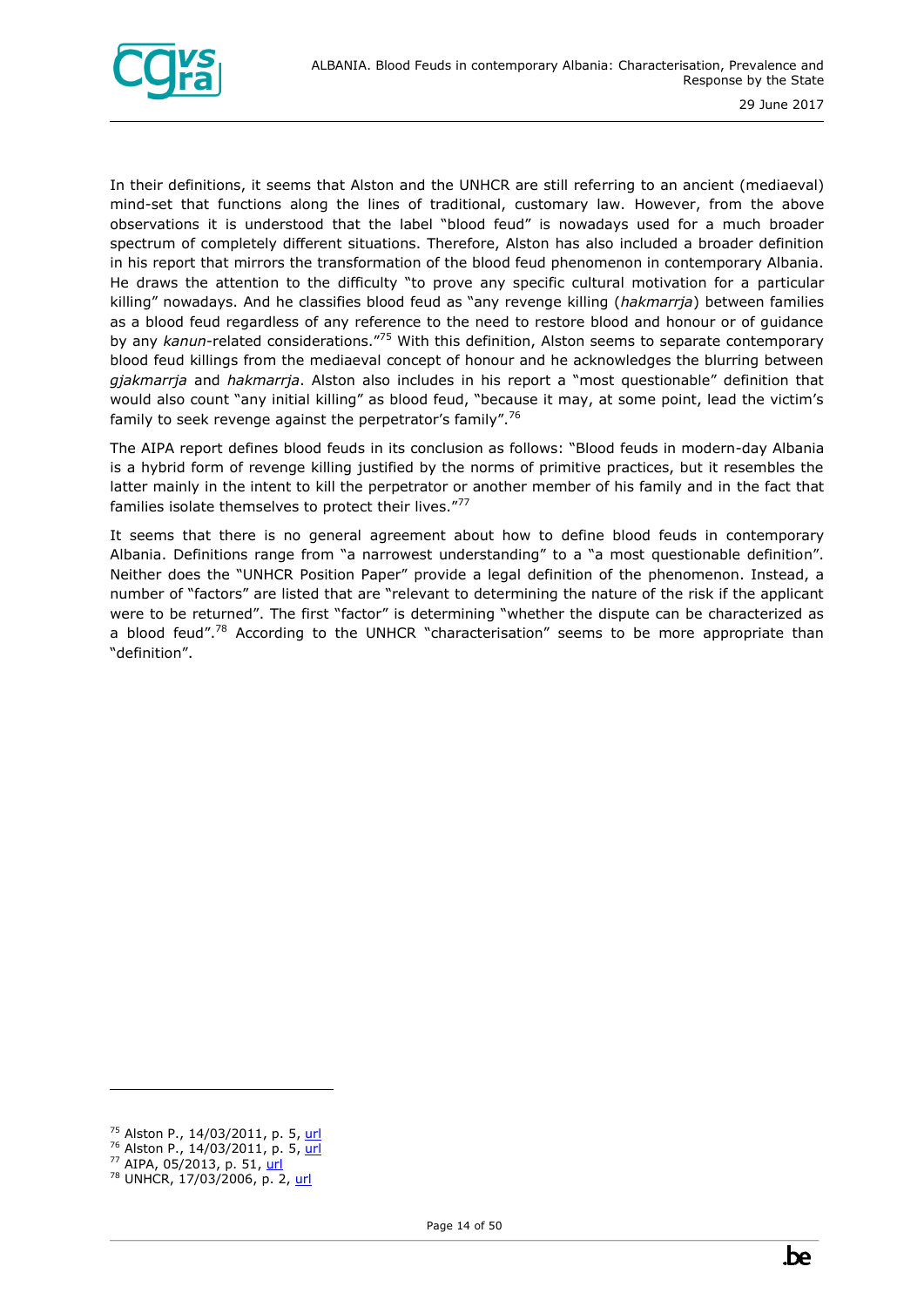In their definitions, it seems that Alston and the UNHCR are still referring to an ancient (mediaeval) mind-set that functions along the lines of traditional, customary law. However, from the above observations it is understood that the label "blood feud" is nowadays used for a much broader spectrum of completely different situations. Therefore, Alston has also included a broader definition in his report that mirrors the transformation of the blood feud phenomenon in contemporary Albania. He draws the attention to the difficulty "to prove any specific cultural motivation for a particular killing" nowadays. And he classifies blood feud as "any revenge killing (*hakmarrja*) between families as a blood feud regardless of any reference to the need to restore blood and honour or of guidance by any *kanun*-related considerations."[75] With this definition, Alston seems to separate contemporary blood feud killings from the mediaeval concept of honour and he acknowledges the blurring between *gjakmarrja* and *hakmarrja*. Alston also includes in his report a "most questionable" definition that would also count "any initial killing" as blood feud, "because it may, at some point, lead the victim's family to seek revenge against the perpetrator's family".[76]

The AIPA report defines blood feuds in its conclusion as follows: "Blood feuds in modern-day Albania is a hybrid form of revenge killing justified by the norms of primitive practices, but it resembles the latter mainly in the intent to kill the perpetrator or another member of his family and in the fact that families isolate themselves to protect their lives."[77]

It seems that there is no general agreement about how to define blood feuds in contemporary Albania. Definitions range from "a narrowest understanding" to a "a most questionable definition". Neither does the "UNHCR Position Paper" provide a legal definition of the phenomenon. Instead, a number of "factors" are listed that are "relevant to determining the nature of the risk if the applicant were to be returned". The first "factor" is determining "whether the dispute can be characterized as a blood feud".[78] According to the UNHCR "characterisation" seems to be more appropriate than "definition".

---

[75] Alston P., 14/03/2011, p. 5, url
[76] Alston P., 14/03/2011, p. 5, url
[77] AIPA, 05/2013, p. 51, url
[78] UNHCR, 17/03/2006, p. 2, url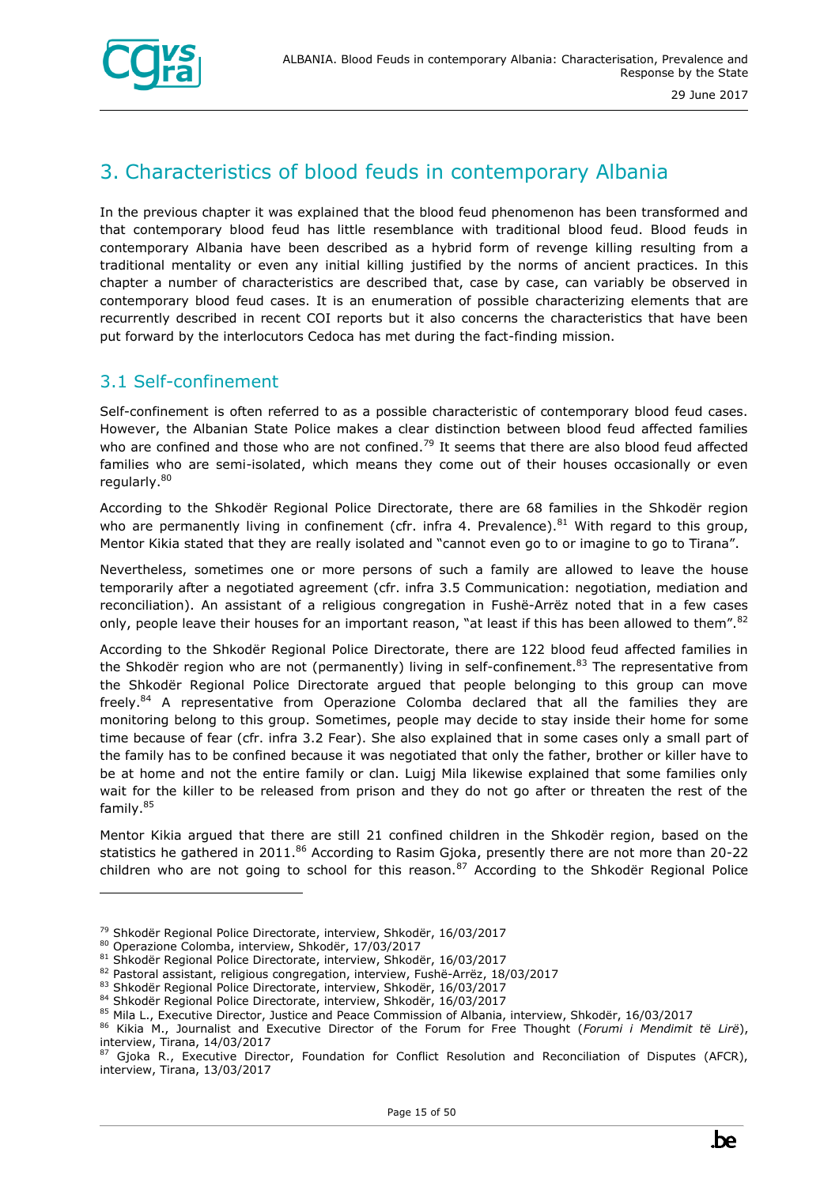# 3. Characteristics of blood feuds in contemporary Albania

In the previous chapter it was explained that the blood feud phenomenon has been transformed and that contemporary blood feud has little resemblance with traditional blood feud. Blood feuds in contemporary Albania have been described as a hybrid form of revenge killing resulting from a traditional mentality or even any initial killing justified by the norms of ancient practices. In this chapter a number of characteristics are described that, case by case, can variably be observed in contemporary blood feud cases. It is an enumeration of possible characterizing elements that are recurrently described in recent COI reports but it also concerns the characteristics that have been put forward by the interlocutors Cedoca has met during the fact-finding mission.

## 3.1 Self-confinement

Self-confinement is often referred to as a possible characteristic of contemporary blood feud cases. However, the Albanian State Police makes a clear distinction between blood feud affected families who are confined and those who are not confined.[79] It seems that there are also blood feud affected families who are semi-isolated, which means they come out of their houses occasionally or even regularly.[80]

According to the Shkodër Regional Police Directorate, there are 68 families in the Shkodër region who are permanently living in confinement (cfr. infra 4. Prevalence).[81] With regard to this group, Mentor Kikia stated that they are really isolated and "cannot even go to or imagine to go to Tirana".

Nevertheless, sometimes one or more persons of such a family are allowed to leave the house temporarily after a negotiated agreement (cfr. infra 3.5 Communication: negotiation, mediation and reconciliation). An assistant of a religious congregation in Fushë-Arrëz noted that in a few cases only, people leave their houses for an important reason, "at least if this has been allowed to them".[82]

According to the Shkodër Regional Police Directorate, there are 122 blood feud affected families in the Shkodër region who are not (permanently) living in self-confinement.[83] The representative from the Shkodër Regional Police Directorate argued that people belonging to this group can move freely.[84] A representative from Operazione Colomba declared that all the families they are monitoring belong to this group. Sometimes, people may decide to stay inside their home for some time because of fear (cfr. infra 3.2 Fear). She also explained that in some cases only a small part of the family has to be confined because it was negotiated that only the father, brother or killer have to be at home and not the entire family or clan. Luigj Mila likewise explained that some families only wait for the killer to be released from prison and they do not go after or threaten the rest of the family.[85]

Mentor Kikia argued that there are still 21 confined children in the Shkodër region, based on the statistics he gathered in 2011.[86] According to Rasim Gjoka, presently there are not more than 20-22 children who are not going to school for this reason.[87] According to the Shkodër Regional Police

---

[79] Shkodër Regional Police Directorate, interview, Shkodër, 16/03/2017

[80] Operazione Colomba, interview, Shkodër, 17/03/2017

[81] Shkodër Regional Police Directorate, interview, Shkodër, 16/03/2017

[82] Pastoral assistant, religious congregation, interview, Fushë-Arrëz, 18/03/2017

[83] Shkodër Regional Police Directorate, interview, Shkodër, 16/03/2017

[84] Shkodër Regional Police Directorate, interview, Shkodër, 16/03/2017

[85] Mila L., Executive Director, Justice and Peace Commission of Albania, interview, Shkodër, 16/03/2017

[86] Kikia M., Journalist and Executive Director of the Forum for Free Thought (*Forumi i Mendimit të Lirë*), interview, Tirana, 14/03/2017

[87] Gjoka R., Executive Director, Foundation for Conflict Resolution and Reconciliation of Disputes (AFCR), interview, Tirana, 13/03/2017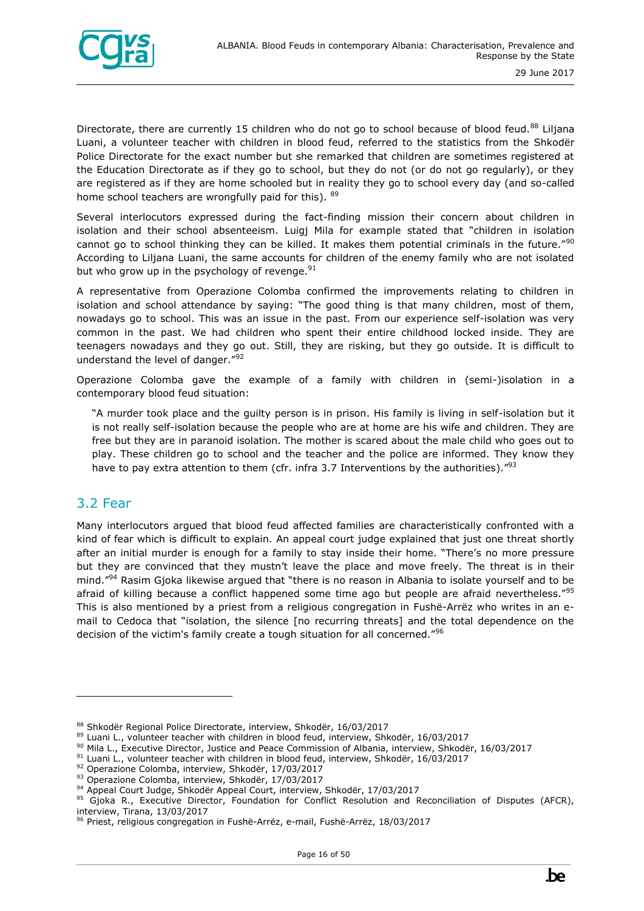Directorate, there are currently 15 children who do not go to school because of blood feud.[88] Liljana Luani, a volunteer teacher with children in blood feud, referred to the statistics from the Shkodër Police Directorate for the exact number but she remarked that children are sometimes registered at the Education Directorate as if they go to school, but they do not (or do not go regularly), or they are registered as if they are home schooled but in reality they go to school every day (and so-called home school teachers are wrongfully paid for this). [89]

Several interlocutors expressed during the fact-finding mission their concern about children in isolation and their school absenteeism. Luigj Mila for example stated that "children in isolation cannot go to school thinking they can be killed. It makes them potential criminals in the future."[90] According to Liljana Luani, the same accounts for children of the enemy family who are not isolated but who grow up in the psychology of revenge.[91]

A representative from Operazione Colomba confirmed the improvements relating to children in isolation and school attendance by saying: "The good thing is that many children, most of them, nowadays go to school. This was an issue in the past. From our experience self-isolation was very common in the past. We had children who spent their entire childhood locked inside. They are teenagers nowadays and they go out. Still, they are risking, but they go outside. It is difficult to understand the level of danger."[92]

Operazione Colomba gave the example of a family with children in (semi-)isolation in a contemporary blood feud situation:

> "A murder took place and the guilty person is in prison. His family is living in self-isolation but it is not really self-isolation because the people who are at home are his wife and children. They are free but they are in paranoid isolation. The mother is scared about the male child who goes out to play. These children go to school and the teacher and the police are informed. They know they have to pay extra attention to them (cfr. infra 3.7 Interventions by the authorities)."[93]

## 3.2 Fear

Many interlocutors argued that blood feud affected families are characteristically confronted with a kind of fear which is difficult to explain. An appeal court judge explained that just one threat shortly after an initial murder is enough for a family to stay inside their home. "There's no more pressure but they are convinced that they mustn't leave the place and move freely. The threat is in their mind."[94] Rasim Gjoka likewise argued that "there is no reason in Albania to isolate yourself and to be afraid of killing because a conflict happened some time ago but people are afraid nevertheless."[95] This is also mentioned by a priest from a religious congregation in Fushë-Arrëz who writes in an e-mail to Cedoca that "isolation, the silence [no recurring threats] and the total dependence on the decision of the victim's family create a tough situation for all concerned."[96]

---

[88] Shkodër Regional Police Directorate, interview, Shkodër, 16/03/2017
[89] Luani L., volunteer teacher with children in blood feud, interview, Shkodër, 16/03/2017
[90] Mila L., Executive Director, Justice and Peace Commission of Albania, interview, Shkodër, 16/03/2017
[91] Luani L., volunteer teacher with children in blood feud, interview, Shkodër, 16/03/2017
[92] Operazione Colomba, interview, Shkodër, 17/03/2017
[93] Operazione Colomba, interview, Shkodër, 17/03/2017
[94] Appeal Court Judge, Shkodër Appeal Court, interview, Shkodër, 17/03/2017
[95] Gjoka R., Executive Director, Foundation for Conflict Resolution and Reconciliation of Disputes (AFCR), interview, Tirana, 13/03/2017
[96] Priest, religious congregation in Fushë-Arrëz, e-mail, Fushë-Arrëz, 18/03/2017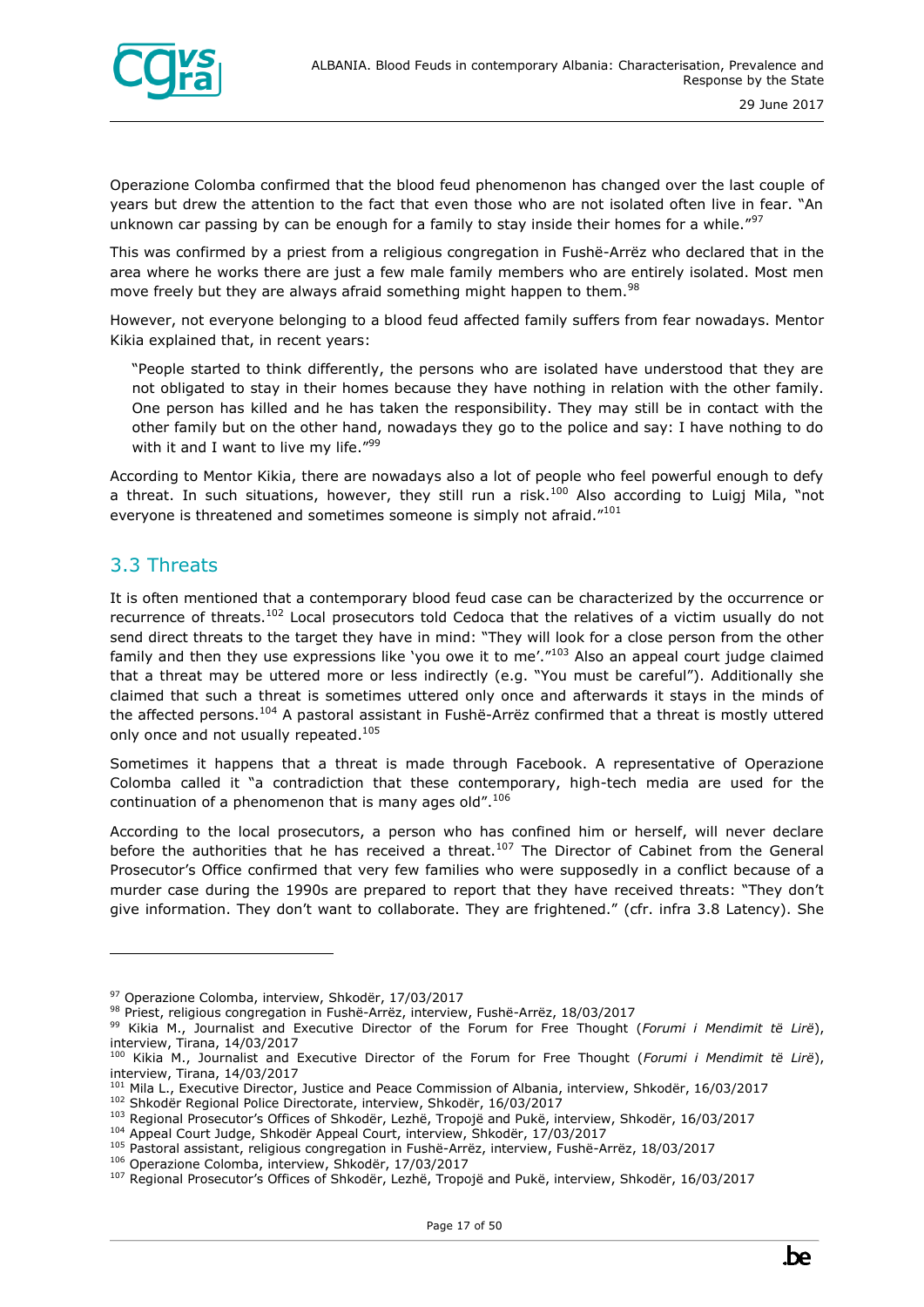Operazione Colomba confirmed that the blood feud phenomenon has changed over the last couple of years but drew the attention to the fact that even those who are not isolated often live in fear. "An unknown car passing by can be enough for a family to stay inside their homes for a while."[97]

This was confirmed by a priest from a religious congregation in Fushë-Arrëz who declared that in the area where he works there are just a few male family members who are entirely isolated. Most men move freely but they are always afraid something might happen to them.[98]

However, not everyone belonging to a blood feud affected family suffers from fear nowadays. Mentor Kikia explained that, in recent years:

> "People started to think differently, the persons who are isolated have understood that they are not obligated to stay in their homes because they have nothing in relation with the other family. One person has killed and he has taken the responsibility. They may still be in contact with the other family but on the other hand, nowadays they go to the police and say: I have nothing to do with it and I want to live my life."[99]

According to Mentor Kikia, there are nowadays also a lot of people who feel powerful enough to defy a threat. In such situations, however, they still run a risk.[100] Also according to Luigj Mila, "not everyone is threatened and sometimes someone is simply not afraid."[101]

## 3.3 Threats

It is often mentioned that a contemporary blood feud case can be characterized by the occurrence or recurrence of threats.[102] Local prosecutors told Cedoca that the relatives of a victim usually do not send direct threats to the target they have in mind: "They will look for a close person from the other family and then they use expressions like 'you owe it to me'."[103] Also an appeal court judge claimed that a threat may be uttered more or less indirectly (e.g. "You must be careful"). Additionally she claimed that such a threat is sometimes uttered only once and afterwards it stays in the minds of the affected persons.[104] A pastoral assistant in Fushë-Arrëz confirmed that a threat is mostly uttered only once and not usually repeated.[105]

Sometimes it happens that a threat is made through Facebook. A representative of Operazione Colomba called it "a contradiction that these contemporary, high-tech media are used for the continuation of a phenomenon that is many ages old".[106]

According to the local prosecutors, a person who has confined him or herself, will never declare before the authorities that he has received a threat.[107] The Director of Cabinet from the General Prosecutor's Office confirmed that very few families who were supposedly in a conflict because of a murder case during the 1990s are prepared to report that they have received threats: "They don't give information. They don't want to collaborate. They are frightened." (cfr. infra 3.8 Latency). She

---

[97] Operazione Colomba, interview, Shkodër, 17/03/2017

[98] Priest, religious congregation in Fushë-Arrëz, interview, Fushë-Arrëz, 18/03/2017

[99] Kikia M., Journalist and Executive Director of the Forum for Free Thought (*Forumi i Mendimit të Lirë*), interview, Tirana, 14/03/2017

[100] Kikia M., Journalist and Executive Director of the Forum for Free Thought (*Forumi i Mendimit të Lirë*), interview, Tirana, 14/03/2017

[101] Mila L., Executive Director, Justice and Peace Commission of Albania, interview, Shkodër, 16/03/2017

[102] Shkodër Regional Police Directorate, interview, Shkodër, 16/03/2017

[103] Regional Prosecutor's Offices of Shkodër, Lezhë, Tropojë and Pukë, interview, Shkodër, 16/03/2017

[104] Appeal Court Judge, Shkodër Appeal Court, interview, Shkodër, 17/03/2017

[105] Pastoral assistant, religious congregation in Fushë-Arrëz, interview, Fushë-Arrëz, 18/03/2017

[106] Operazione Colomba, interview, Shkodër, 17/03/2017

[107] Regional Prosecutor's Offices of Shkodër, Lezhë, Tropojë and Pukë, interview, Shkodër, 16/03/2017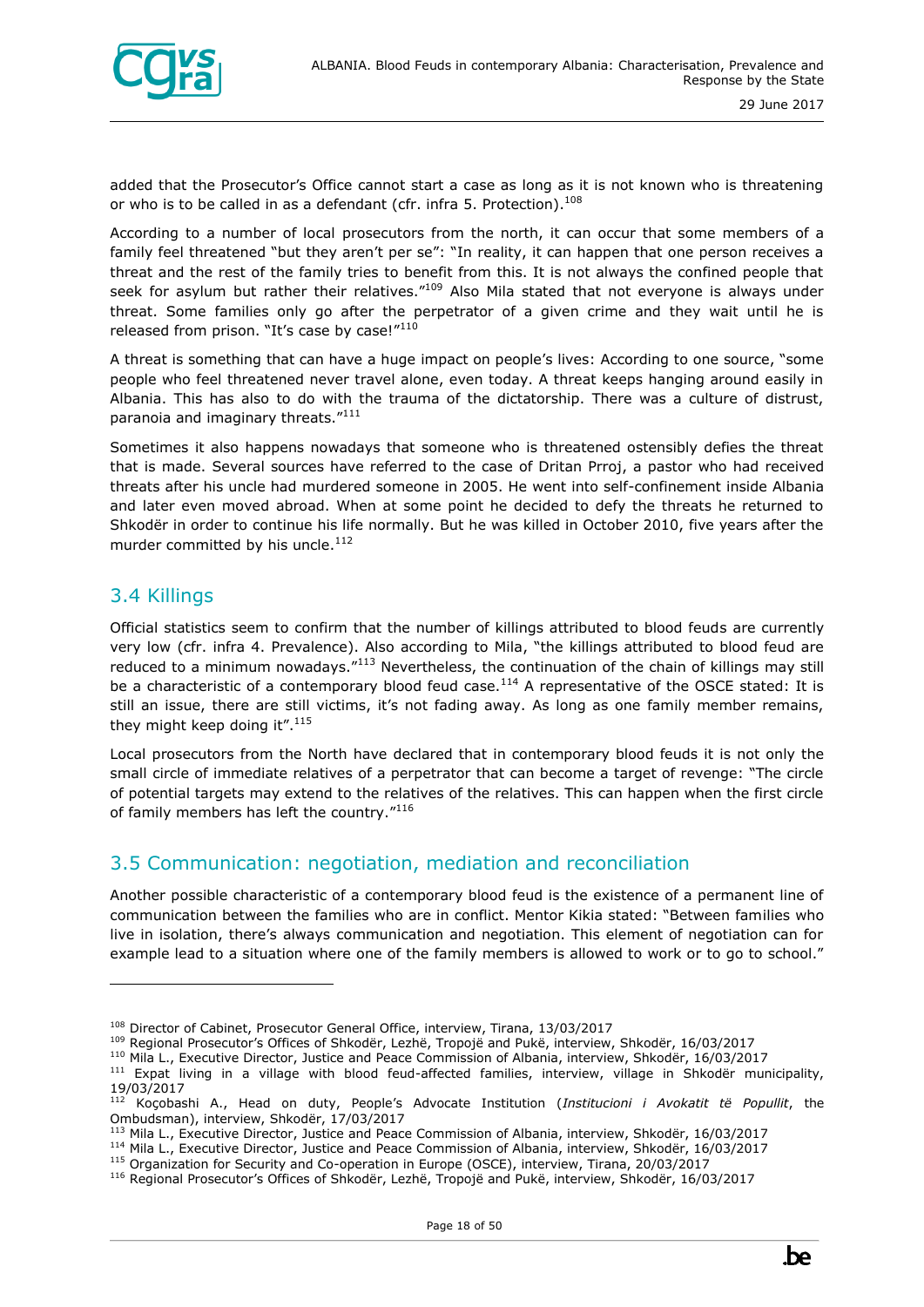added that the Prosecutor's Office cannot start a case as long as it is not known who is threatening or who is to be called in as a defendant (cfr. infra 5. Protection).[108]

According to a number of local prosecutors from the north, it can occur that some members of a family feel threatened "but they aren't per se": "In reality, it can happen that one person receives a threat and the rest of the family tries to benefit from this. It is not always the confined people that seek for asylum but rather their relatives."[109] Also Mila stated that not everyone is always under threat. Some families only go after the perpetrator of a given crime and they wait until he is released from prison. "It's case by case!"[110]

A threat is something that can have a huge impact on people's lives: According to one source, "some people who feel threatened never travel alone, even today. A threat keeps hanging around easily in Albania. This has also to do with the trauma of the dictatorship. There was a culture of distrust, paranoia and imaginary threats."[111]

Sometimes it also happens nowadays that someone who is threatened ostensibly defies the threat that is made. Several sources have referred to the case of Dritan Prroj, a pastor who had received threats after his uncle had murdered someone in 2005. He went into self-confinement inside Albania and later even moved abroad. When at some point he decided to defy the threats he returned to Shkodër in order to continue his life normally. But he was killed in October 2010, five years after the murder committed by his uncle.[112]

## 3.4 Killings

Official statistics seem to confirm that the number of killings attributed to blood feuds are currently very low (cfr. infra 4. Prevalence). Also according to Mila, "the killings attributed to blood feud are reduced to a minimum nowadays."[113] Nevertheless, the continuation of the chain of killings may still be a characteristic of a contemporary blood feud case.[114] A representative of the OSCE stated: It is still an issue, there are still victims, it's not fading away. As long as one family member remains, they might keep doing it".[115]

Local prosecutors from the North have declared that in contemporary blood feuds it is not only the small circle of immediate relatives of a perpetrator that can become a target of revenge: "The circle of potential targets may extend to the relatives of the relatives. This can happen when the first circle of family members has left the country."[116]

## 3.5 Communication: negotiation, mediation and reconciliation

Another possible characteristic of a contemporary blood feud is the existence of a permanent line of communication between the families who are in conflict. Mentor Kikia stated: "Between families who live in isolation, there's always communication and negotiation. This element of negotiation can for example lead to a situation where one of the family members is allowed to work or to go to school."

---

[108] Director of Cabinet, Prosecutor General Office, interview, Tirana, 13/03/2017

[109] Regional Prosecutor's Offices of Shkodër, Lezhë, Tropojë and Pukë, interview, Shkodër, 16/03/2017

[110] Mila L., Executive Director, Justice and Peace Commission of Albania, interview, Shkodër, 16/03/2017

[111] Expat living in a village with blood feud-affected families, interview, village in Shkodër municipality, 19/03/2017

[112] Koçobashi A., Head on duty, People's Advocate Institution (*Institucioni i Avokatit të Popullit*, the Ombudsman), interview, Shkodër, 17/03/2017

[113] Mila L., Executive Director, Justice and Peace Commission of Albania, interview, Shkodër, 16/03/2017

[114] Mila L., Executive Director, Justice and Peace Commission of Albania, interview, Shkodër, 16/03/2017

[115] Organization for Security and Co-operation in Europe (OSCE), interview, Tirana, 20/03/2017

[116] Regional Prosecutor's Offices of Shkodër, Lezhë, Tropojë and Pukë, interview, Shkodër, 16/03/2017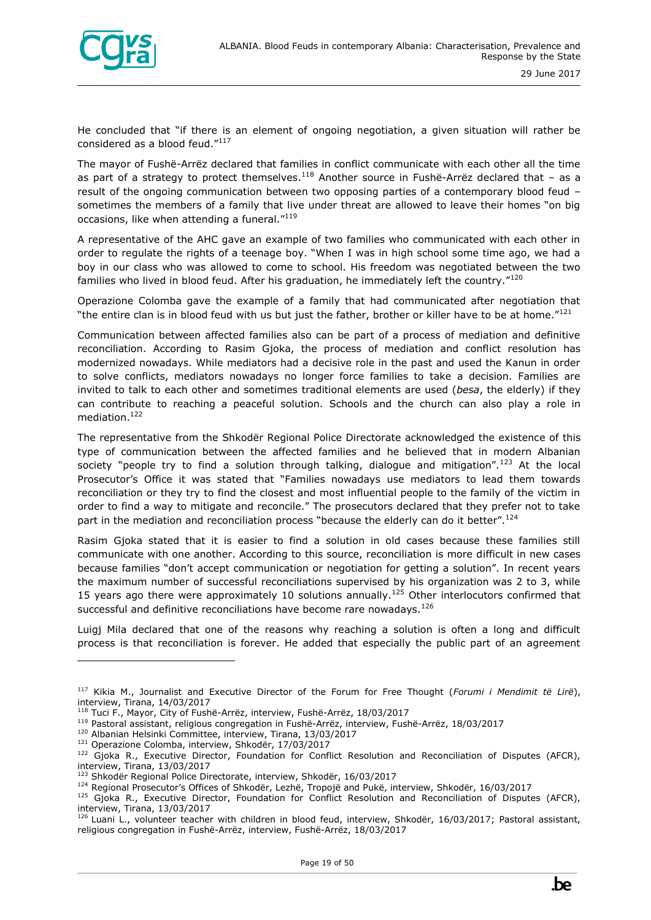He concluded that "if there is an element of ongoing negotiation, a given situation will rather be considered as a blood feud."[117]

The mayor of Fushë-Arrëz declared that families in conflict communicate with each other all the time as part of a strategy to protect themselves.[118] Another source in Fushë-Arrëz declared that – as a result of the ongoing communication between two opposing parties of a contemporary blood feud – sometimes the members of a family that live under threat are allowed to leave their homes "on big occasions, like when attending a funeral."[119]

A representative of the AHC gave an example of two families who communicated with each other in order to regulate the rights of a teenage boy. "When I was in high school some time ago, we had a boy in our class who was allowed to come to school. His freedom was negotiated between the two families who lived in blood feud. After his graduation, he immediately left the country."[120]

Operazione Colomba gave the example of a family that had communicated after negotiation that "the entire clan is in blood feud with us but just the father, brother or killer have to be at home."[121]

Communication between affected families also can be part of a process of mediation and definitive reconciliation. According to Rasim Gjoka, the process of mediation and conflict resolution has modernized nowadays. While mediators had a decisive role in the past and used the Kanun in order to solve conflicts, mediators nowadays no longer force families to take a decision. Families are invited to talk to each other and sometimes traditional elements are used (*besa*, the elderly) if they can contribute to reaching a peaceful solution. Schools and the church can also play a role in mediation.[122]

The representative from the Shkodër Regional Police Directorate acknowledged the existence of this type of communication between the affected families and he believed that in modern Albanian society "people try to find a solution through talking, dialogue and mitigation".[123] At the local Prosecutor's Office it was stated that "Families nowadays use mediators to lead them towards reconciliation or they try to find the closest and most influential people to the family of the victim in order to find a way to mitigate and reconcile." The prosecutors declared that they prefer not to take part in the mediation and reconciliation process "because the elderly can do it better".[124]

Rasim Gjoka stated that it is easier to find a solution in old cases because these families still communicate with one another. According to this source, reconciliation is more difficult in new cases because families "don't accept communication or negotiation for getting a solution". In recent years the maximum number of successful reconciliations supervised by his organization was 2 to 3, while 15 years ago there were approximately 10 solutions annually.[125] Other interlocutors confirmed that successful and definitive reconciliations have become rare nowadays.[126]

Luigj Mila declared that one of the reasons why reaching a solution is often a long and difficult process is that reconciliation is forever. He added that especially the public part of an agreement

---

[117] Kikia M., Journalist and Executive Director of the Forum for Free Thought (*Forumi i Mendimit të Lirë*), interview, Tirana, 14/03/2017

[118] Tuci F., Mayor, City of Fushë-Arrëz, interview, Fushë-Arrëz, 18/03/2017

[119] Pastoral assistant, religious congregation in Fushë-Arrëz, interview, Fushë-Arrëz, 18/03/2017

[120] Albanian Helsinki Committee, interview, Tirana, 13/03/2017

[121] Operazione Colomba, interview, Shkodër, 17/03/2017

[122] Gjoka R., Executive Director, Foundation for Conflict Resolution and Reconciliation of Disputes (AFCR), interview, Tirana, 13/03/2017

[123] Shkodër Regional Police Directorate, interview, Shkodër, 16/03/2017

[124] Regional Prosecutor's Offices of Shkodër, Lezhë, Tropojë and Pukë, interview, Shkodër, 16/03/2017

[125] Gjoka R., Executive Director, Foundation for Conflict Resolution and Reconciliation of Disputes (AFCR), interview, Tirana, 13/03/2017

[126] Luani L., volunteer teacher with children in blood feud, interview, Shkodër, 16/03/2017; Pastoral assistant, religious congregation in Fushë-Arrëz, interview, Fushë-Arrëz, 18/03/2017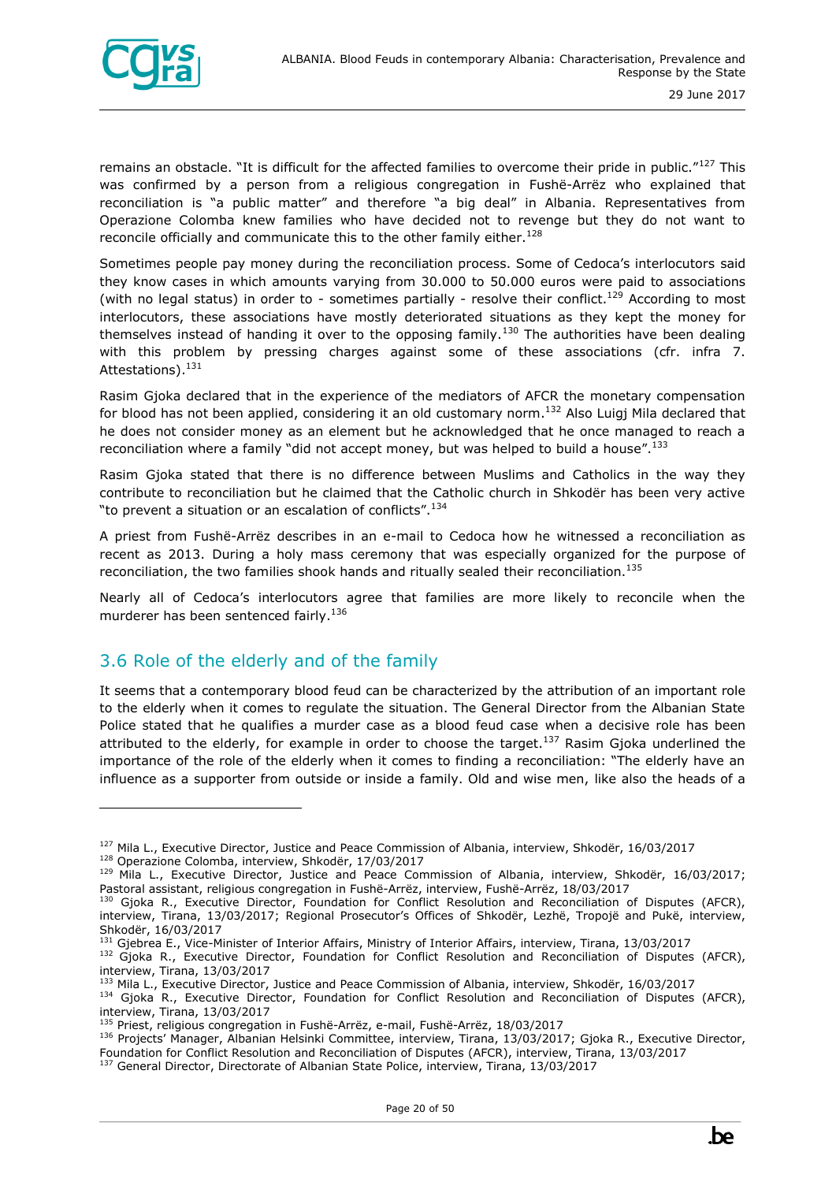remains an obstacle. "It is difficult for the affected families to overcome their pride in public."[127] This was confirmed by a person from a religious congregation in Fushë-Arrëz who explained that reconciliation is "a public matter" and therefore "a big deal" in Albania. Representatives from Operazione Colomba knew families who have decided not to revenge but they do not want to reconcile officially and communicate this to the other family either.[128]

Sometimes people pay money during the reconciliation process. Some of Cedoca's interlocutors said they know cases in which amounts varying from 30.000 to 50.000 euros were paid to associations (with no legal status) in order to - sometimes partially - resolve their conflict.[129] According to most interlocutors, these associations have mostly deteriorated situations as they kept the money for themselves instead of handing it over to the opposing family.[130] The authorities have been dealing with this problem by pressing charges against some of these associations (cfr. infra 7. Attestations).[131]

Rasim Gjoka declared that in the experience of the mediators of AFCR the monetary compensation for blood has not been applied, considering it an old customary norm.[132] Also Luigj Mila declared that he does not consider money as an element but he acknowledged that he once managed to reach a reconciliation where a family "did not accept money, but was helped to build a house".[133]

Rasim Gjoka stated that there is no difference between Muslims and Catholics in the way they contribute to reconciliation but he claimed that the Catholic church in Shkodër has been very active "to prevent a situation or an escalation of conflicts".[134]

A priest from Fushë-Arrëz describes in an e-mail to Cedoca how he witnessed a reconciliation as recent as 2013. During a holy mass ceremony that was especially organized for the purpose of reconciliation, the two families shook hands and ritually sealed their reconciliation.[135]

Nearly all of Cedoca's interlocutors agree that families are more likely to reconcile when the murderer has been sentenced fairly.[136]

## 3.6 Role of the elderly and of the family

It seems that a contemporary blood feud can be characterized by the attribution of an important role to the elderly when it comes to regulate the situation. The General Director from the Albanian State Police stated that he qualifies a murder case as a blood feud case when a decisive role has been attributed to the elderly, for example in order to choose the target.[137] Rasim Gjoka underlined the importance of the role of the elderly when it comes to finding a reconciliation: "The elderly have an influence as a supporter from outside or inside a family. Old and wise men, like also the heads of a

---

[127] Mila L., Executive Director, Justice and Peace Commission of Albania, interview, Shkodër, 16/03/2017

[128] Operazione Colomba, interview, Shkodër, 17/03/2017

[129] Mila L., Executive Director, Justice and Peace Commission of Albania, interview, Shkodër, 16/03/2017; Pastoral assistant, religious congregation in Fushë-Arrëz, interview, Fushë-Arrëz, 18/03/2017

[130] Gjoka R., Executive Director, Foundation for Conflict Resolution and Reconciliation of Disputes (AFCR), interview, Tirana, 13/03/2017; Regional Prosecutor's Offices of Shkodër, Lezhë, Tropojë and Pukë, interview, Shkodër, 16/03/2017

[131] Gjebrea E., Vice-Minister of Interior Affairs, Ministry of Interior Affairs, interview, Tirana, 13/03/2017

[132] Gjoka R., Executive Director, Foundation for Conflict Resolution and Reconciliation of Disputes (AFCR), interview, Tirana, 13/03/2017

[133] Mila L., Executive Director, Justice and Peace Commission of Albania, interview, Shkodër, 16/03/2017

[134] Gjoka R., Executive Director, Foundation for Conflict Resolution and Reconciliation of Disputes (AFCR), interview, Tirana, 13/03/2017

[135] Priest, religious congregation in Fushë-Arrëz, e-mail, Fushë-Arrëz, 18/03/2017

[136] Projects' Manager, Albanian Helsinki Committee, interview, Tirana, 13/03/2017; Gjoka R., Executive Director, Foundation for Conflict Resolution and Reconciliation of Disputes (AFCR), interview, Tirana, 13/03/2017

[137] General Director, Directorate of Albanian State Police, interview, Tirana, 13/03/2017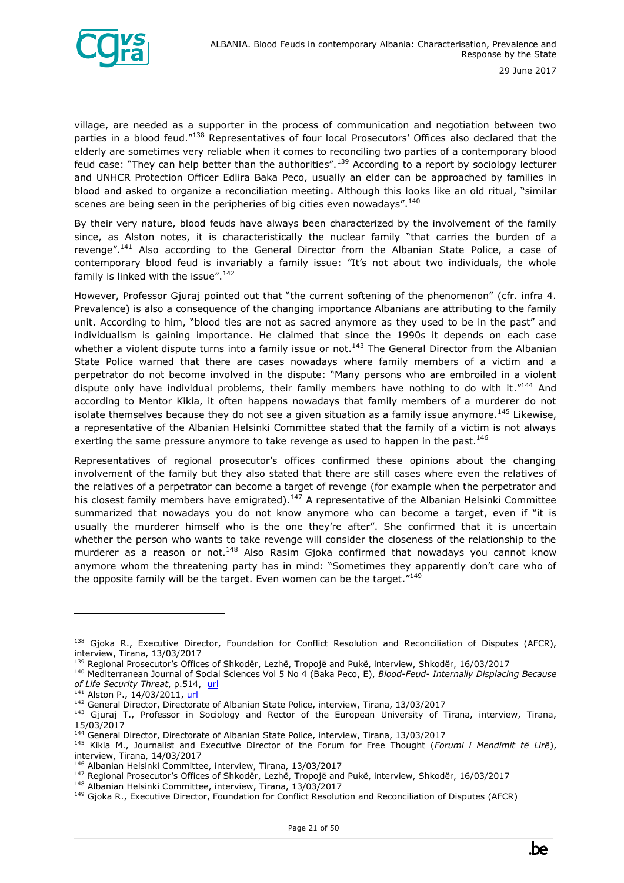village, are needed as a supporter in the process of communication and negotiation between two parties in a blood feud."[138] Representatives of four local Prosecutors' Offices also declared that the elderly are sometimes very reliable when it comes to reconciling two parties of a contemporary blood feud case: "They can help better than the authorities".[139] According to a report by sociology lecturer and UNHCR Protection Officer Edlira Baka Peco, usually an elder can be approached by families in blood and asked to organize a reconciliation meeting. Although this looks like an old ritual, "similar scenes are being seen in the peripheries of big cities even nowadays".[140]

By their very nature, blood feuds have always been characterized by the involvement of the family since, as Alston notes, it is characteristically the nuclear family "that carries the burden of a revenge".[141] Also according to the General Director from the Albanian State Police, a case of contemporary blood feud is invariably a family issue: "It's not about two individuals, the whole family is linked with the issue".[142]

However, Professor Gjuraj pointed out that "the current softening of the phenomenon" (cfr. infra 4. Prevalence) is also a consequence of the changing importance Albanians are attributing to the family unit. According to him, "blood ties are not as sacred anymore as they used to be in the past" and individualism is gaining importance. He claimed that since the 1990s it depends on each case whether a violent dispute turns into a family issue or not.[143] The General Director from the Albanian State Police warned that there are cases nowadays where family members of a victim and a perpetrator do not become involved in the dispute: "Many persons who are embroiled in a violent dispute only have individual problems, their family members have nothing to do with it."[144] And according to Mentor Kikia, it often happens nowadays that family members of a murderer do not isolate themselves because they do not see a given situation as a family issue anymore.[145] Likewise, a representative of the Albanian Helsinki Committee stated that the family of a victim is not always exerting the same pressure anymore to take revenge as used to happen in the past.[146]

Representatives of regional prosecutor's offices confirmed these opinions about the changing involvement of the family but they also stated that there are still cases where even the relatives of the relatives of a perpetrator can become a target of revenge (for example when the perpetrator and his closest family members have emigrated).[147] A representative of the Albanian Helsinki Committee summarized that nowadays you do not know anymore who can become a target, even if "it is usually the murderer himself who is the one they're after". She confirmed that it is uncertain whether the person who wants to take revenge will consider the closeness of the relationship to the murderer as a reason or not.[148] Also Rasim Gjoka confirmed that nowadays you cannot know anymore whom the threatening party has in mind: "Sometimes they apparently don't care who of the opposite family will be the target. Even women can be the target."[149]

---

[138] Gjoka R., Executive Director, Foundation for Conflict Resolution and Reconciliation of Disputes (AFCR), interview, Tirana, 13/03/2017

[139] Regional Prosecutor's Offices of Shkodër, Lezhë, Tropojë and Pukë, interview, Shkodër, 16/03/2017

[140] Mediterranean Journal of Social Sciences Vol 5 No 4 (Baka Peco, E), *Blood-Feud- Internally Displacing Because of Life Security Threat*, p.514, url

[141] Alston P., 14/03/2011, url

[142] General Director, Directorate of Albanian State Police, interview, Tirana, 13/03/2017

[143] Gjuraj T., Professor in Sociology and Rector of the European University of Tirana, interview, Tirana, 15/03/2017

[144] General Director, Directorate of Albanian State Police, interview, Tirana, 13/03/2017

[145] Kikia M., Journalist and Executive Director of the Forum for Free Thought (*Forumi i Mendimit të Lirë*), interview, Tirana, 14/03/2017

[146] Albanian Helsinki Committee, interview, Tirana, 13/03/2017

[147] Regional Prosecutor's Offices of Shkodër, Lezhë, Tropojë and Pukë, interview, Shkodër, 16/03/2017

[148] Albanian Helsinki Committee, interview, Tirana, 13/03/2017

[149] Gjoka R., Executive Director, Foundation for Conflict Resolution and Reconciliation of Disputes (AFCR)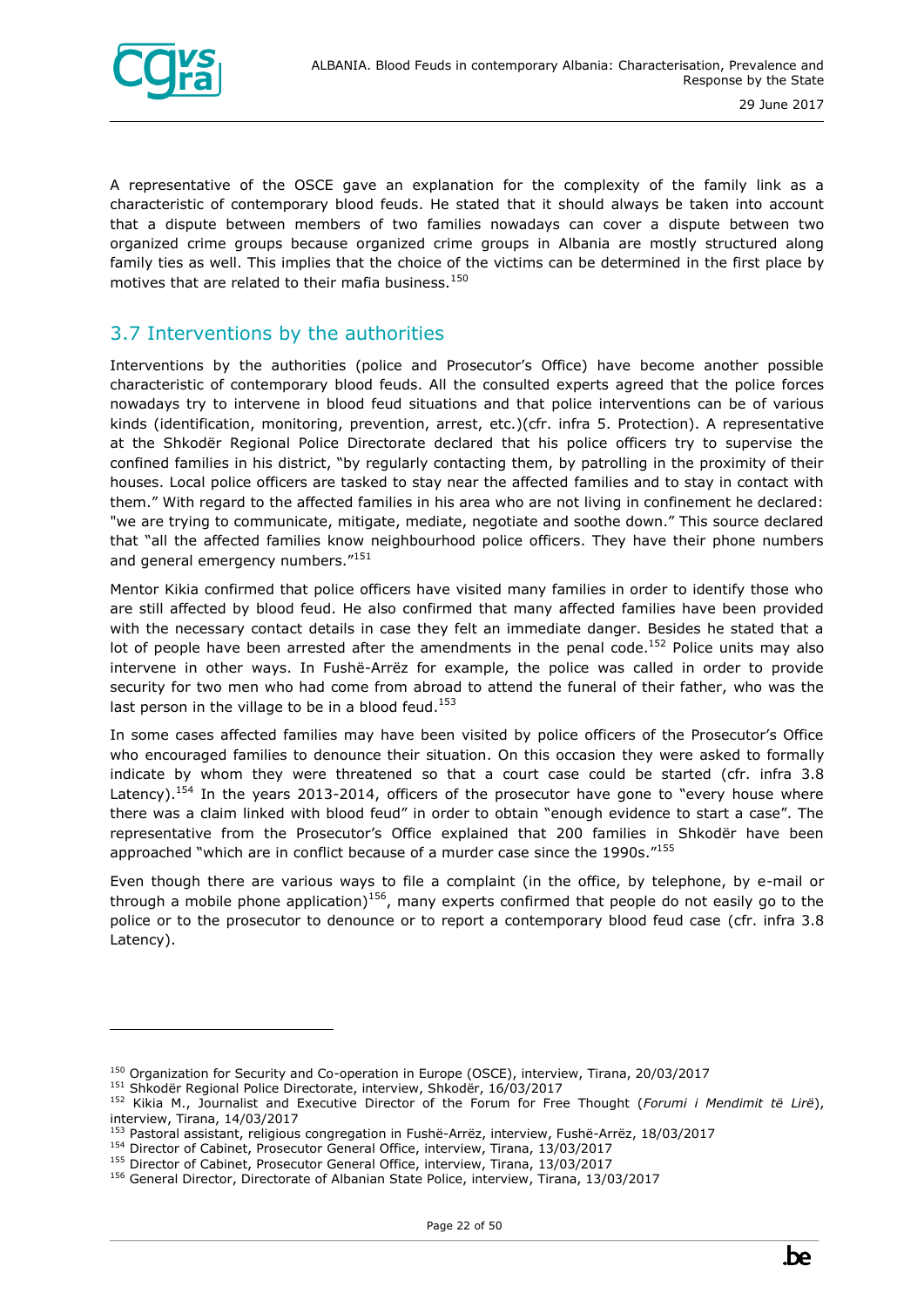A representative of the OSCE gave an explanation for the complexity of the family link as a characteristic of contemporary blood feuds. He stated that it should always be taken into account that a dispute between members of two families nowadays can cover a dispute between two organized crime groups because organized crime groups in Albania are mostly structured along family ties as well. This implies that the choice of the victims can be determined in the first place by motives that are related to their mafia business.[150]

## 3.7 Interventions by the authorities

Interventions by the authorities (police and Prosecutor's Office) have become another possible characteristic of contemporary blood feuds. All the consulted experts agreed that the police forces nowadays try to intervene in blood feud situations and that police interventions can be of various kinds (identification, monitoring, prevention, arrest, etc.)(cfr. infra 5. Protection). A representative at the Shkodër Regional Police Directorate declared that his police officers try to supervise the confined families in his district, "by regularly contacting them, by patrolling in the proximity of their houses. Local police officers are tasked to stay near the affected families and to stay in contact with them." With regard to the affected families in his area who are not living in confinement he declared: "we are trying to communicate, mitigate, mediate, negotiate and soothe down." This source declared that "all the affected families know neighbourhood police officers. They have their phone numbers and general emergency numbers."[151]

Mentor Kikia confirmed that police officers have visited many families in order to identify those who are still affected by blood feud. He also confirmed that many affected families have been provided with the necessary contact details in case they felt an immediate danger. Besides he stated that a lot of people have been arrested after the amendments in the penal code.[152] Police units may also intervene in other ways. In Fushë-Arrëz for example, the police was called in order to provide security for two men who had come from abroad to attend the funeral of their father, who was the last person in the village to be in a blood feud.[153]

In some cases affected families may have been visited by police officers of the Prosecutor's Office who encouraged families to denounce their situation. On this occasion they were asked to formally indicate by whom they were threatened so that a court case could be started (cfr. infra 3.8 Latency).[154] In the years 2013-2014, officers of the prosecutor have gone to "every house where there was a claim linked with blood feud" in order to obtain "enough evidence to start a case". The representative from the Prosecutor's Office explained that 200 families in Shkodër have been approached "which are in conflict because of a murder case since the 1990s."[155]

Even though there are various ways to file a complaint (in the office, by telephone, by e-mail or through a mobile phone application)[156], many experts confirmed that people do not easily go to the police or to the prosecutor to denounce or to report a contemporary blood feud case (cfr. infra 3.8 Latency).

---

[150] Organization for Security and Co-operation in Europe (OSCE), interview, Tirana, 20/03/2017

[151] Shkodër Regional Police Directorate, interview, Shkodër, 16/03/2017

[152] Kikia M., Journalist and Executive Director of the Forum for Free Thought (*Forumi i Mendimit të Lirë*), interview, Tirana, 14/03/2017

[153] Pastoral assistant, religious congregation in Fushë-Arrëz, interview, Fushë-Arrëz, 18/03/2017

[154] Director of Cabinet, Prosecutor General Office, interview, Tirana, 13/03/2017

[155] Director of Cabinet, Prosecutor General Office, interview, Tirana, 13/03/2017

[156] General Director, Directorate of Albanian State Police, interview, Tirana, 13/03/2017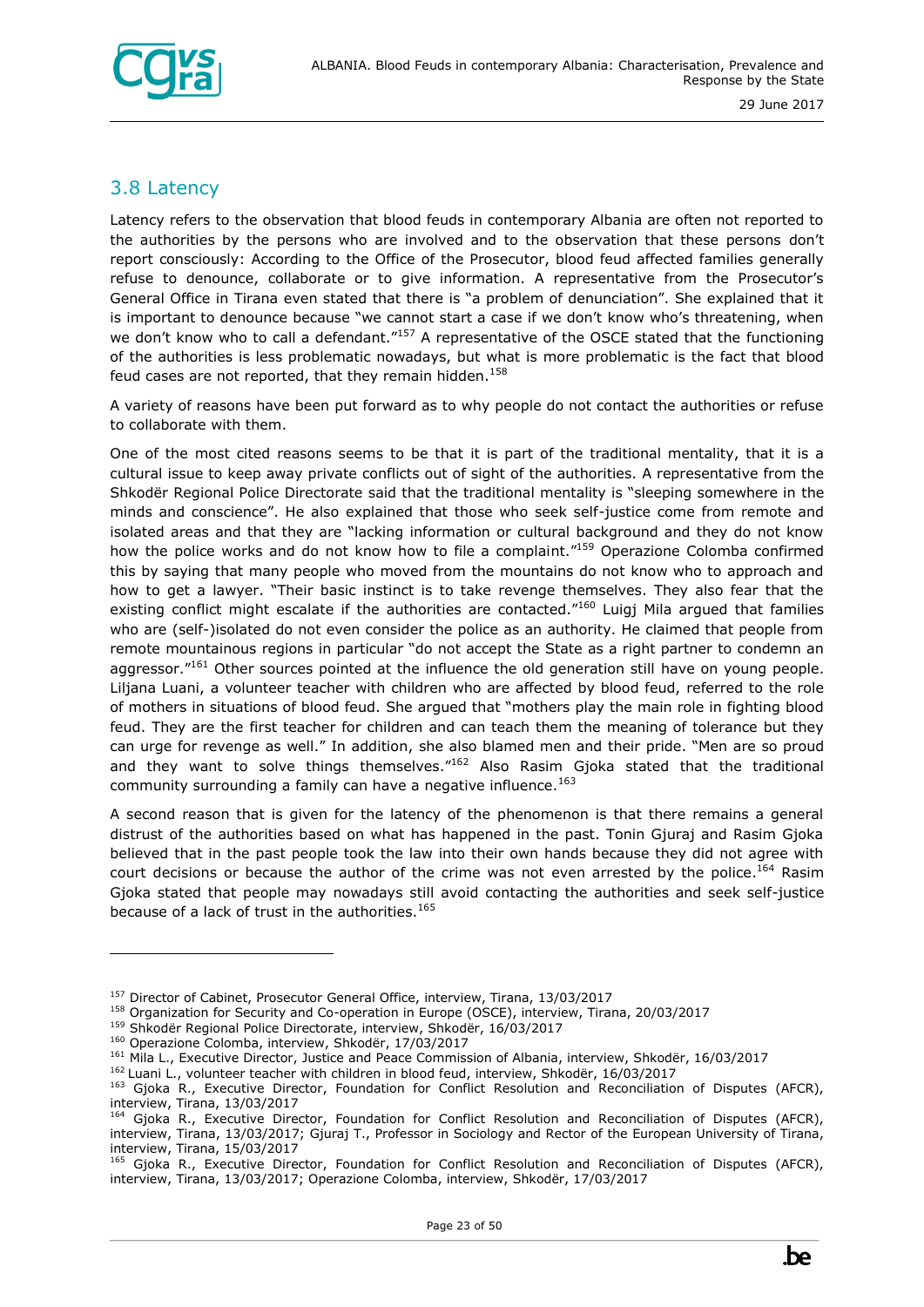## 3.8 Latency

Latency refers to the observation that blood feuds in contemporary Albania are often not reported to the authorities by the persons who are involved and to the observation that these persons don't report consciously: According to the Office of the Prosecutor, blood feud affected families generally refuse to denounce, collaborate or to give information. A representative from the Prosecutor's General Office in Tirana even stated that there is "a problem of denunciation". She explained that it is important to denounce because "we cannot start a case if we don't know who's threatening, when we don't know who to call a defendant."[157] A representative of the OSCE stated that the functioning of the authorities is less problematic nowadays, but what is more problematic is the fact that blood feud cases are not reported, that they remain hidden.[158]

A variety of reasons have been put forward as to why people do not contact the authorities or refuse to collaborate with them.

One of the most cited reasons seems to be that it is part of the traditional mentality, that it is a cultural issue to keep away private conflicts out of sight of the authorities. A representative from the Shkodër Regional Police Directorate said that the traditional mentality is "sleeping somewhere in the minds and conscience". He also explained that those who seek self-justice come from remote and isolated areas and that they are "lacking information or cultural background and they do not know how the police works and do not know how to file a complaint."[159] Operazione Colomba confirmed this by saying that many people who moved from the mountains do not know who to approach and how to get a lawyer. "Their basic instinct is to take revenge themselves. They also fear that the existing conflict might escalate if the authorities are contacted."[160] Luigj Mila argued that families who are (self-)isolated do not even consider the police as an authority. He claimed that people from remote mountainous regions in particular "do not accept the State as a right partner to condemn an aggressor."[161] Other sources pointed at the influence the old generation still have on young people. Liljana Luani, a volunteer teacher with children who are affected by blood feud, referred to the role of mothers in situations of blood feud. She argued that "mothers play the main role in fighting blood feud. They are the first teacher for children and can teach them the meaning of tolerance but they can urge for revenge as well." In addition, she also blamed men and their pride. "Men are so proud and they want to solve things themselves."[162] Also Rasim Gjoka stated that the traditional community surrounding a family can have a negative influence.[163]

A second reason that is given for the latency of the phenomenon is that there remains a general distrust of the authorities based on what has happened in the past. Tonin Gjuraj and Rasim Gjoka believed that in the past people took the law into their own hands because they did not agree with court decisions or because the author of the crime was not even arrested by the police.[164] Rasim Gjoka stated that people may nowadays still avoid contacting the authorities and seek self-justice because of a lack of trust in the authorities.[165]

---

[157] Director of Cabinet, Prosecutor General Office, interview, Tirana, 13/03/2017
[158] Organization for Security and Co-operation in Europe (OSCE), interview, Tirana, 20/03/2017
[159] Shkodër Regional Police Directorate, interview, Shkodër, 16/03/2017
[160] Operazione Colomba, interview, Shkodër, 17/03/2017
[161] Mila L., Executive Director, Justice and Peace Commission of Albania, interview, Shkodër, 16/03/2017
[162] Luani L., volunteer teacher with children in blood feud, interview, Shkodër, 16/03/2017
[163] Gjoka R., Executive Director, Foundation for Conflict Resolution and Reconciliation of Disputes (AFCR), interview, Tirana, 13/03/2017
[164] Gjoka R., Executive Director, Foundation for Conflict Resolution and Reconciliation of Disputes (AFCR), interview, Tirana, 13/03/2017; Gjuraj T., Professor in Sociology and Rector of the European University of Tirana, interview, Tirana, 15/03/2017
[165] Gjoka R., Executive Director, Foundation for Conflict Resolution and Reconciliation of Disputes (AFCR), interview, Tirana, 13/03/2017; Operazione Colomba, interview, Shkodër, 17/03/2017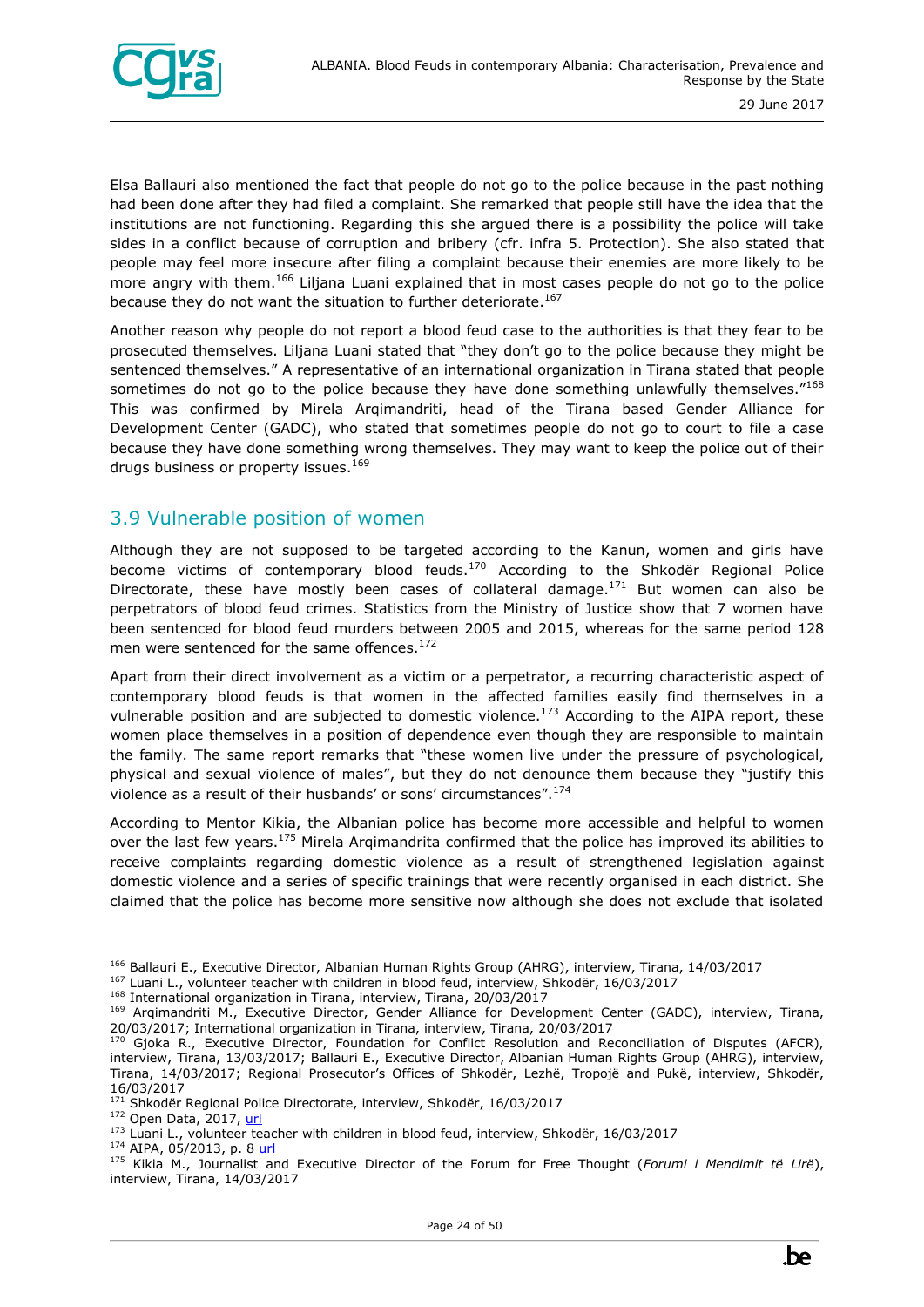Elsa Ballauri also mentioned the fact that people do not go to the police because in the past nothing had been done after they had filed a complaint. She remarked that people still have the idea that the institutions are not functioning. Regarding this she argued there is a possibility the police will take sides in a conflict because of corruption and bribery (cfr. infra 5. Protection). She also stated that people may feel more insecure after filing a complaint because their enemies are more likely to be more angry with them.[166] Liljana Luani explained that in most cases people do not go to the police because they do not want the situation to further deteriorate.[167]

Another reason why people do not report a blood feud case to the authorities is that they fear to be prosecuted themselves. Liljana Luani stated that "they don't go to the police because they might be sentenced themselves." A representative of an international organization in Tirana stated that people sometimes do not go to the police because they have done something unlawfully themselves."[168] This was confirmed by Mirela Arqimandriti, head of the Tirana based Gender Alliance for Development Center (GADC), who stated that sometimes people do not go to court to file a case because they have done something wrong themselves. They may want to keep the police out of their drugs business or property issues.[169]

## 3.9 Vulnerable position of women

Although they are not supposed to be targeted according to the Kanun, women and girls have become victims of contemporary blood feuds.[170] According to the Shkodër Regional Police Directorate, these have mostly been cases of collateral damage.[171] But women can also be perpetrators of blood feud crimes. Statistics from the Ministry of Justice show that 7 women have been sentenced for blood feud murders between 2005 and 2015, whereas for the same period 128 men were sentenced for the same offences.[172]

Apart from their direct involvement as a victim or a perpetrator, a recurring characteristic aspect of contemporary blood feuds is that women in the affected families easily find themselves in a vulnerable position and are subjected to domestic violence.[173] According to the AIPA report, these women place themselves in a position of dependence even though they are responsible to maintain the family. The same report remarks that "these women live under the pressure of psychological, physical and sexual violence of males", but they do not denounce them because they "justify this violence as a result of their husbands' or sons' circumstances".[174]

According to Mentor Kikia, the Albanian police has become more accessible and helpful to women over the last few years.[175] Mirela Arqimandrita confirmed that the police has improved its abilities to receive complaints regarding domestic violence as a result of strengthened legislation against domestic violence and a series of specific trainings that were recently organised in each district. She claimed that the police has become more sensitive now although she does not exclude that isolated

---

[166] Ballauri E., Executive Director, Albanian Human Rights Group (AHRG), interview, Tirana, 14/03/2017
[167] Luani L., volunteer teacher with children in blood feud, interview, Shkodër, 16/03/2017
[168] International organization in Tirana, interview, Tirana, 20/03/2017
[169] Arqimandriti M., Executive Director, Gender Alliance for Development Center (GADC), interview, Tirana, 20/03/2017; International organization in Tirana, interview, Tirana, 20/03/2017
[170] Gjoka R., Executive Director, Foundation for Conflict Resolution and Reconciliation of Disputes (AFCR), interview, Tirana, 13/03/2017; Ballauri E., Executive Director, Albanian Human Rights Group (AHRG), interview, Tirana, 14/03/2017; Regional Prosecutor's Offices of Shkodër, Lezhë, Tropojë and Pukë, interview, Shkodër, 16/03/2017
[171] Shkodër Regional Police Directorate, interview, Shkodër, 16/03/2017
[172] Open Data, 2017, url
[173] Luani L., volunteer teacher with children in blood feud, interview, Shkodër, 16/03/2017
[174] AIPA, 05/2013, p. 8 url
[175] Kikia M., Journalist and Executive Director of the Forum for Free Thought (*Forumi i Mendimit të Lirë*), interview, Tirana, 14/03/2017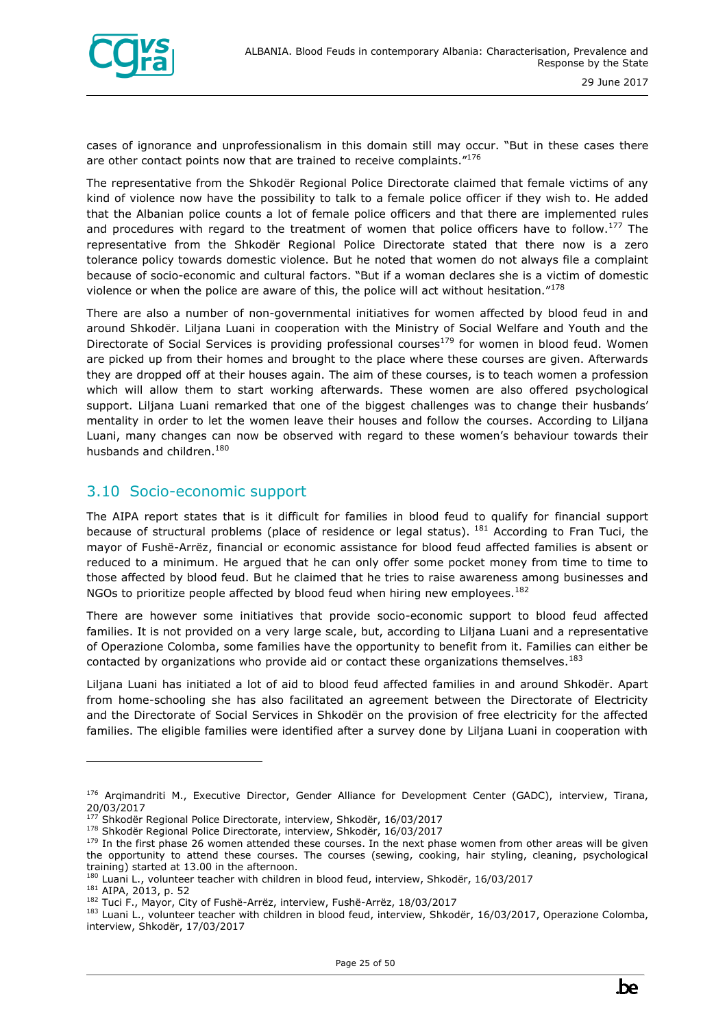cases of ignorance and unprofessionalism in this domain still may occur. "But in these cases there are other contact points now that are trained to receive complaints."[176]

The representative from the Shkodër Regional Police Directorate claimed that female victims of any kind of violence now have the possibility to talk to a female police officer if they wish to. He added that the Albanian police counts a lot of female police officers and that there are implemented rules and procedures with regard to the treatment of women that police officers have to follow.[177] The representative from the Shkodër Regional Police Directorate stated that there now is a zero tolerance policy towards domestic violence. But he noted that women do not always file a complaint because of socio-economic and cultural factors. "But if a woman declares she is a victim of domestic violence or when the police are aware of this, the police will act without hesitation."[178]

There are also a number of non-governmental initiatives for women affected by blood feud in and around Shkodër. Liljana Luani in cooperation with the Ministry of Social Welfare and Youth and the Directorate of Social Services is providing professional courses[179] for women in blood feud. Women are picked up from their homes and brought to the place where these courses are given. Afterwards they are dropped off at their houses again. The aim of these courses, is to teach women a profession which will allow them to start working afterwards. These women are also offered psychological support. Liljana Luani remarked that one of the biggest challenges was to change their husbands' mentality in order to let the women leave their houses and follow the courses. According to Liljana Luani, many changes can now be observed with regard to these women's behaviour towards their husbands and children.[180]

## 3.10 Socio-economic support

The AIPA report states that is it difficult for families in blood feud to qualify for financial support because of structural problems (place of residence or legal status). [181] According to Fran Tuci, the mayor of Fushë-Arrëz, financial or economic assistance for blood feud affected families is absent or reduced to a minimum. He argued that he can only offer some pocket money from time to time to those affected by blood feud. But he claimed that he tries to raise awareness among businesses and NGOs to prioritize people affected by blood feud when hiring new employees.[182]

There are however some initiatives that provide socio-economic support to blood feud affected families. It is not provided on a very large scale, but, according to Liljana Luani and a representative of Operazione Colomba, some families have the opportunity to benefit from it. Families can either be contacted by organizations who provide aid or contact these organizations themselves.[183]

Liljana Luani has initiated a lot of aid to blood feud affected families in and around Shkodër. Apart from home-schooling she has also facilitated an agreement between the Directorate of Electricity and the Directorate of Social Services in Shkodër on the provision of free electricity for the affected families. The eligible families were identified after a survey done by Liljana Luani in cooperation with

---

[176] Arqimandriti M., Executive Director, Gender Alliance for Development Center (GADC), interview, Tirana, 20/03/2017

[177] Shkodër Regional Police Directorate, interview, Shkodër, 16/03/2017

[178] Shkodër Regional Police Directorate, interview, Shkodër, 16/03/2017

[179] In the first phase 26 women attended these courses. In the next phase women from other areas will be given the opportunity to attend these courses. The courses (sewing, cooking, hair styling, cleaning, psychological training) started at 13.00 in the afternoon.

[180] Luani L., volunteer teacher with children in blood feud, interview, Shkodër, 16/03/2017

[181] AIPA, 2013, p. 52

[182] Tuci F., Mayor, City of Fushë-Arrëz, interview, Fushë-Arrëz, 18/03/2017

[183] Luani L., volunteer teacher with children in blood feud, interview, Shkodër, 16/03/2017, Operazione Colomba, interview, Shkodër, 17/03/2017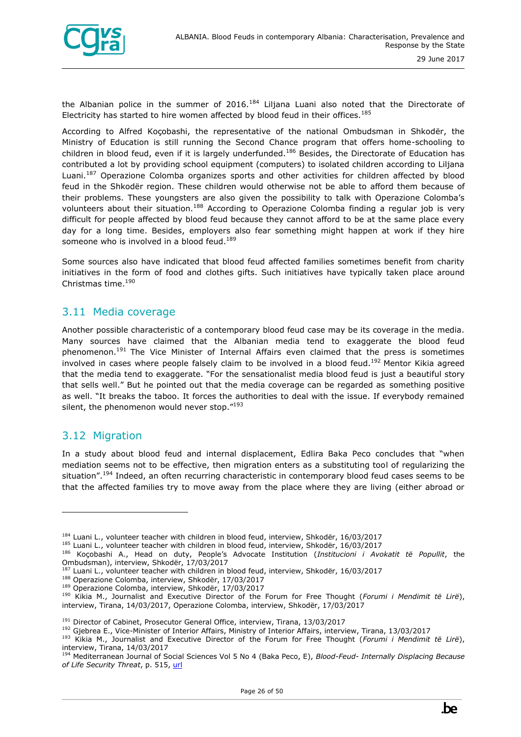the Albanian police in the summer of 2016.[184] Liljana Luani also noted that the Directorate of Electricity has started to hire women affected by blood feud in their offices.[185]

According to Alfred Koçobashi, the representative of the national Ombudsman in Shkodër, the Ministry of Education is still running the Second Chance program that offers home-schooling to children in blood feud, even if it is largely underfunded.[186] Besides, the Directorate of Education has contributed a lot by providing school equipment (computers) to isolated children according to Liljana Luani.[187] Operazione Colomba organizes sports and other activities for children affected by blood feud in the Shkodër region. These children would otherwise not be able to afford them because of their problems. These youngsters are also given the possibility to talk with Operazione Colomba's volunteers about their situation.[188] According to Operazione Colomba finding a regular job is very difficult for people affected by blood feud because they cannot afford to be at the same place every day for a long time. Besides, employers also fear something might happen at work if they hire someone who is involved in a blood feud.[189]

Some sources also have indicated that blood feud affected families sometimes benefit from charity initiatives in the form of food and clothes gifts. Such initiatives have typically taken place around Christmas time.[190]

## 3.11 Media coverage

Another possible characteristic of a contemporary blood feud case may be its coverage in the media. Many sources have claimed that the Albanian media tend to exaggerate the blood feud phenomenon.[191] The Vice Minister of Internal Affairs even claimed that the press is sometimes involved in cases where people falsely claim to be involved in a blood feud.[192] Mentor Kikia agreed that the media tend to exaggerate. "For the sensationalist media blood feud is just a beautiful story that sells well." But he pointed out that the media coverage can be regarded as something positive as well. "It breaks the taboo. It forces the authorities to deal with the issue. If everybody remained silent, the phenomenon would never stop."[193]

## 3.12 Migration

In a study about blood feud and internal displacement, Edlira Baka Peco concludes that "when mediation seems not to be effective, then migration enters as a substituting tool of regularizing the situation".[194] Indeed, an often recurring characteristic in contemporary blood feud cases seems to be that the affected families try to move away from the place where they are living (either abroad or

---

[184] Luani L., volunteer teacher with children in blood feud, interview, Shkodër, 16/03/2017

[185] Luani L., volunteer teacher with children in blood feud, interview, Shkodër, 16/03/2017

[186] Koçobashi A., Head on duty, People's Advocate Institution (*Institucioni i Avokatit të Popullit*, the Ombudsman), interview, Shkodër, 17/03/2017

[187] Luani L., volunteer teacher with children in blood feud, interview, Shkodër, 16/03/2017

[188] Operazione Colomba, interview, Shkodër, 17/03/2017

[189] Operazione Colomba, interview, Shkodër, 17/03/2017

[190] Kikia M., Journalist and Executive Director of the Forum for Free Thought (*Forumi i Mendimit të Lirë*), interview, Tirana, 14/03/2017, Operazione Colomba, interview, Shkodër, 17/03/2017

[191] Director of Cabinet, Prosecutor General Office, interview, Tirana, 13/03/2017

[192] Gjebrea E., Vice-Minister of Interior Affairs, Ministry of Interior Affairs, interview, Tirana, 13/03/2017

[193] Kikia M., Journalist and Executive Director of the Forum for Free Thought (*Forumi i Mendimit të Lirë*), interview, Tirana, 14/03/2017

[194] Mediterranean Journal of Social Sciences Vol 5 No 4 (Baka Peco, E), *Blood-Feud- Internally Displacing Because of Life Security Threat*, p. 515, url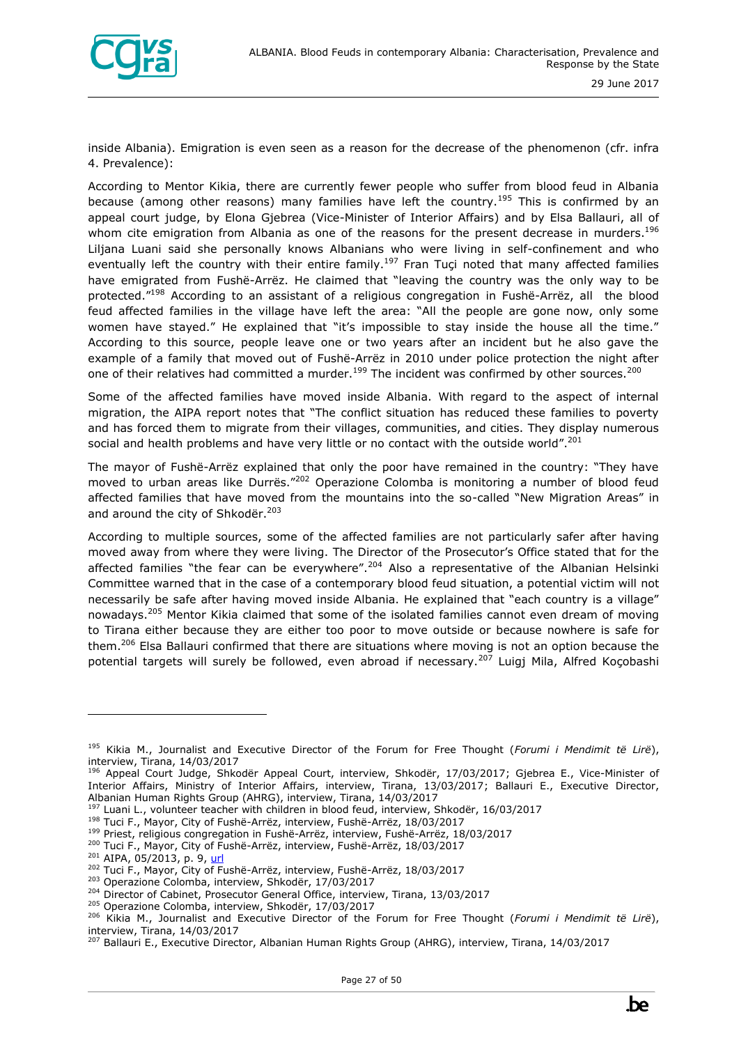inside Albania). Emigration is even seen as a reason for the decrease of the phenomenon (cfr. infra 4. Prevalence):

According to Mentor Kikia, there are currently fewer people who suffer from blood feud in Albania because (among other reasons) many families have left the country.[195] This is confirmed by an appeal court judge, by Elona Gjebrea (Vice-Minister of Interior Affairs) and by Elsa Ballauri, all of whom cite emigration from Albania as one of the reasons for the present decrease in murders.[196] Liljana Luani said she personally knows Albanians who were living in self-confinement and who eventually left the country with their entire family.[197] Fran Tuçi noted that many affected families have emigrated from Fushë-Arrëz. He claimed that "leaving the country was the only way to be protected."[198] According to an assistant of a religious congregation in Fushë-Arrëz, all the blood feud affected families in the village have left the area: "All the people are gone now, only some women have stayed." He explained that "it's impossible to stay inside the house all the time." According to this source, people leave one or two years after an incident but he also gave the example of a family that moved out of Fushë-Arrëz in 2010 under police protection the night after one of their relatives had committed a murder.[199] The incident was confirmed by other sources.[200]

Some of the affected families have moved inside Albania. With regard to the aspect of internal migration, the AIPA report notes that "The conflict situation has reduced these families to poverty and has forced them to migrate from their villages, communities, and cities. They display numerous social and health problems and have very little or no contact with the outside world".[201]

The mayor of Fushë-Arrëz explained that only the poor have remained in the country: "They have moved to urban areas like Durrës."[202] Operazione Colomba is monitoring a number of blood feud affected families that have moved from the mountains into the so-called "New Migration Areas" in and around the city of Shkodër.[203]

According to multiple sources, some of the affected families are not particularly safer after having moved away from where they were living. The Director of the Prosecutor's Office stated that for the affected families "the fear can be everywhere".[204] Also a representative of the Albanian Helsinki Committee warned that in the case of a contemporary blood feud situation, a potential victim will not necessarily be safe after having moved inside Albania. He explained that "each country is a village" nowadays.[205] Mentor Kikia claimed that some of the isolated families cannot even dream of moving to Tirana either because they are either too poor to move outside or because nowhere is safe for them.[206] Elsa Ballauri confirmed that there are situations where moving is not an option because the potential targets will surely be followed, even abroad if necessary.[207] Luigj Mila, Alfred Koçobashi

---

[195] Kikia M., Journalist and Executive Director of the Forum for Free Thought (*Forumi i Mendimit të Lirë*), interview, Tirana, 14/03/2017

[196] Appeal Court Judge, Shkodër Appeal Court, interview, Shkodër, 17/03/2017; Gjebrea E., Vice-Minister of Interior Affairs, Ministry of Interior Affairs, interview, Tirana, 13/03/2017; Ballauri E., Executive Director, Albanian Human Rights Group (AHRG), interview, Tirana, 14/03/2017

[197] Luani L., volunteer teacher with children in blood feud, interview, Shkodër, 16/03/2017

[198] Tuci F., Mayor, City of Fushë-Arrëz, interview, Fushë-Arrëz, 18/03/2017

[199] Priest, religious congregation in Fushë-Arrëz, interview, Fushë-Arrëz, 18/03/2017

[200] Tuci F., Mayor, City of Fushë-Arrëz, interview, Fushë-Arrëz, 18/03/2017

[201] AIPA, 05/2013, p. 9, url

[202] Tuci F., Mayor, City of Fushë-Arrëz, interview, Fushë-Arrëz, 18/03/2017

[203] Operazione Colomba, interview, Shkodër, 17/03/2017

[204] Director of Cabinet, Prosecutor General Office, interview, Tirana, 13/03/2017

[205] Operazione Colomba, interview, Shkodër, 17/03/2017

[206] Kikia M., Journalist and Executive Director of the Forum for Free Thought (*Forumi i Mendimit të Lirë*), interview, Tirana, 14/03/2017

[207] Ballauri E., Executive Director, Albanian Human Rights Group (AHRG), interview, Tirana, 14/03/2017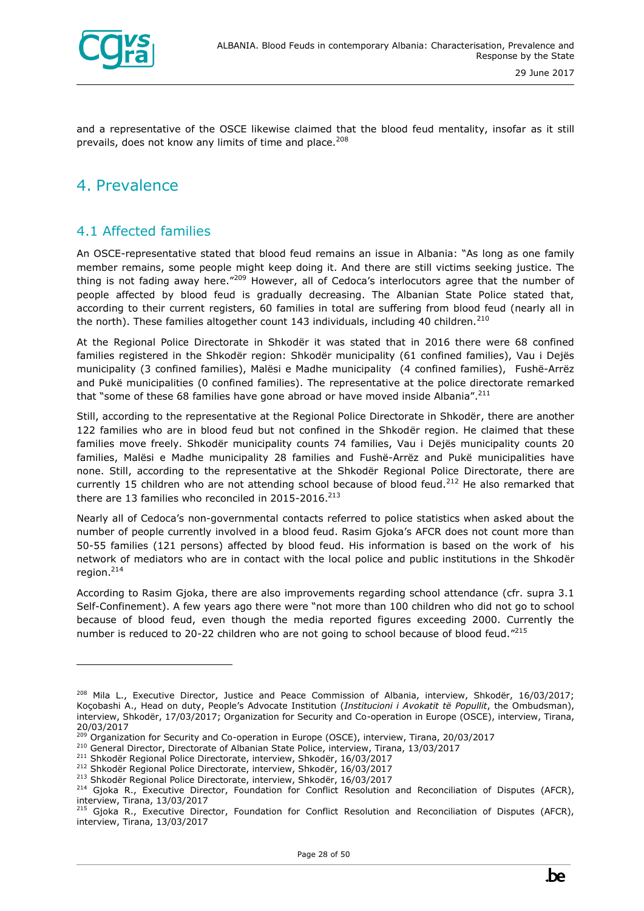and a representative of the OSCE likewise claimed that the blood feud mentality, insofar as it still prevails, does not know any limits of time and place.[208]

# 4. Prevalence

## 4.1 Affected families

An OSCE-representative stated that blood feud remains an issue in Albania: "As long as one family member remains, some people might keep doing it. And there are still victims seeking justice. The thing is not fading away here."[209] However, all of Cedoca's interlocutors agree that the number of people affected by blood feud is gradually decreasing. The Albanian State Police stated that, according to their current registers, 60 families in total are suffering from blood feud (nearly all in the north). These families altogether count 143 individuals, including 40 children.[210]

At the Regional Police Directorate in Shkodër it was stated that in 2016 there were 68 confined families registered in the Shkodër region: Shkodër municipality (61 confined families), Vau i Dejës municipality (3 confined families), Malësi e Madhe municipality (4 confined families), Fushë-Arrëz and Pukë municipalities (0 confined families). The representative at the police directorate remarked that "some of these 68 families have gone abroad or have moved inside Albania".[211]

Still, according to the representative at the Regional Police Directorate in Shkodër, there are another 122 families who are in blood feud but not confined in the Shkodër region. He claimed that these families move freely. Shkodër municipality counts 74 families, Vau i Dejës municipality counts 20 families, Malësi e Madhe municipality 28 families and Fushë-Arrëz and Pukë municipalities have none. Still, according to the representative at the Shkodër Regional Police Directorate, there are currently 15 children who are not attending school because of blood feud.[212] He also remarked that there are 13 families who reconciled in 2015-2016.[213]

Nearly all of Cedoca's non-governmental contacts referred to police statistics when asked about the number of people currently involved in a blood feud. Rasim Gjoka's AFCR does not count more than 50-55 families (121 persons) affected by blood feud. His information is based on the work of his network of mediators who are in contact with the local police and public institutions in the Shkodër region.[214]

According to Rasim Gjoka, there are also improvements regarding school attendance (cfr. supra 3.1 Self-Confinement). A few years ago there were "not more than 100 children who did not go to school because of blood feud, even though the media reported figures exceeding 2000. Currently the number is reduced to 20-22 children who are not going to school because of blood feud."[215]

---

[208] Mila L., Executive Director, Justice and Peace Commission of Albania, interview, Shkodër, 16/03/2017; Koçobashi A., Head on duty, People's Advocate Institution (*Institucioni i Avokatit të Popullit*, the Ombudsman), interview, Shkodër, 17/03/2017; Organization for Security and Co-operation in Europe (OSCE), interview, Tirana, 20/03/2017

[209] Organization for Security and Co-operation in Europe (OSCE), interview, Tirana, 20/03/2017

[210] General Director, Directorate of Albanian State Police, interview, Tirana, 13/03/2017

[211] Shkodër Regional Police Directorate, interview, Shkodër, 16/03/2017

[212] Shkodër Regional Police Directorate, interview, Shkodër, 16/03/2017

[213] Shkodër Regional Police Directorate, interview, Shkodër, 16/03/2017

[214] Gjoka R., Executive Director, Foundation for Conflict Resolution and Reconciliation of Disputes (AFCR), interview, Tirana, 13/03/2017

[215] Gjoka R., Executive Director, Foundation for Conflict Resolution and Reconciliation of Disputes (AFCR), interview, Tirana, 13/03/2017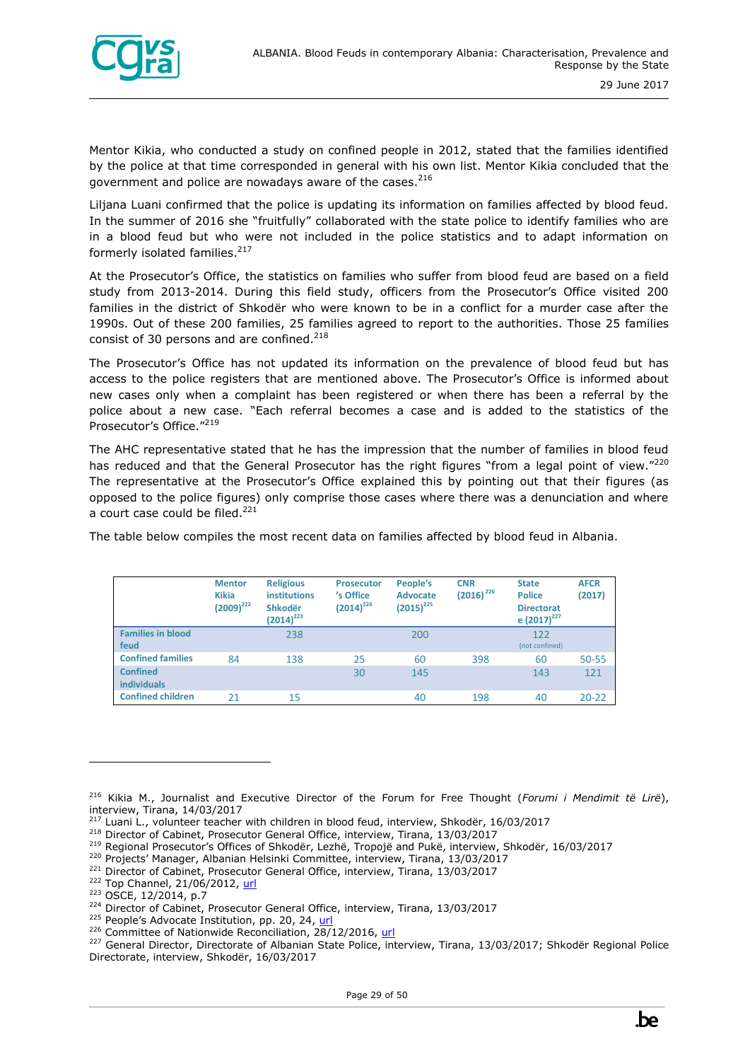Mentor Kikia, who conducted a study on confined people in 2012, stated that the families identified by the police at that time corresponded in general with his own list. Mentor Kikia concluded that the government and police are nowadays aware of the cases.[216]

Liljana Luani confirmed that the police is updating its information on families affected by blood feud. In the summer of 2016 she "fruitfully" collaborated with the state police to identify families who are in a blood feud but who were not included in the police statistics and to adapt information on formerly isolated families.[217]

At the Prosecutor's Office, the statistics on families who suffer from blood feud are based on a field study from 2013-2014. During this field study, officers from the Prosecutor's Office visited 200 families in the district of Shkodër who were known to be in a conflict for a murder case after the 1990s. Out of these 200 families, 25 families agreed to report to the authorities. Those 25 families consist of 30 persons and are confined.[218]

The Prosecutor's Office has not updated its information on the prevalence of blood feud but has access to the police registers that are mentioned above. The Prosecutor's Office is informed about new cases only when a complaint has been registered or when there has been a referral by the police about a new case. "Each referral becomes a case and is added to the statistics of the Prosecutor's Office."[219]

The AHC representative stated that he has the impression that the number of families in blood feud has reduced and that the General Prosecutor has the right figures "from a legal point of view."[220] The representative at the Prosecutor's Office explained this by pointing out that their figures (as opposed to the police figures) only comprise those cases where there was a denunciation and where a court case could be filed.[221]

The table below compiles the most recent data on families affected by blood feud in Albania.

| | Mentor Kikia (2009)[222] | Religious institutions Shkodër (2014)[223] | Prosecutor's Office (2014)[224] | People's Advocate (2015)[225] | CNR (2016)[226] | State Police Directorate (2017)[227] | AFCR (2017) |
|---|---|---|---|---|---|---|---|
| Families in blood feud | | 238 | | 200 | | 122 (not confined) | |
| Confined families | 84 | 138 | 25 | 60 | 398 | 60 | 50-55 |
| Confined individuals | | | 30 | 145 | | 143 | 121 |
| Confined children | 21 | 15 | | 40 | 198 | 40 | 20-22 |

---

[216] Kikia M., Journalist and Executive Director of the Forum for Free Thought (*Forumi i Mendimit të Lirë*), interview, Tirana, 14/03/2017
[217] Luani L., volunteer teacher with children in blood feud, interview, Shkodër, 16/03/2017
[218] Director of Cabinet, Prosecutor General Office, interview, Tirana, 13/03/2017
[219] Regional Prosecutor's Offices of Shkodër, Lezhë, Tropojë and Pukë, interview, Shkodër, 16/03/2017
[220] Projects' Manager, Albanian Helsinki Committee, interview, Tirana, 13/03/2017
[221] Director of Cabinet, Prosecutor General Office, interview, Tirana, 13/03/2017
[222] Top Channel, 21/06/2012, url
[223] OSCE, 12/2014, p.7
[224] Director of Cabinet, Prosecutor General Office, interview, Tirana, 13/03/2017
[225] People's Advocate Institution, pp. 20, 24, url
[226] Committee of Nationwide Reconciliation, 28/12/2016, url
[227] General Director, Directorate of Albanian State Police, interview, Tirana, 13/03/2017; Shkodër Regional Police Directorate, interview, Shkodër, 16/03/2017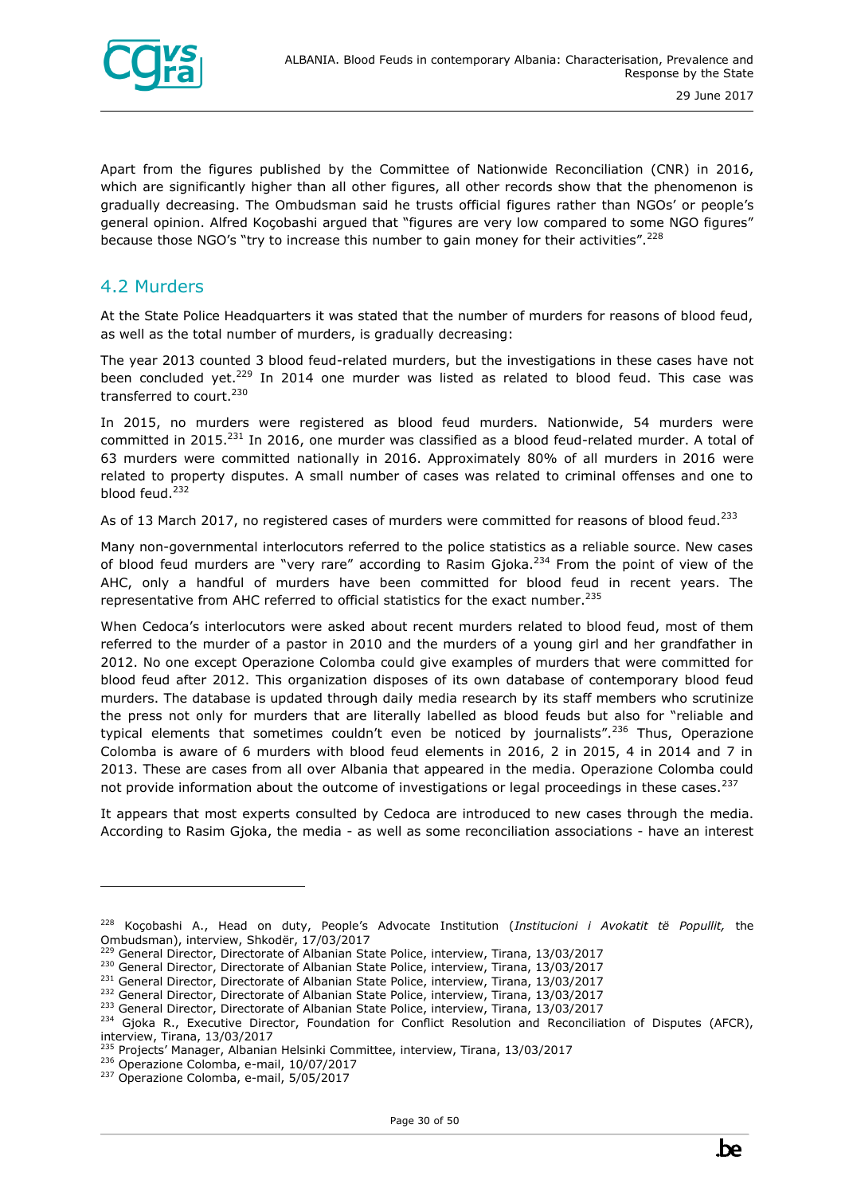Apart from the figures published by the Committee of Nationwide Reconciliation (CNR) in 2016, which are significantly higher than all other figures, all other records show that the phenomenon is gradually decreasing. The Ombudsman said he trusts official figures rather than NGOs' or people's general opinion. Alfred Koçobashi argued that "figures are very low compared to some NGO figures" because those NGO's "try to increase this number to gain money for their activities".[228]

## 4.2 Murders

At the State Police Headquarters it was stated that the number of murders for reasons of blood feud, as well as the total number of murders, is gradually decreasing:

The year 2013 counted 3 blood feud-related murders, but the investigations in these cases have not been concluded yet.[229] In 2014 one murder was listed as related to blood feud. This case was transferred to court.[230]

In 2015, no murders were registered as blood feud murders. Nationwide, 54 murders were committed in 2015.[231] In 2016, one murder was classified as a blood feud-related murder. A total of 63 murders were committed nationally in 2016. Approximately 80% of all murders in 2016 were related to property disputes. A small number of cases was related to criminal offenses and one to blood feud.[232]

As of 13 March 2017, no registered cases of murders were committed for reasons of blood feud.[233]

Many non-governmental interlocutors referred to the police statistics as a reliable source. New cases of blood feud murders are "very rare" according to Rasim Gjoka.[234] From the point of view of the AHC, only a handful of murders have been committed for blood feud in recent years. The representative from AHC referred to official statistics for the exact number.[235]

When Cedoca's interlocutors were asked about recent murders related to blood feud, most of them referred to the murder of a pastor in 2010 and the murders of a young girl and her grandfather in 2012. No one except Operazione Colomba could give examples of murders that were committed for blood feud after 2012. This organization disposes of its own database of contemporary blood feud murders. The database is updated through daily media research by its staff members who scrutinize the press not only for murders that are literally labelled as blood feuds but also for "reliable and typical elements that sometimes couldn't even be noticed by journalists".[236] Thus, Operazione Colomba is aware of 6 murders with blood feud elements in 2016, 2 in 2015, 4 in 2014 and 7 in 2013. These are cases from all over Albania that appeared in the media. Operazione Colomba could not provide information about the outcome of investigations or legal proceedings in these cases.[237]

It appears that most experts consulted by Cedoca are introduced to new cases through the media. According to Rasim Gjoka, the media - as well as some reconciliation associations - have an interest

---

[228] Koçobashi A., Head on duty, People's Advocate Institution (*Institucioni i Avokatit të Popullit,* the Ombudsman), interview, Shkodër, 17/03/2017

[229] General Director, Directorate of Albanian State Police, interview, Tirana, 13/03/2017

[230] General Director, Directorate of Albanian State Police, interview, Tirana, 13/03/2017

[231] General Director, Directorate of Albanian State Police, interview, Tirana, 13/03/2017

[232] General Director, Directorate of Albanian State Police, interview, Tirana, 13/03/2017

[233] General Director, Directorate of Albanian State Police, interview, Tirana, 13/03/2017

[234] Gjoka R., Executive Director, Foundation for Conflict Resolution and Reconciliation of Disputes (AFCR), interview, Tirana, 13/03/2017

[235] Projects' Manager, Albanian Helsinki Committee, interview, Tirana, 13/03/2017

[236] Operazione Colomba, e-mail, 10/07/2017

[237] Operazione Colomba, e-mail, 5/05/2017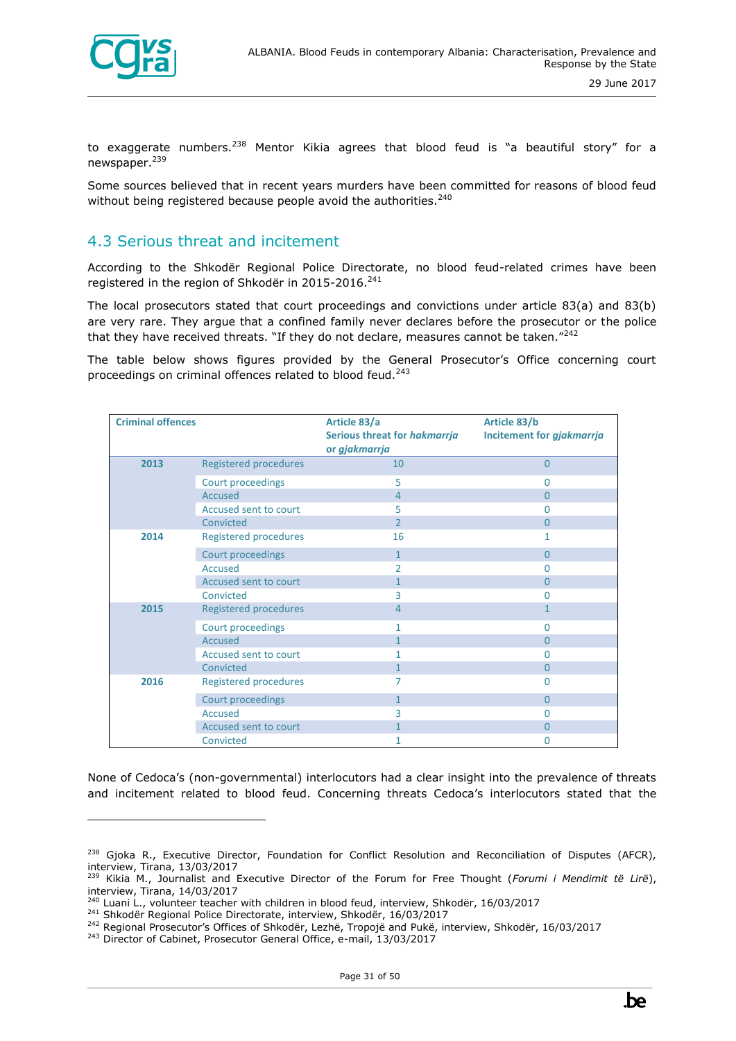to exaggerate numbers.[238] Mentor Kikia agrees that blood feud is “a beautiful story” for a newspaper.[239]

Some sources believed that in recent years murders have been committed for reasons of blood feud without being registered because people avoid the authorities.[240]

## 4.3 Serious threat and incitement

According to the Shkodër Regional Police Directorate, no blood feud-related crimes have been registered in the region of Shkodër in 2015-2016.[241]

The local prosecutors stated that court proceedings and convictions under article 83(a) and 83(b) are very rare. They argue that a confined family never declares before the prosecutor or the police that they have received threats. “If they do not declare, measures cannot be taken.”[242]

The table below shows figures provided by the General Prosecutor’s Office concerning court proceedings on criminal offences related to blood feud.[243]

| Criminal offences | | Article 83/a Serious threat for *hakmarrja* or *gjakmarrja* | Article 83/b Incitement for *gjakmarrja* |
|---|---|---|---|
| **2013** | Registered procedures | 10 | 0 |
| | Court proceedings | 5 | 0 |
| | Accused | 4 | 0 |
| | Accused sent to court | 5 | 0 |
| | Convicted | 2 | 0 |
| **2014** | Registered procedures | 16 | 1 |
| | Court proceedings | 1 | 0 |
| | Accused | 2 | 0 |
| | Accused sent to court | 1 | 0 |
| | Convicted | 3 | 0 |
| **2015** | Registered procedures | 4 | 1 |
| | Court proceedings | 1 | 0 |
| | Accused | 1 | 0 |
| | Accused sent to court | 1 | 0 |
| | Convicted | 1 | 0 |
| **2016** | Registered procedures | 7 | 0 |
| | Court proceedings | 1 | 0 |
| | Accused | 3 | 0 |
| | Accused sent to court | 1 | 0 |
| | Convicted | 1 | 0 |

None of Cedoca’s (non-governmental) interlocutors had a clear insight into the prevalence of threats and incitement related to blood feud. Concerning threats Cedoca’s interlocutors stated that the

---

[238] Gjoka R., Executive Director, Foundation for Conflict Resolution and Reconciliation of Disputes (AFCR), interview, Tirana, 13/03/2017

[239] Kikia M., Journalist and Executive Director of the Forum for Free Thought (*Forumi i Mendimit të Lirë*), interview, Tirana, 14/03/2017

[240] Luani L., volunteer teacher with children in blood feud, interview, Shkodër, 16/03/2017

[241] Shkodër Regional Police Directorate, interview, Shkodër, 16/03/2017

[242] Regional Prosecutor’s Offices of Shkodër, Lezhë, Tropojë and Pukë, interview, Shkodër, 16/03/2017

[243] Director of Cabinet, Prosecutor General Office, e-mail, 13/03/2017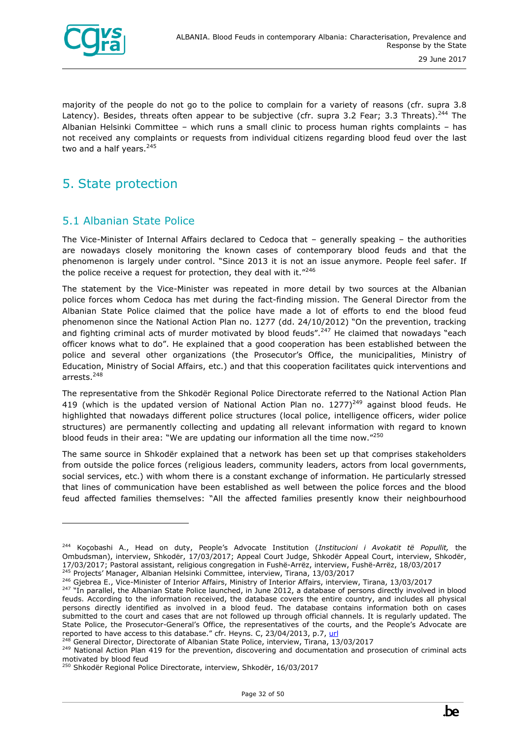majority of the people do not go to the police to complain for a variety of reasons (cfr. supra 3.8 Latency). Besides, threats often appear to be subjective (cfr. supra 3.2 Fear; 3.3 Threats).[244] The Albanian Helsinki Committee – which runs a small clinic to process human rights complaints – has not received any complaints or requests from individual citizens regarding blood feud over the last two and a half years.[245]

# 5. State protection

## 5.1 Albanian State Police

The Vice-Minister of Internal Affairs declared to Cedoca that – generally speaking – the authorities are nowadays closely monitoring the known cases of contemporary blood feuds and that the phenomenon is largely under control. "Since 2013 it is not an issue anymore. People feel safer. If the police receive a request for protection, they deal with it."[246]

The statement by the Vice-Minister was repeated in more detail by two sources at the Albanian police forces whom Cedoca has met during the fact-finding mission. The General Director from the Albanian State Police claimed that the police have made a lot of efforts to end the blood feud phenomenon since the National Action Plan no. 1277 (dd. 24/10/2012) "On the prevention, tracking and fighting criminal acts of murder motivated by blood feuds".[247] He claimed that nowadays "each officer knows what to do". He explained that a good cooperation has been established between the police and several other organizations (the Prosecutor's Office, the municipalities, Ministry of Education, Ministry of Social Affairs, etc.) and that this cooperation facilitates quick interventions and arrests.[248]

The representative from the Shkodër Regional Police Directorate referred to the National Action Plan 419 (which is the updated version of National Action Plan no. 1277)[249] against blood feuds. He highlighted that nowadays different police structures (local police, intelligence officers, wider police structures) are permanently collecting and updating all relevant information with regard to known blood feuds in their area: "We are updating our information all the time now."[250]

The same source in Shkodër explained that a network has been set up that comprises stakeholders from outside the police forces (religious leaders, community leaders, actors from local governments, social services, etc.) with whom there is a constant exchange of information. He particularly stressed that lines of communication have been established as well between the police forces and the blood feud affected families themselves: "All the affected families presently know their neighbourhood

---

[244] Koçobashi A., Head on duty, People's Advocate Institution (*Institucioni i Avokatit të Popullit,* the Ombudsman), interview, Shkodër, 17/03/2017; Appeal Court Judge, Shkodër Appeal Court, interview, Shkodër, 17/03/2017; Pastoral assistant, religious congregation in Fushë-Arrëz, interview, Fushë-Arrëz, 18/03/2017

[245] Projects' Manager, Albanian Helsinki Committee, interview, Tirana, 13/03/2017

[246] Gjebrea E., Vice-Minister of Interior Affairs, Ministry of Interior Affairs, interview, Tirana, 13/03/2017

[247] "In parallel, the Albanian State Police launched, in June 2012, a database of persons directly involved in blood feuds. According to the information received, the database covers the entire country, and includes all physical persons directly identified as involved in a blood feud. The database contains information both on cases submitted to the court and cases that are not followed up through official channels. It is regularly updated. The State Police, the Prosecutor-General's Office, the representatives of the courts, and the People's Advocate are reported to have access to this database." cfr. Heyns. C, 23/04/2013, p.7, url

[248] General Director, Directorate of Albanian State Police, interview, Tirana, 13/03/2017

[249] National Action Plan 419 for the prevention, discovering and documentation and prosecution of criminal acts motivated by blood feud

[250] Shkodër Regional Police Directorate, interview, Shkodër, 16/03/2017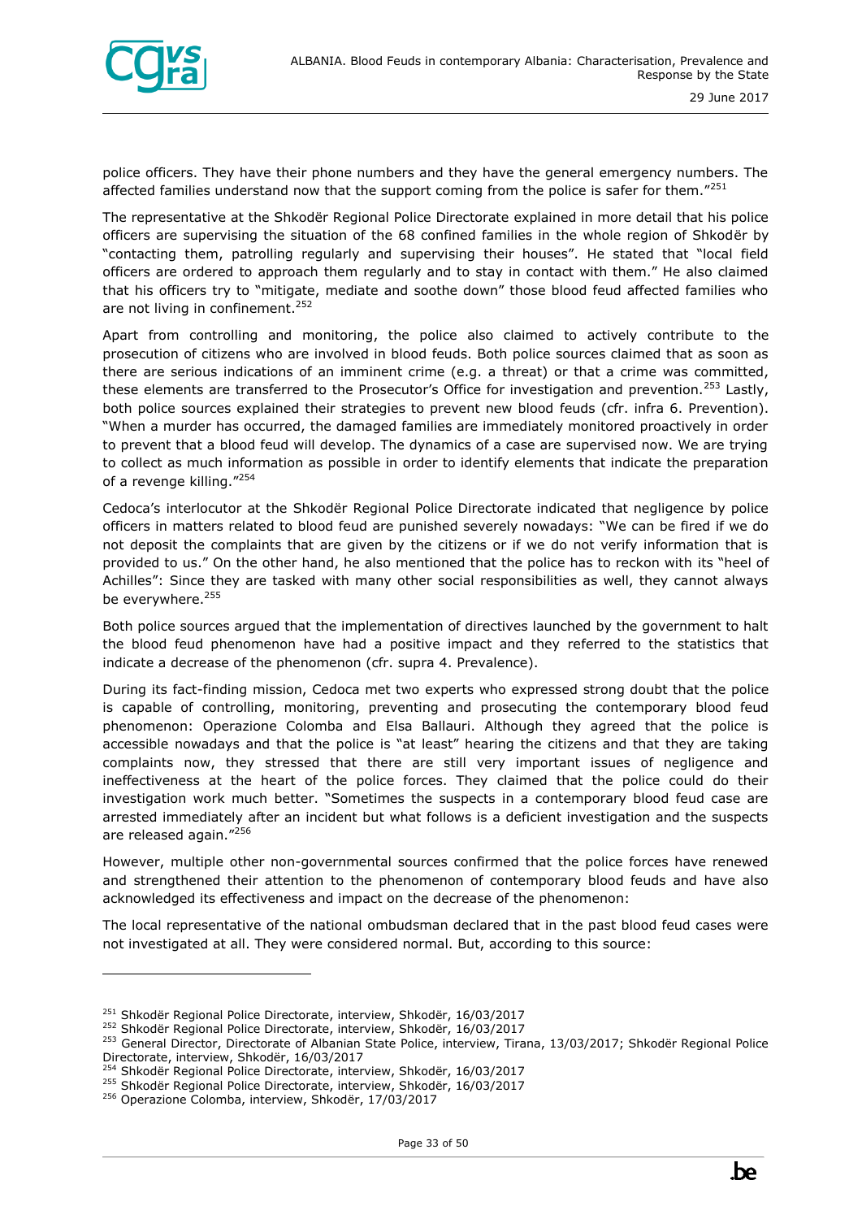police officers. They have their phone numbers and they have the general emergency numbers. The affected families understand now that the support coming from the police is safer for them."[251]

The representative at the Shkodër Regional Police Directorate explained in more detail that his police officers are supervising the situation of the 68 confined families in the whole region of Shkodër by "contacting them, patrolling regularly and supervising their houses". He stated that "local field officers are ordered to approach them regularly and to stay in contact with them." He also claimed that his officers try to "mitigate, mediate and soothe down" those blood feud affected families who are not living in confinement.[252]

Apart from controlling and monitoring, the police also claimed to actively contribute to the prosecution of citizens who are involved in blood feuds. Both police sources claimed that as soon as there are serious indications of an imminent crime (e.g. a threat) or that a crime was committed, these elements are transferred to the Prosecutor's Office for investigation and prevention.[253] Lastly, both police sources explained their strategies to prevent new blood feuds (cfr. infra 6. Prevention). "When a murder has occurred, the damaged families are immediately monitored proactively in order to prevent that a blood feud will develop. The dynamics of a case are supervised now. We are trying to collect as much information as possible in order to identify elements that indicate the preparation of a revenge killing."[254]

Cedoca's interlocutor at the Shkodër Regional Police Directorate indicated that negligence by police officers in matters related to blood feud are punished severely nowadays: "We can be fired if we do not deposit the complaints that are given by the citizens or if we do not verify information that is provided to us." On the other hand, he also mentioned that the police has to reckon with its "heel of Achilles": Since they are tasked with many other social responsibilities as well, they cannot always be everywhere.[255]

Both police sources argued that the implementation of directives launched by the government to halt the blood feud phenomenon have had a positive impact and they referred to the statistics that indicate a decrease of the phenomenon (cfr. supra 4. Prevalence).

During its fact-finding mission, Cedoca met two experts who expressed strong doubt that the police is capable of controlling, monitoring, preventing and prosecuting the contemporary blood feud phenomenon: Operazione Colomba and Elsa Ballauri. Although they agreed that the police is accessible nowadays and that the police is "at least" hearing the citizens and that they are taking complaints now, they stressed that there are still very important issues of negligence and ineffectiveness at the heart of the police forces. They claimed that the police could do their investigation work much better. "Sometimes the suspects in a contemporary blood feud case are arrested immediately after an incident but what follows is a deficient investigation and the suspects are released again."[256]

However, multiple other non-governmental sources confirmed that the police forces have renewed and strengthened their attention to the phenomenon of contemporary blood feuds and have also acknowledged its effectiveness and impact on the decrease of the phenomenon:

The local representative of the national ombudsman declared that in the past blood feud cases were not investigated at all. They were considered normal. But, according to this source:

---

[251] Shkodër Regional Police Directorate, interview, Shkodër, 16/03/2017
[252] Shkodër Regional Police Directorate, interview, Shkodër, 16/03/2017
[253] General Director, Directorate of Albanian State Police, interview, Tirana, 13/03/2017; Shkodër Regional Police Directorate, interview, Shkodër, 16/03/2017
[254] Shkodër Regional Police Directorate, interview, Shkodër, 16/03/2017
[255] Shkodër Regional Police Directorate, interview, Shkodër, 16/03/2017
[256] Operazione Colomba, interview, Shkodër, 17/03/2017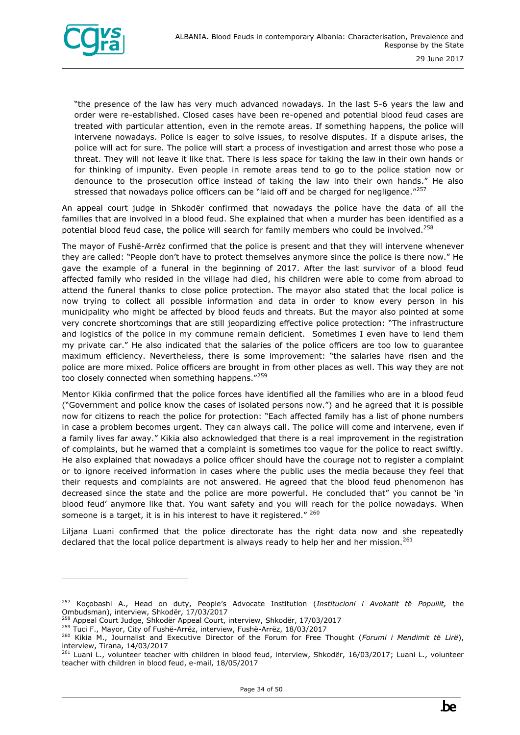"the presence of the law has very much advanced nowadays. In the last 5-6 years the law and order were re-established. Closed cases have been re-opened and potential blood feud cases are treated with particular attention, even in the remote areas. If something happens, the police will intervene nowadays. Police is eager to solve issues, to resolve disputes. If a dispute arises, the police will act for sure. The police will start a process of investigation and arrest those who pose a threat. They will not leave it like that. There is less space for taking the law in their own hands or for thinking of impunity. Even people in remote areas tend to go to the police station now or denounce to the prosecution office instead of taking the law into their own hands." He also stressed that nowadays police officers can be "laid off and be charged for negligence."[257]

An appeal court judge in Shkodër confirmed that nowadays the police have the data of all the families that are involved in a blood feud. She explained that when a murder has been identified as a potential blood feud case, the police will search for family members who could be involved.[258]

The mayor of Fushë-Arrëz confirmed that the police is present and that they will intervene whenever they are called: "People don't have to protect themselves anymore since the police is there now." He gave the example of a funeral in the beginning of 2017. After the last survivor of a blood feud affected family who resided in the village had died, his children were able to come from abroad to attend the funeral thanks to close police protection. The mayor also stated that the local police is now trying to collect all possible information and data in order to know every person in his municipality who might be affected by blood feuds and threats. But the mayor also pointed at some very concrete shortcomings that are still jeopardizing effective police protection: "The infrastructure and logistics of the police in my commune remain deficient.  Sometimes I even have to lend them my private car." He also indicated that the salaries of the police officers are too low to guarantee maximum efficiency. Nevertheless, there is some improvement: "the salaries have risen and the police are more mixed. Police officers are brought in from other places as well. This way they are not too closely connected when something happens."[259]

Mentor Kikia confirmed that the police forces have identified all the families who are in a blood feud ("Government and police know the cases of isolated persons now.") and he agreed that it is possible now for citizens to reach the police for protection: "Each affected family has a list of phone numbers in case a problem becomes urgent. They can always call. The police will come and intervene, even if a family lives far away." Kikia also acknowledged that there is a real improvement in the registration of complaints, but he warned that a complaint is sometimes too vague for the police to react swiftly. He also explained that nowadays a police officer should have the courage not to register a complaint or to ignore received information in cases where the public uses the media because they feel that their requests and complaints are not answered. He agreed that the blood feud phenomenon has decreased since the state and the police are more powerful. He concluded that" you cannot be 'in blood feud' anymore like that. You want safety and you will reach for the police nowadays. When someone is a target, it is in his interest to have it registered." [260]

Liljana Luani confirmed that the police directorate has the right data now and she repeatedly declared that the local police department is always ready to help her and her mission.[261]

---

[257] Koçobashi A., Head on duty, People's Advocate Institution (*Institucioni i Avokatit të Popullit,* the Ombudsman), interview, Shkodër, 17/03/2017

[258] Appeal Court Judge, Shkodër Appeal Court, interview, Shkodër, 17/03/2017

[259] Tuci F., Mayor, City of Fushë-Arrëz, interview, Fushë-Arrëz, 18/03/2017

[260] Kikia M., Journalist and Executive Director of the Forum for Free Thought (*Forumi i Mendimit të Lirë*), interview, Tirana, 14/03/2017

[261] Luani L., volunteer teacher with children in blood feud, interview, Shkodër, 16/03/2017; Luani L., volunteer teacher with children in blood feud, e-mail, 18/05/2017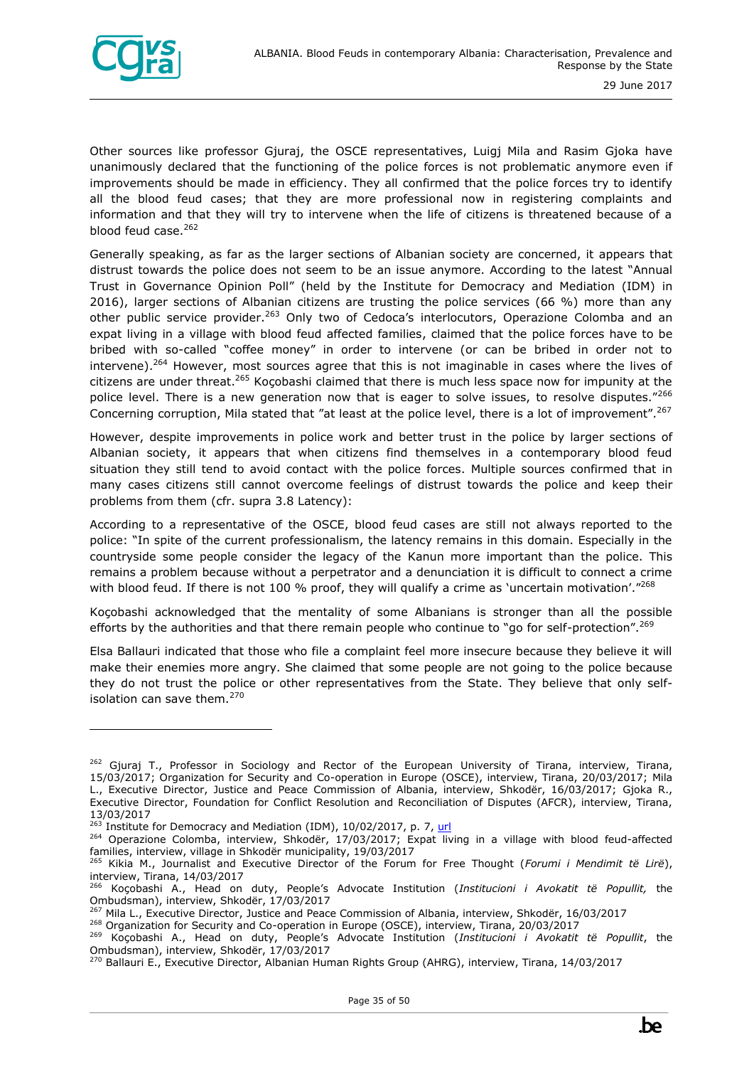Other sources like professor Gjuraj, the OSCE representatives, Luigj Mila and Rasim Gjoka have unanimously declared that the functioning of the police forces is not problematic anymore even if improvements should be made in efficiency. They all confirmed that the police forces try to identify all the blood feud cases; that they are more professional now in registering complaints and information and that they will try to intervene when the life of citizens is threatened because of a blood feud case.[262]

Generally speaking, as far as the larger sections of Albanian society are concerned, it appears that distrust towards the police does not seem to be an issue anymore. According to the latest "Annual Trust in Governance Opinion Poll" (held by the Institute for Democracy and Mediation (IDM) in 2016), larger sections of Albanian citizens are trusting the police services (66 %) more than any other public service provider.[263] Only two of Cedoca's interlocutors, Operazione Colomba and an expat living in a village with blood feud affected families, claimed that the police forces have to be bribed with so-called "coffee money" in order to intervene (or can be bribed in order not to intervene).[264] However, most sources agree that this is not imaginable in cases where the lives of citizens are under threat.[265] Koçobashi claimed that there is much less space now for impunity at the police level. There is a new generation now that is eager to solve issues, to resolve disputes."[266] Concerning corruption, Mila stated that "at least at the police level, there is a lot of improvement".[267]

However, despite improvements in police work and better trust in the police by larger sections of Albanian society, it appears that when citizens find themselves in a contemporary blood feud situation they still tend to avoid contact with the police forces. Multiple sources confirmed that in many cases citizens still cannot overcome feelings of distrust towards the police and keep their problems from them (cfr. supra 3.8 Latency):

According to a representative of the OSCE, blood feud cases are still not always reported to the police: "In spite of the current professionalism, the latency remains in this domain. Especially in the countryside some people consider the legacy of the Kanun more important than the police. This remains a problem because without a perpetrator and a denunciation it is difficult to connect a crime with blood feud. If there is not 100 % proof, they will qualify a crime as 'uncertain motivation'."[268]

Koçobashi acknowledged that the mentality of some Albanians is stronger than all the possible efforts by the authorities and that there remain people who continue to "go for self-protection".[269]

Elsa Ballauri indicated that those who file a complaint feel more insecure because they believe it will make their enemies more angry. She claimed that some people are not going to the police because they do not trust the police or other representatives from the State. They believe that only self-isolation can save them.[270]

---

[262] Gjuraj T., Professor in Sociology and Rector of the European University of Tirana, interview, Tirana, 15/03/2017; Organization for Security and Co-operation in Europe (OSCE), interview, Tirana, 20/03/2017; Mila L., Executive Director, Justice and Peace Commission of Albania, interview, Shkodër, 16/03/2017; Gjoka R., Executive Director, Foundation for Conflict Resolution and Reconciliation of Disputes (AFCR), interview, Tirana, 13/03/2017

[263] Institute for Democracy and Mediation (IDM), 10/02/2017, p. 7, url

[264] Operazione Colomba, interview, Shkodër, 17/03/2017; Expat living in a village with blood feud-affected families, interview, village in Shkodër municipality, 19/03/2017

[265] Kikia M., Journalist and Executive Director of the Forum for Free Thought (*Forumi i Mendimit të Lirë*), interview, Tirana, 14/03/2017

[266] Koçobashi A., Head on duty, People's Advocate Institution (*Institucioni i Avokatit të Popullit,* the Ombudsman), interview, Shkodër, 17/03/2017

[267] Mila L., Executive Director, Justice and Peace Commission of Albania, interview, Shkodër, 16/03/2017

[268] Organization for Security and Co-operation in Europe (OSCE), interview, Tirana, 20/03/2017

[269] Koçobashi A., Head on duty, People's Advocate Institution (*Institucioni i Avokatit të Popullit*, the Ombudsman), interview, Shkodër, 17/03/2017

[270] Ballauri E., Executive Director, Albanian Human Rights Group (AHRG), interview, Tirana, 14/03/2017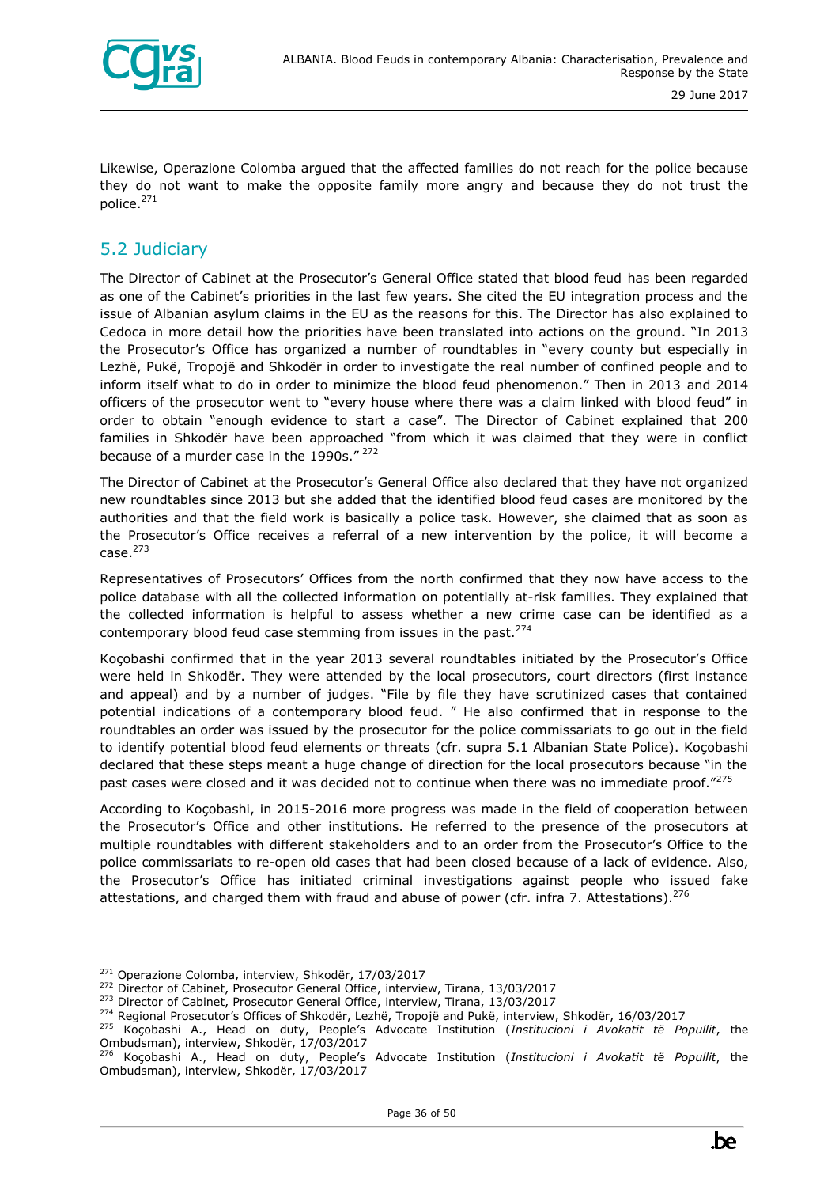Likewise, Operazione Colomba argued that the affected families do not reach for the police because they do not want to make the opposite family more angry and because they do not trust the police.[271]

## 5.2 Judiciary

The Director of Cabinet at the Prosecutor's General Office stated that blood feud has been regarded as one of the Cabinet's priorities in the last few years. She cited the EU integration process and the issue of Albanian asylum claims in the EU as the reasons for this. The Director has also explained to Cedoca in more detail how the priorities have been translated into actions on the ground. "In 2013 the Prosecutor's Office has organized a number of roundtables in "every county but especially in Lezhë, Pukë, Tropojë and Shkodër in order to investigate the real number of confined people and to inform itself what to do in order to minimize the blood feud phenomenon." Then in 2013 and 2014 officers of the prosecutor went to "every house where there was a claim linked with blood feud" in order to obtain "enough evidence to start a case". The Director of Cabinet explained that 200 families in Shkodër have been approached "from which it was claimed that they were in conflict because of a murder case in the 1990s."[272]

The Director of Cabinet at the Prosecutor's General Office also declared that they have not organized new roundtables since 2013 but she added that the identified blood feud cases are monitored by the authorities and that the field work is basically a police task. However, she claimed that as soon as the Prosecutor's Office receives a referral of a new intervention by the police, it will become a case.[273]

Representatives of Prosecutors' Offices from the north confirmed that they now have access to the police database with all the collected information on potentially at-risk families. They explained that the collected information is helpful to assess whether a new crime case can be identified as a contemporary blood feud case stemming from issues in the past.[274]

Koçobashi confirmed that in the year 2013 several roundtables initiated by the Prosecutor's Office were held in Shkodër. They were attended by the local prosecutors, court directors (first instance and appeal) and by a number of judges. "File by file they have scrutinized cases that contained potential indications of a contemporary blood feud. " He also confirmed that in response to the roundtables an order was issued by the prosecutor for the police commissariats to go out in the field to identify potential blood feud elements or threats (cfr. supra 5.1 Albanian State Police). Koçobashi declared that these steps meant a huge change of direction for the local prosecutors because "in the past cases were closed and it was decided not to continue when there was no immediate proof."[275]

According to Koçobashi, in 2015-2016 more progress was made in the field of cooperation between the Prosecutor's Office and other institutions. He referred to the presence of the prosecutors at multiple roundtables with different stakeholders and to an order from the Prosecutor's Office to the police commissariats to re-open old cases that had been closed because of a lack of evidence. Also, the Prosecutor's Office has initiated criminal investigations against people who issued fake attestations, and charged them with fraud and abuse of power (cfr. infra 7. Attestations).[276]

---

[271] Operazione Colomba, interview, Shkodër, 17/03/2017

[272] Director of Cabinet, Prosecutor General Office, interview, Tirana, 13/03/2017

[273] Director of Cabinet, Prosecutor General Office, interview, Tirana, 13/03/2017

[274] Regional Prosecutor's Offices of Shkodër, Lezhë, Tropojë and Pukë, interview, Shkodër, 16/03/2017

[275] Koçobashi A., Head on duty, People's Advocate Institution (*Institucioni i Avokatit të Popullit*, the Ombudsman), interview, Shkodër, 17/03/2017

[276] Koçobashi A., Head on duty, People's Advocate Institution (*Institucioni i Avokatit të Popullit*, the Ombudsman), interview, Shkodër, 17/03/2017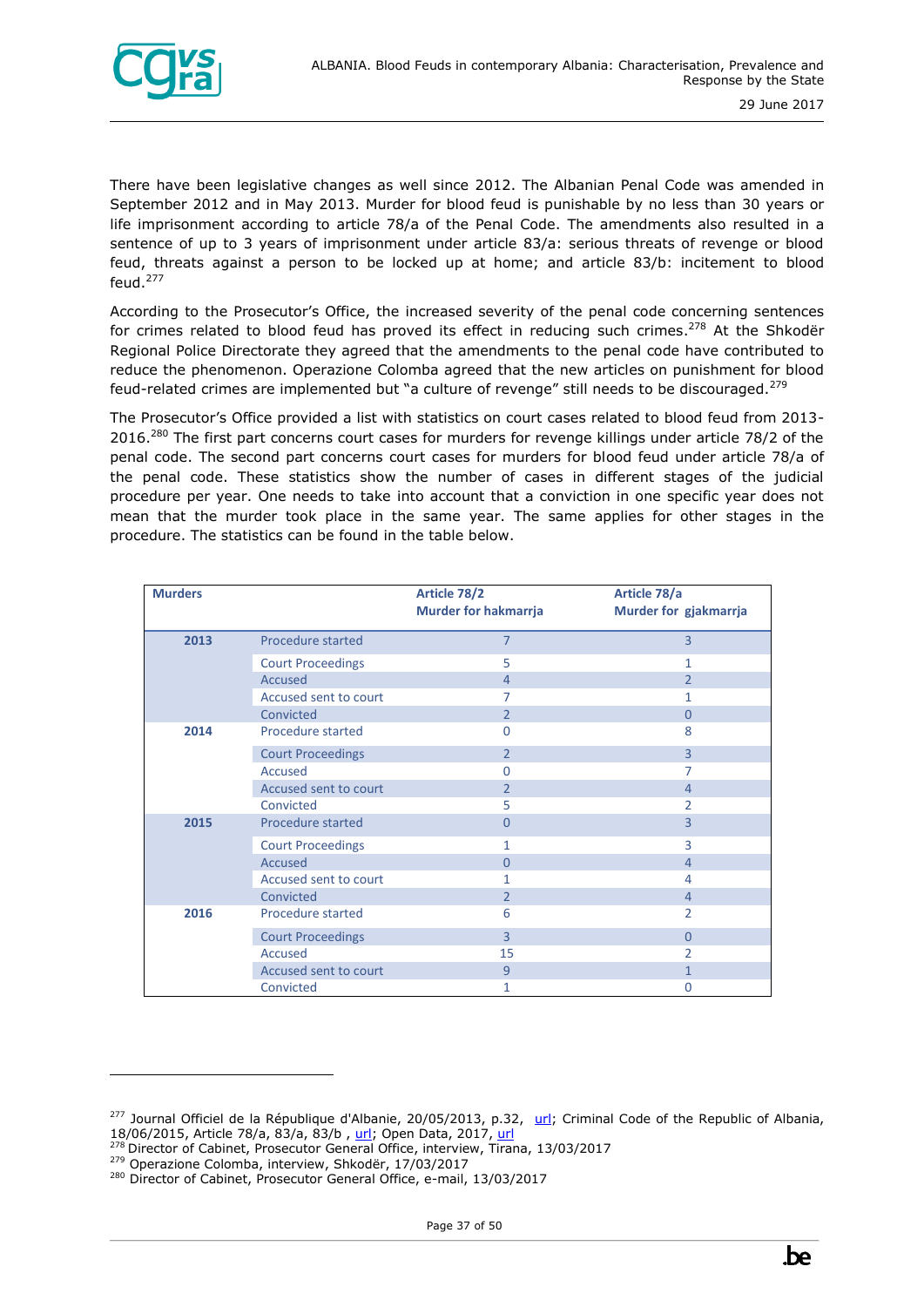There have been legislative changes as well since 2012. The Albanian Penal Code was amended in September 2012 and in May 2013. Murder for blood feud is punishable by no less than 30 years or life imprisonment according to article 78/a of the Penal Code. The amendments also resulted in a sentence of up to 3 years of imprisonment under article 83/a: serious threats of revenge or blood feud, threats against a person to be locked up at home; and article 83/b: incitement to blood feud.[277]

According to the Prosecutor's Office, the increased severity of the penal code concerning sentences for crimes related to blood feud has proved its effect in reducing such crimes.[278] At the Shkodër Regional Police Directorate they agreed that the amendments to the penal code have contributed to reduce the phenomenon. Operazione Colomba agreed that the new articles on punishment for blood feud-related crimes are implemented but "a culture of revenge" still needs to be discouraged.[279]

The Prosecutor's Office provided a list with statistics on court cases related to blood feud from 2013-2016.[280] The first part concerns court cases for murders for revenge killings under article 78/2 of the penal code. The second part concerns court cases for murders for blood feud under article 78/a of the penal code. These statistics show the number of cases in different stages of the judicial procedure per year. One needs to take into account that a conviction in one specific year does not mean that the murder took place in the same year. The same applies for other stages in the procedure. The statistics can be found in the table below.

| Murders | | Article 78/2 Murder for hakmarrja | Article 78/a Murder for gjakmarrja |
|---|---|---|---|
| 2013 | Procedure started | 7 | 3 |
| | Court Proceedings | 5 | 1 |
| | Accused | 4 | 2 |
| | Accused sent to court | 7 | 1 |
| | Convicted | 2 | 0 |
| 2014 | Procedure started | 0 | 8 |
| | Court Proceedings | 2 | 3 |
| | Accused | 0 | 7 |
| | Accused sent to court | 2 | 4 |
| | Convicted | 5 | 2 |
| 2015 | Procedure started | 0 | 3 |
| | Court Proceedings | 1 | 3 |
| | Accused | 0 | 4 |
| | Accused sent to court | 1 | 4 |
| | Convicted | 2 | 4 |
| 2016 | Procedure started | 6 | 2 |
| | Court Proceedings | 3 | 0 |
| | Accused | 15 | 2 |
| | Accused sent to court | 9 | 1 |
| | Convicted | 1 | 0 |

---

[277] Journal Officiel de la République d'Albanie, 20/05/2013, p.32, url; Criminal Code of the Republic of Albania, 18/06/2015, Article 78/a, 83/a, 83/b , url; Open Data, 2017, url

[278] Director of Cabinet, Prosecutor General Office, interview, Tirana, 13/03/2017

[279] Operazione Colomba, interview, Shkodër, 17/03/2017

[280] Director of Cabinet, Prosecutor General Office, e-mail, 13/03/2017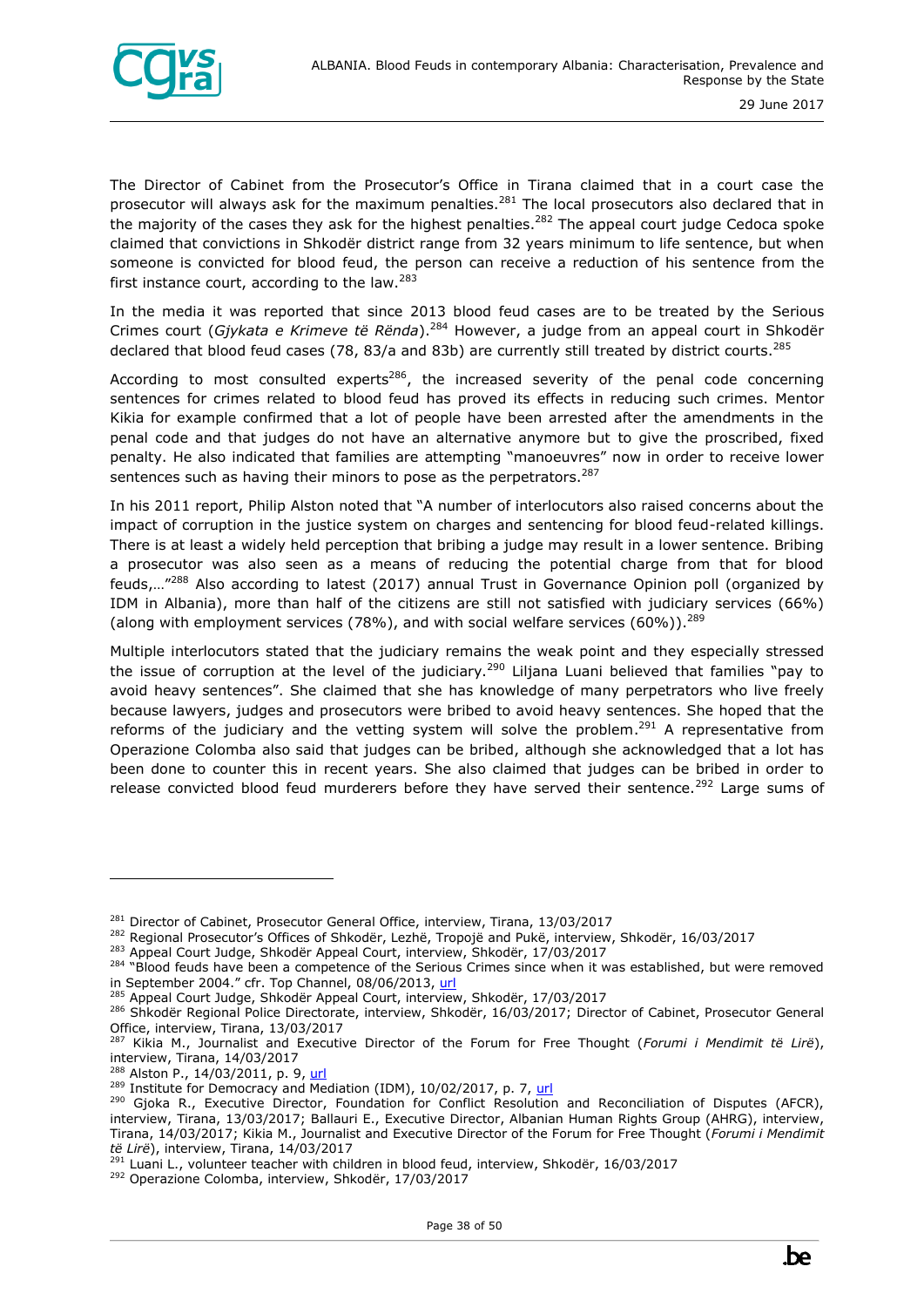The Director of Cabinet from the Prosecutor's Office in Tirana claimed that in a court case the prosecutor will always ask for the maximum penalties.[281] The local prosecutors also declared that in the majority of the cases they ask for the highest penalties.[282] The appeal court judge Cedoca spoke claimed that convictions in Shkodër district range from 32 years minimum to life sentence, but when someone is convicted for blood feud, the person can receive a reduction of his sentence from the first instance court, according to the law.[283]

In the media it was reported that since 2013 blood feud cases are to be treated by the Serious Crimes court (*Gjykata e Krimeve të Rënda*).[284] However, a judge from an appeal court in Shkodër declared that blood feud cases (78, 83/a and 83b) are currently still treated by district courts.[285]

According to most consulted experts[286], the increased severity of the penal code concerning sentences for crimes related to blood feud has proved its effects in reducing such crimes. Mentor Kikia for example confirmed that a lot of people have been arrested after the amendments in the penal code and that judges do not have an alternative anymore but to give the proscribed, fixed penalty. He also indicated that families are attempting "manoeuvres" now in order to receive lower sentences such as having their minors to pose as the perpetrators.[287]

In his 2011 report, Philip Alston noted that "A number of interlocutors also raised concerns about the impact of corruption in the justice system on charges and sentencing for blood feud-related killings. There is at least a widely held perception that bribing a judge may result in a lower sentence. Bribing a prosecutor was also seen as a means of reducing the potential charge from that for blood feuds,…"[288] Also according to latest (2017) annual Trust in Governance Opinion poll (organized by IDM in Albania), more than half of the citizens are still not satisfied with judiciary services (66%) (along with employment services (78%), and with social welfare services (60%)).[289]

Multiple interlocutors stated that the judiciary remains the weak point and they especially stressed the issue of corruption at the level of the judiciary.[290] Liljana Luani believed that families "pay to avoid heavy sentences". She claimed that she has knowledge of many perpetrators who live freely because lawyers, judges and prosecutors were bribed to avoid heavy sentences. She hoped that the reforms of the judiciary and the vetting system will solve the problem.[291] A representative from Operazione Colomba also said that judges can be bribed, although she acknowledged that a lot has been done to counter this in recent years. She also claimed that judges can be bribed in order to release convicted blood feud murderers before they have served their sentence.[292] Large sums of

---

[281] Director of Cabinet, Prosecutor General Office, interview, Tirana, 13/03/2017

[282] Regional Prosecutor's Offices of Shkodër, Lezhë, Tropojë and Pukë, interview, Shkodër, 16/03/2017

[283] Appeal Court Judge, Shkodër Appeal Court, interview, Shkodër, 17/03/2017

[284] "Blood feuds have been a competence of the Serious Crimes since when it was established, but were removed in September 2004." cfr. Top Channel, 08/06/2013, url

[285] Appeal Court Judge, Shkodër Appeal Court, interview, Shkodër, 17/03/2017

[286] Shkodër Regional Police Directorate, interview, Shkodër, 16/03/2017; Director of Cabinet, Prosecutor General Office, interview, Tirana, 13/03/2017

[287] Kikia M., Journalist and Executive Director of the Forum for Free Thought (*Forumi i Mendimit të Lirë*), interview, Tirana, 14/03/2017

[288] Alston P., 14/03/2011, p. 9, url

[289] Institute for Democracy and Mediation (IDM), 10/02/2017, p. 7, url

[290] Gjoka R., Executive Director, Foundation for Conflict Resolution and Reconciliation of Disputes (AFCR), interview, Tirana, 13/03/2017; Ballauri E., Executive Director, Albanian Human Rights Group (AHRG), interview, Tirana, 14/03/2017; Kikia M., Journalist and Executive Director of the Forum for Free Thought (*Forumi i Mendimit të Lirë*), interview, Tirana, 14/03/2017

[291] Luani L., volunteer teacher with children in blood feud, interview, Shkodër, 16/03/2017

[292] Operazione Colomba, interview, Shkodër, 17/03/2017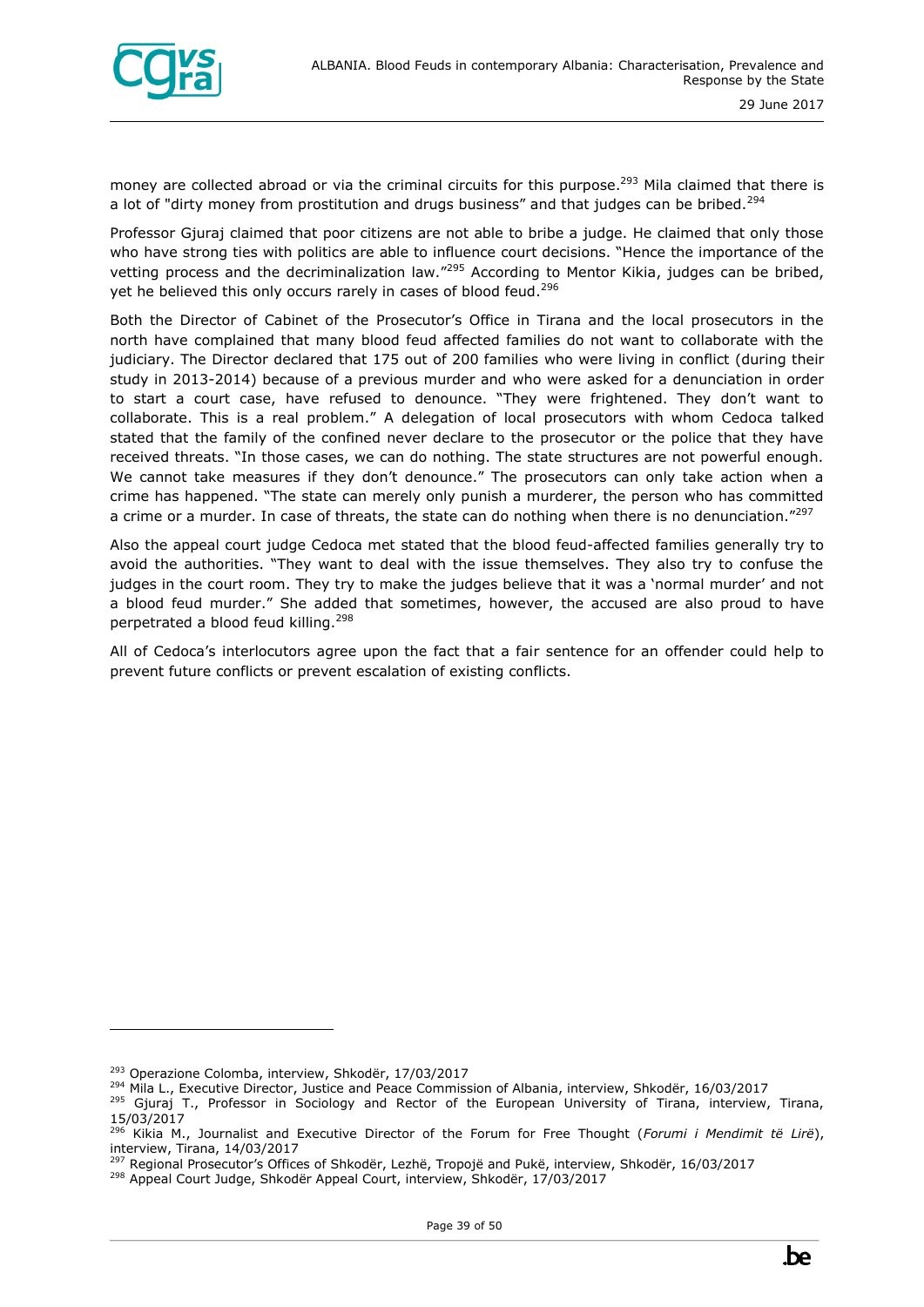money are collected abroad or via the criminal circuits for this purpose.[293] Mila claimed that there is a lot of "dirty money from prostitution and drugs business" and that judges can be bribed.[294]

Professor Gjuraj claimed that poor citizens are not able to bribe a judge. He claimed that only those who have strong ties with politics are able to influence court decisions. "Hence the importance of the vetting process and the decriminalization law."[295] According to Mentor Kikia, judges can be bribed, yet he believed this only occurs rarely in cases of blood feud.[296]

Both the Director of Cabinet of the Prosecutor's Office in Tirana and the local prosecutors in the north have complained that many blood feud affected families do not want to collaborate with the judiciary. The Director declared that 175 out of 200 families who were living in conflict (during their study in 2013-2014) because of a previous murder and who were asked for a denunciation in order to start a court case, have refused to denounce. "They were frightened. They don't want to collaborate. This is a real problem." A delegation of local prosecutors with whom Cedoca talked stated that the family of the confined never declare to the prosecutor or the police that they have received threats. "In those cases, we can do nothing. The state structures are not powerful enough. We cannot take measures if they don't denounce." The prosecutors can only take action when a crime has happened. "The state can merely only punish a murderer, the person who has committed a crime or a murder. In case of threats, the state can do nothing when there is no denunciation."[297]

Also the appeal court judge Cedoca met stated that the blood feud-affected families generally try to avoid the authorities. "They want to deal with the issue themselves. They also try to confuse the judges in the court room. They try to make the judges believe that it was a 'normal murder' and not a blood feud murder." She added that sometimes, however, the accused are also proud to have perpetrated a blood feud killing.[298]

All of Cedoca's interlocutors agree upon the fact that a fair sentence for an offender could help to prevent future conflicts or prevent escalation of existing conflicts.

---

[293] Operazione Colomba, interview, Shkodër, 17/03/2017

[294] Mila L., Executive Director, Justice and Peace Commission of Albania, interview, Shkodër, 16/03/2017

[295] Gjuraj T., Professor in Sociology and Rector of the European University of Tirana, interview, Tirana, 15/03/2017

[296] Kikia M., Journalist and Executive Director of the Forum for Free Thought (*Forumi i Mendimit të Lirë*), interview, Tirana, 14/03/2017

[297] Regional Prosecutor's Offices of Shkodër, Lezhë, Tropojë and Pukë, interview, Shkodër, 16/03/2017

[298] Appeal Court Judge, Shkodër Appeal Court, interview, Shkodër, 17/03/2017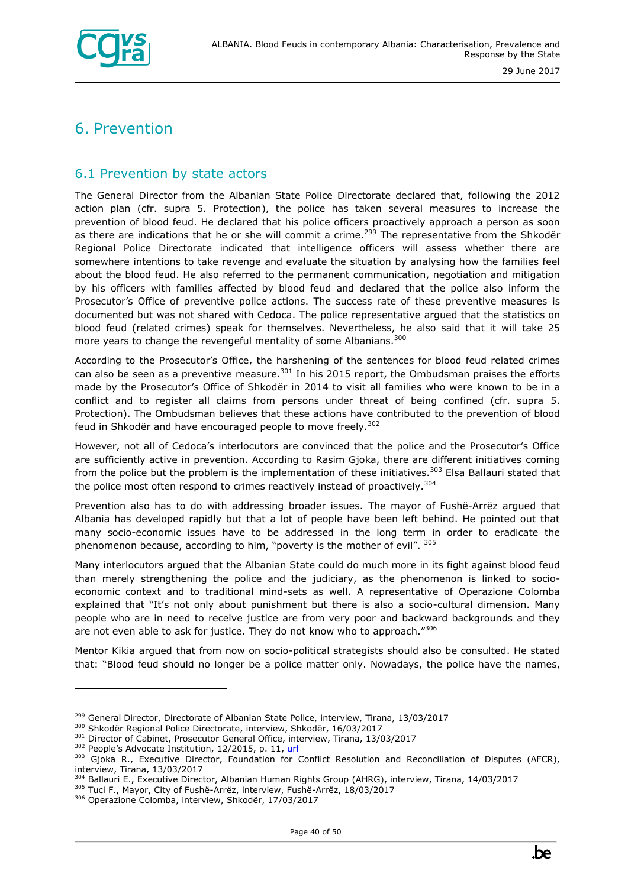# 6. Prevention

## 6.1 Prevention by state actors

The General Director from the Albanian State Police Directorate declared that, following the 2012 action plan (cfr. supra 5. Protection), the police has taken several measures to increase the prevention of blood feud. He declared that his police officers proactively approach a person as soon as there are indications that he or she will commit a crime.[299] The representative from the Shkodër Regional Police Directorate indicated that intelligence officers will assess whether there are somewhere intentions to take revenge and evaluate the situation by analysing how the families feel about the blood feud. He also referred to the permanent communication, negotiation and mitigation by his officers with families affected by blood feud and declared that the police also inform the Prosecutor's Office of preventive police actions. The success rate of these preventive measures is documented but was not shared with Cedoca. The police representative argued that the statistics on blood feud (related crimes) speak for themselves. Nevertheless, he also said that it will take 25 more years to change the revengeful mentality of some Albanians.[300]

According to the Prosecutor's Office, the harshening of the sentences for blood feud related crimes can also be seen as a preventive measure.[301] In his 2015 report, the Ombudsman praises the efforts made by the Prosecutor's Office of Shkodër in 2014 to visit all families who were known to be in a conflict and to register all claims from persons under threat of being confined (cfr. supra 5. Protection). The Ombudsman believes that these actions have contributed to the prevention of blood feud in Shkodër and have encouraged people to move freely.[302]

However, not all of Cedoca's interlocutors are convinced that the police and the Prosecutor's Office are sufficiently active in prevention. According to Rasim Gjoka, there are different initiatives coming from the police but the problem is the implementation of these initiatives.[303] Elsa Ballauri stated that the police most often respond to crimes reactively instead of proactively.[304]

Prevention also has to do with addressing broader issues. The mayor of Fushë-Arrëz argued that Albania has developed rapidly but that a lot of people have been left behind. He pointed out that many socio-economic issues have to be addressed in the long term in order to eradicate the phenomenon because, according to him, "poverty is the mother of evil". [305]

Many interlocutors argued that the Albanian State could do much more in its fight against blood feud than merely strengthening the police and the judiciary, as the phenomenon is linked to socio-economic context and to traditional mind-sets as well. A representative of Operazione Colomba explained that "It's not only about punishment but there is also a socio-cultural dimension. Many people who are in need to receive justice are from very poor and backward backgrounds and they are not even able to ask for justice. They do not know who to approach."[306]

Mentor Kikia argued that from now on socio-political strategists should also be consulted. He stated that: "Blood feud should no longer be a police matter only. Nowadays, the police have the names,

---

[299] General Director, Directorate of Albanian State Police, interview, Tirana, 13/03/2017
[300] Shkodër Regional Police Directorate, interview, Shkodër, 16/03/2017
[301] Director of Cabinet, Prosecutor General Office, interview, Tirana, 13/03/2017
[302] People's Advocate Institution, 12/2015, p. 11, url
[303] Gjoka R., Executive Director, Foundation for Conflict Resolution and Reconciliation of Disputes (AFCR), interview, Tirana, 13/03/2017
[304] Ballauri E., Executive Director, Albanian Human Rights Group (AHRG), interview, Tirana, 14/03/2017
[305] Tuci F., Mayor, City of Fushë-Arrëz, interview, Fushë-Arrëz, 18/03/2017
[306] Operazione Colomba, interview, Shkodër, 17/03/2017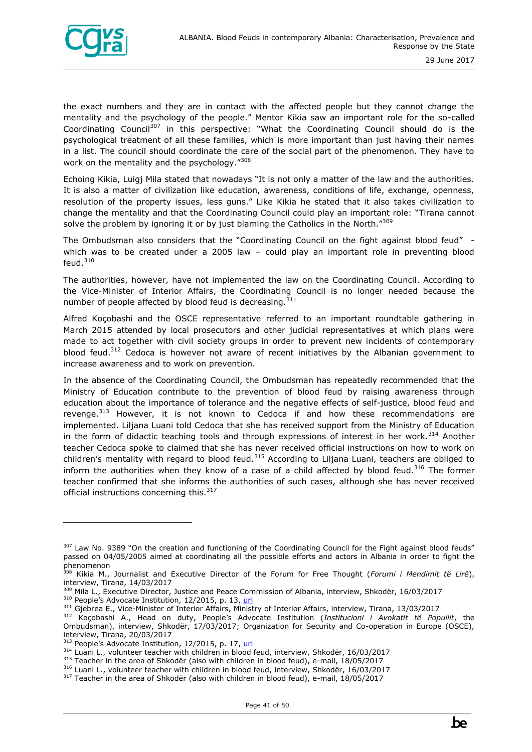the exact numbers and they are in contact with the affected people but they cannot change the mentality and the psychology of the people." Mentor Kikia saw an important role for the so-called Coordinating Council[307] in this perspective: "What the Coordinating Council should do is the psychological treatment of all these families, which is more important than just having their names in a list. The council should coordinate the care of the social part of the phenomenon. They have to work on the mentality and the psychology."[308]

Echoing Kikia, Luigj Mila stated that nowadays "It is not only a matter of the law and the authorities. It is also a matter of civilization like education, awareness, conditions of life, exchange, openness, resolution of the property issues, less guns." Like Kikia he stated that it also takes civilization to change the mentality and that the Coordinating Council could play an important role: "Tirana cannot solve the problem by ignoring it or by just blaming the Catholics in the North."[309]

The Ombudsman also considers that the "Coordinating Council on the fight against blood feud" - which was to be created under a 2005 law – could play an important role in preventing blood feud.[310]

The authorities, however, have not implemented the law on the Coordinating Council. According to the Vice-Minister of Interior Affairs, the Coordinating Council is no longer needed because the number of people affected by blood feud is decreasing.[311]

Alfred Koçobashi and the OSCE representative referred to an important roundtable gathering in March 2015 attended by local prosecutors and other judicial representatives at which plans were made to act together with civil society groups in order to prevent new incidents of contemporary blood feud.[312] Cedoca is however not aware of recent initiatives by the Albanian government to increase awareness and to work on prevention.

In the absence of the Coordinating Council, the Ombudsman has repeatedly recommended that the Ministry of Education contribute to the prevention of blood feud by raising awareness through education about the importance of tolerance and the negative effects of self-justice, blood feud and revenge.[313] However, it is not known to Cedoca if and how these recommendations are implemented. Liljana Luani told Cedoca that she has received support from the Ministry of Education in the form of didactic teaching tools and through expressions of interest in her work.[314] Another teacher Cedoca spoke to claimed that she has never received official instructions on how to work on children's mentality with regard to blood feud.[315] According to Liljana Luani, teachers are obliged to inform the authorities when they know of a case of a child affected by blood feud.[316] The former teacher confirmed that she informs the authorities of such cases, although she has never received official instructions concerning this.[317]

---

[307] Law No. 9389 "On the creation and functioning of the Coordinating Council for the Fight against blood feuds" passed on 04/05/2005 aimed at coordinating all the possible efforts and actors in Albania in order to fight the phenomenon

[308] Kikia M., Journalist and Executive Director of the Forum for Free Thought (*Forumi i Mendimit të Lirë*), interview, Tirana, 14/03/2017

[309] Mila L., Executive Director, Justice and Peace Commission of Albania, interview, Shkodër, 16/03/2017

[310] People's Advocate Institution, 12/2015, p. 13, url

[311] Gjebrea E., Vice-Minister of Interior Affairs, Ministry of Interior Affairs, interview, Tirana, 13/03/2017

[312] Koçobashi A., Head on duty, People's Advocate Institution (*Institucioni i Avokatit të Popullit*, the Ombudsman), interview, Shkodër, 17/03/2017; Organization for Security and Co-operation in Europe (OSCE), interview, Tirana, 20/03/2017

[313] People's Advocate Institution, 12/2015, p. 17, url

[314] Luani L., volunteer teacher with children in blood feud, interview, Shkodër, 16/03/2017

[315] Teacher in the area of Shkodër (also with children in blood feud), e-mail, 18/05/2017

[316] Luani L., volunteer teacher with children in blood feud, interview, Shkodër, 16/03/2017

[317] Teacher in the area of Shkodër (also with children in blood feud), e-mail, 18/05/2017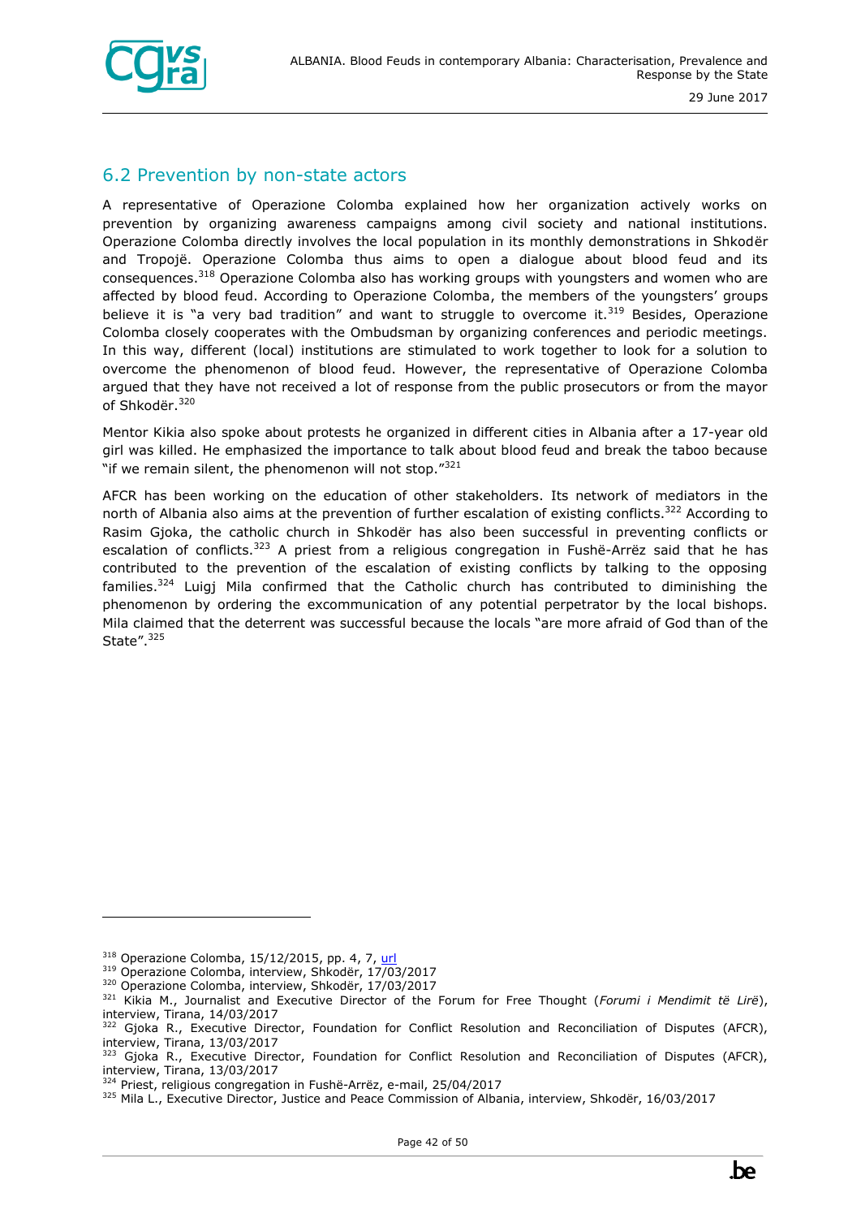## 6.2 Prevention by non-state actors

A representative of Operazione Colomba explained how her organization actively works on prevention by organizing awareness campaigns among civil society and national institutions. Operazione Colomba directly involves the local population in its monthly demonstrations in Shkodër and Tropojë. Operazione Colomba thus aims to open a dialogue about blood feud and its consequences.[318] Operazione Colomba also has working groups with youngsters and women who are affected by blood feud. According to Operazione Colomba, the members of the youngsters' groups believe it is "a very bad tradition" and want to struggle to overcome it.[319] Besides, Operazione Colomba closely cooperates with the Ombudsman by organizing conferences and periodic meetings. In this way, different (local) institutions are stimulated to work together to look for a solution to overcome the phenomenon of blood feud. However, the representative of Operazione Colomba argued that they have not received a lot of response from the public prosecutors or from the mayor of Shkodër.[320]

Mentor Kikia also spoke about protests he organized in different cities in Albania after a 17-year old girl was killed. He emphasized the importance to talk about blood feud and break the taboo because "if we remain silent, the phenomenon will not stop."[321]

AFCR has been working on the education of other stakeholders. Its network of mediators in the north of Albania also aims at the prevention of further escalation of existing conflicts.[322] According to Rasim Gjoka, the catholic church in Shkodër has also been successful in preventing conflicts or escalation of conflicts.[323] A priest from a religious congregation in Fushë-Arrëz said that he has contributed to the prevention of the escalation of existing conflicts by talking to the opposing families.[324] Luigj Mila confirmed that the Catholic church has contributed to diminishing the phenomenon by ordering the excommunication of any potential perpetrator by the local bishops. Mila claimed that the deterrent was successful because the locals "are more afraid of God than of the State".[325]

---

[318] Operazione Colomba, 15/12/2015, pp. 4, 7, url

[319] Operazione Colomba, interview, Shkodër, 17/03/2017

[320] Operazione Colomba, interview, Shkodër, 17/03/2017

[321] Kikia M., Journalist and Executive Director of the Forum for Free Thought (*Forumi i Mendimit të Lirë*), interview, Tirana, 14/03/2017

[322] Gjoka R., Executive Director, Foundation for Conflict Resolution and Reconciliation of Disputes (AFCR), interview, Tirana, 13/03/2017

[323] Gjoka R., Executive Director, Foundation for Conflict Resolution and Reconciliation of Disputes (AFCR), interview, Tirana, 13/03/2017

[324] Priest, religious congregation in Fushë-Arrëz, e-mail, 25/04/2017

[325] Mila L., Executive Director, Justice and Peace Commission of Albania, interview, Shkodër, 16/03/2017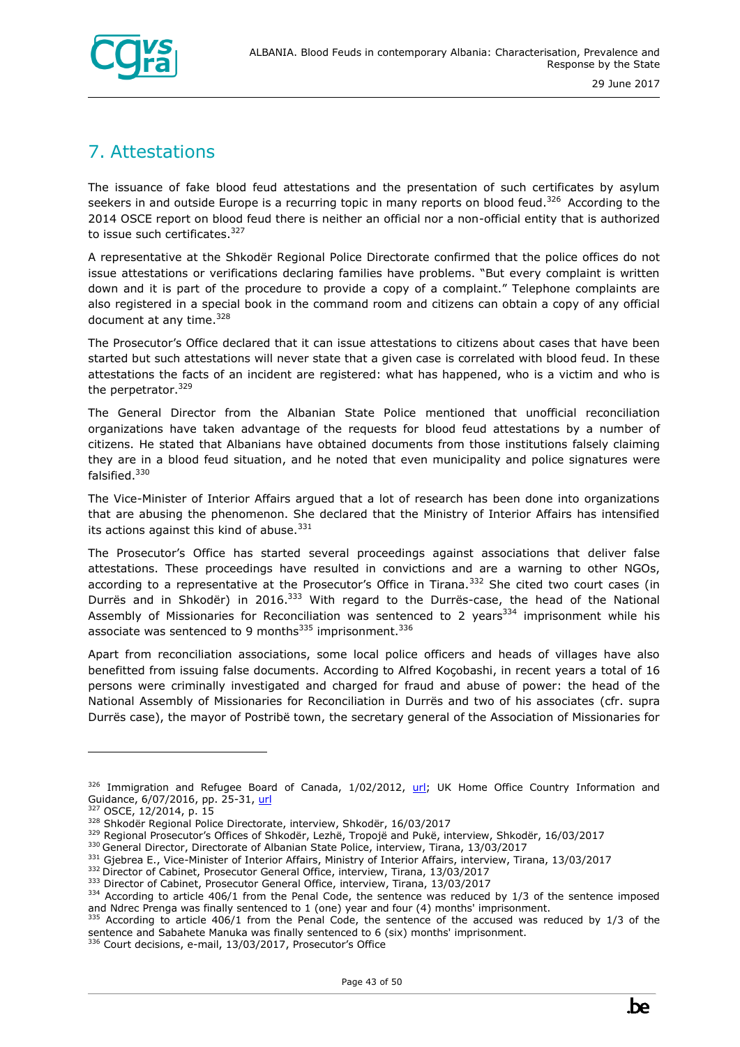## 7. Attestations

The issuance of fake blood feud attestations and the presentation of such certificates by asylum seekers in and outside Europe is a recurring topic in many reports on blood feud.[326] According to the 2014 OSCE report on blood feud there is neither an official nor a non-official entity that is authorized to issue such certificates.[327]

A representative at the Shkodër Regional Police Directorate confirmed that the police offices do not issue attestations or verifications declaring families have problems. "But every complaint is written down and it is part of the procedure to provide a copy of a complaint." Telephone complaints are also registered in a special book in the command room and citizens can obtain a copy of any official document at any time.[328]

The Prosecutor's Office declared that it can issue attestations to citizens about cases that have been started but such attestations will never state that a given case is correlated with blood feud. In these attestations the facts of an incident are registered: what has happened, who is a victim and who is the perpetrator.[329]

The General Director from the Albanian State Police mentioned that unofficial reconciliation organizations have taken advantage of the requests for blood feud attestations by a number of citizens. He stated that Albanians have obtained documents from those institutions falsely claiming they are in a blood feud situation, and he noted that even municipality and police signatures were falsified.[330]

The Vice-Minister of Interior Affairs argued that a lot of research has been done into organizations that are abusing the phenomenon. She declared that the Ministry of Interior Affairs has intensified its actions against this kind of abuse.[331]

The Prosecutor's Office has started several proceedings against associations that deliver false attestations. These proceedings have resulted in convictions and are a warning to other NGOs, according to a representative at the Prosecutor's Office in Tirana.[332] She cited two court cases (in Durrës and in Shkodër) in 2016.[333] With regard to the Durrës-case, the head of the National Assembly of Missionaries for Reconciliation was sentenced to 2 years[334] imprisonment while his associate was sentenced to 9 months[335] imprisonment.[336]

Apart from reconciliation associations, some local police officers and heads of villages have also benefitted from issuing false documents. According to Alfred Koçobashi, in recent years a total of 16 persons were criminally investigated and charged for fraud and abuse of power: the head of the National Assembly of Missionaries for Reconciliation in Durrës and two of his associates (cfr. supra Durrës case), the mayor of Postribë town, the secretary general of the Association of Missionaries for

---

[326] Immigration and Refugee Board of Canada, 1/02/2012, url; UK Home Office Country Information and Guidance, 6/07/2016, pp. 25-31, url

[327] OSCE, 12/2014, p. 15

[328] Shkodër Regional Police Directorate, interview, Shkodër, 16/03/2017

[329] Regional Prosecutor's Offices of Shkodër, Lezhë, Tropojë and Pukë, interview, Shkodër, 16/03/2017

[330] General Director, Directorate of Albanian State Police, interview, Tirana, 13/03/2017

[331] Gjebrea E., Vice-Minister of Interior Affairs, Ministry of Interior Affairs, interview, Tirana, 13/03/2017

[332] Director of Cabinet, Prosecutor General Office, interview, Tirana, 13/03/2017

[333] Director of Cabinet, Prosecutor General Office, interview, Tirana, 13/03/2017

[334] According to article 406/1 from the Penal Code, the sentence was reduced by 1/3 of the sentence imposed and Ndrec Prenga was finally sentenced to 1 (one) year and four (4) months' imprisonment.

[335] According to article 406/1 from the Penal Code, the sentence of the accused was reduced by 1/3 of the sentence and Sabahete Manuka was finally sentenced to 6 (six) months' imprisonment.

[336] Court decisions, e-mail, 13/03/2017, Prosecutor's Office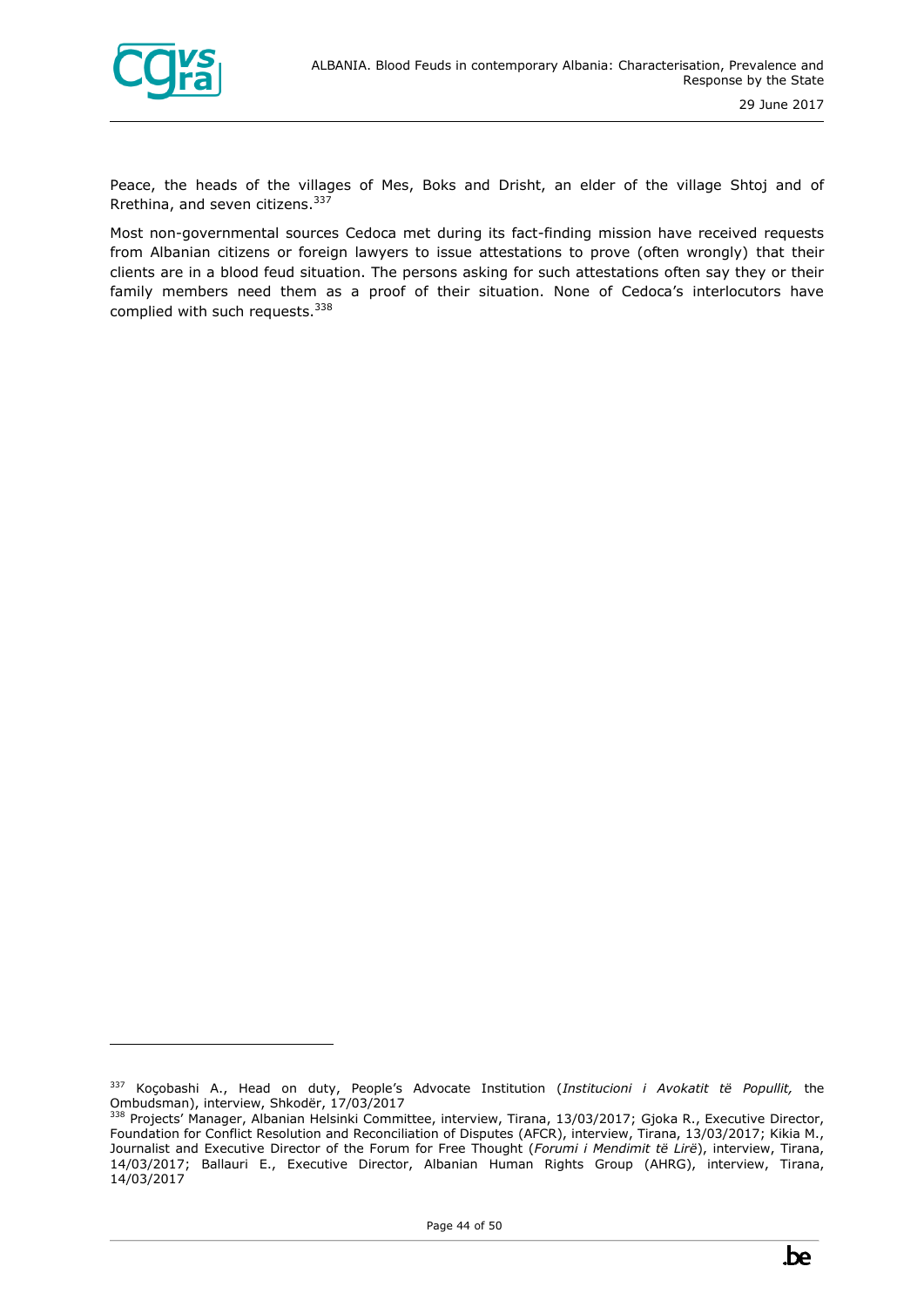Peace, the heads of the villages of Mes, Boks and Drisht, an elder of the village Shtoj and of Rrethina, and seven citizens.[337]

Most non-governmental sources Cedoca met during its fact-finding mission have received requests from Albanian citizens or foreign lawyers to issue attestations to prove (often wrongly) that their clients are in a blood feud situation. The persons asking for such attestations often say they or their family members need them as a proof of their situation. None of Cedoca's interlocutors have complied with such requests.[338]

---

[337] Koçobashi A., Head on duty, People's Advocate Institution (*Institucioni i Avokatit të Popullit,* the Ombudsman), interview, Shkodër, 17/03/2017

[338] Projects' Manager, Albanian Helsinki Committee, interview, Tirana, 13/03/2017; Gjoka R., Executive Director, Foundation for Conflict Resolution and Reconciliation of Disputes (AFCR), interview, Tirana, 13/03/2017; Kikia M., Journalist and Executive Director of the Forum for Free Thought (*Forumi i Mendimit të Lirë*), interview, Tirana, 14/03/2017; Ballauri E., Executive Director, Albanian Human Rights Group (AHRG), interview, Tirana, 14/03/2017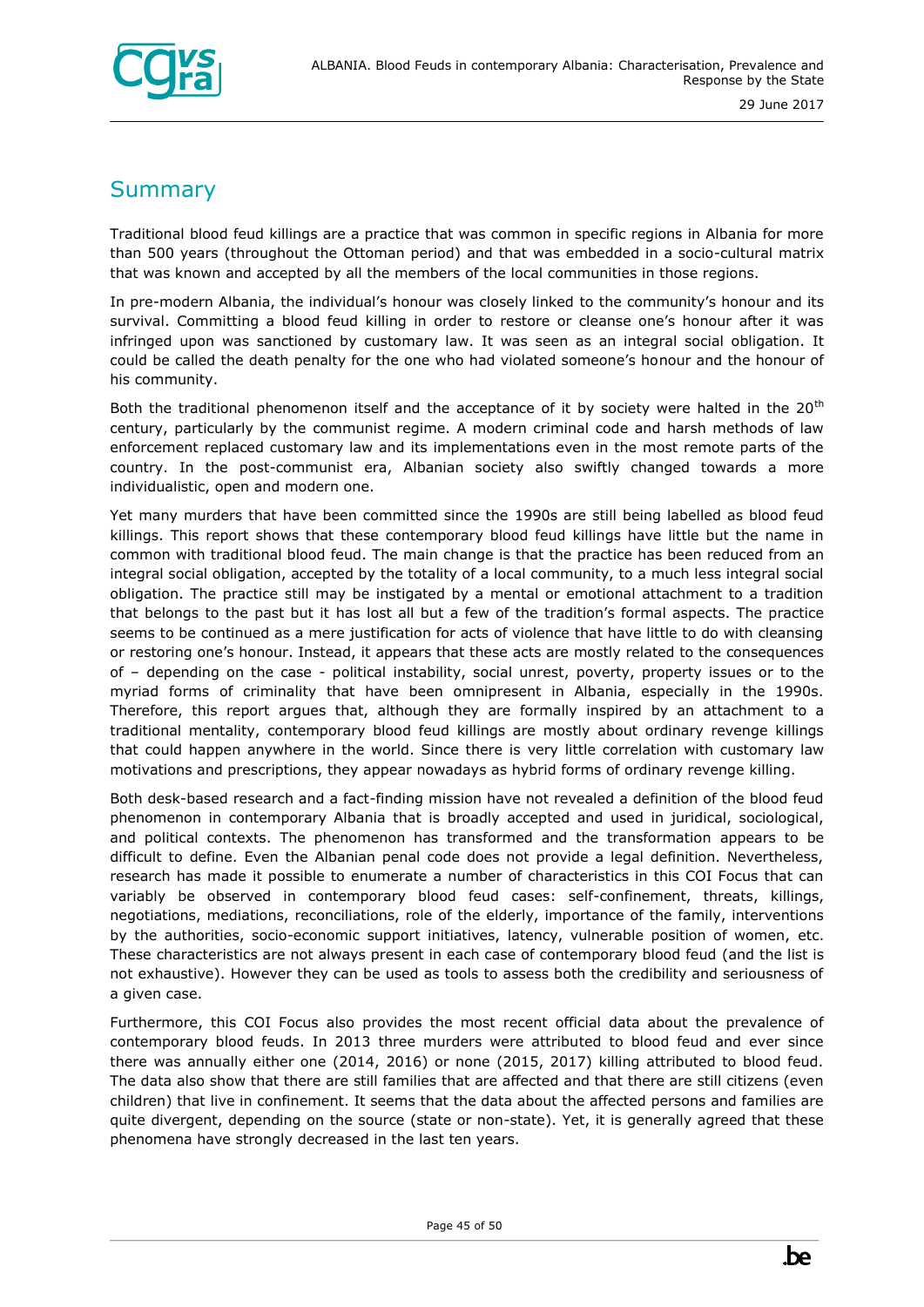## Summary

Traditional blood feud killings are a practice that was common in specific regions in Albania for more than 500 years (throughout the Ottoman period) and that was embedded in a socio-cultural matrix that was known and accepted by all the members of the local communities in those regions.

In pre-modern Albania, the individual's honour was closely linked to the community's honour and its survival. Committing a blood feud killing in order to restore or cleanse one's honour after it was infringed upon was sanctioned by customary law. It was seen as an integral social obligation. It could be called the death penalty for the one who had violated someone's honour and the honour of his community.

Both the traditional phenomenon itself and the acceptance of it by society were halted in the 20th century, particularly by the communist regime. A modern criminal code and harsh methods of law enforcement replaced customary law and its implementations even in the most remote parts of the country. In the post-communist era, Albanian society also swiftly changed towards a more individualistic, open and modern one.

Yet many murders that have been committed since the 1990s are still being labelled as blood feud killings. This report shows that these contemporary blood feud killings have little but the name in common with traditional blood feud. The main change is that the practice has been reduced from an integral social obligation, accepted by the totality of a local community, to a much less integral social obligation. The practice still may be instigated by a mental or emotional attachment to a tradition that belongs to the past but it has lost all but a few of the tradition's formal aspects. The practice seems to be continued as a mere justification for acts of violence that have little to do with cleansing or restoring one's honour. Instead, it appears that these acts are mostly related to the consequences of – depending on the case - political instability, social unrest, poverty, property issues or to the myriad forms of criminality that have been omnipresent in Albania, especially in the 1990s. Therefore, this report argues that, although they are formally inspired by an attachment to a traditional mentality, contemporary blood feud killings are mostly about ordinary revenge killings that could happen anywhere in the world. Since there is very little correlation with customary law motivations and prescriptions, they appear nowadays as hybrid forms of ordinary revenge killing.

Both desk-based research and a fact-finding mission have not revealed a definition of the blood feud phenomenon in contemporary Albania that is broadly accepted and used in juridical, sociological, and political contexts. The phenomenon has transformed and the transformation appears to be difficult to define. Even the Albanian penal code does not provide a legal definition. Nevertheless, research has made it possible to enumerate a number of characteristics in this COI Focus that can variably be observed in contemporary blood feud cases: self-confinement, threats, killings, negotiations, mediations, reconciliations, role of the elderly, importance of the family, interventions by the authorities, socio-economic support initiatives, latency, vulnerable position of women, etc. These characteristics are not always present in each case of contemporary blood feud (and the list is not exhaustive). However they can be used as tools to assess both the credibility and seriousness of a given case.

Furthermore, this COI Focus also provides the most recent official data about the prevalence of contemporary blood feuds. In 2013 three murders were attributed to blood feud and ever since there was annually either one (2014, 2016) or none (2015, 2017) killing attributed to blood feud. The data also show that there are still families that are affected and that there are still citizens (even children) that live in confinement. It seems that the data about the affected persons and families are quite divergent, depending on the source (state or non-state). Yet, it is generally agreed that these phenomena have strongly decreased in the last ten years.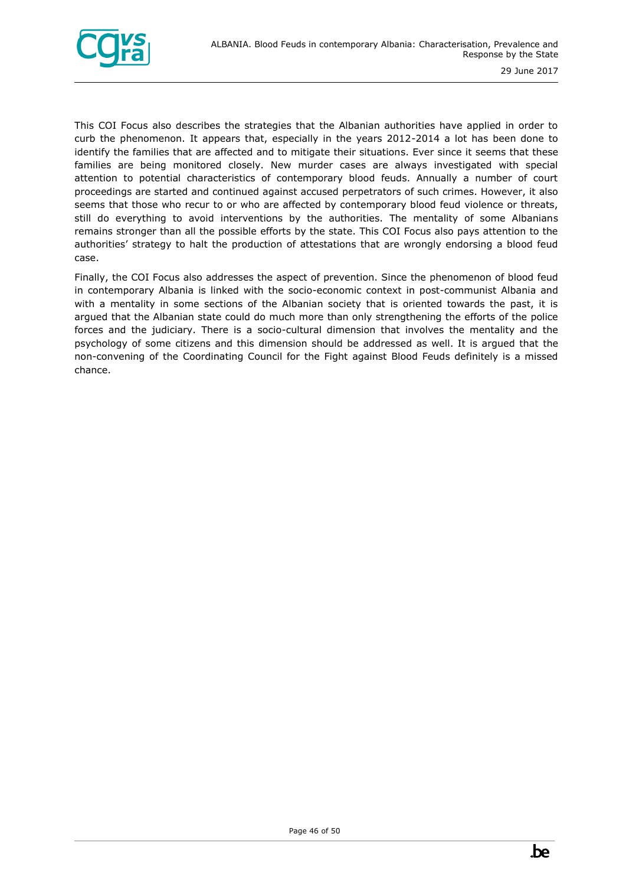This COI Focus also describes the strategies that the Albanian authorities have applied in order to curb the phenomenon. It appears that, especially in the years 2012-2014 a lot has been done to identify the families that are affected and to mitigate their situations. Ever since it seems that these families are being monitored closely. New murder cases are always investigated with special attention to potential characteristics of contemporary blood feuds. Annually a number of court proceedings are started and continued against accused perpetrators of such crimes. However, it also seems that those who recur to or who are affected by contemporary blood feud violence or threats, still do everything to avoid interventions by the authorities. The mentality of some Albanians remains stronger than all the possible efforts by the state. This COI Focus also pays attention to the authorities' strategy to halt the production of attestations that are wrongly endorsing a blood feud case.

Finally, the COI Focus also addresses the aspect of prevention. Since the phenomenon of blood feud in contemporary Albania is linked with the socio-economic context in post-communist Albania and with a mentality in some sections of the Albanian society that is oriented towards the past, it is argued that the Albanian state could do much more than only strengthening the efforts of the police forces and the judiciary. There is a socio-cultural dimension that involves the mentality and the psychology of some citizens and this dimension should be addressed as well. It is argued that the non-convening of the Coordinating Council for the Fight against Blood Feuds definitely is a missed chance.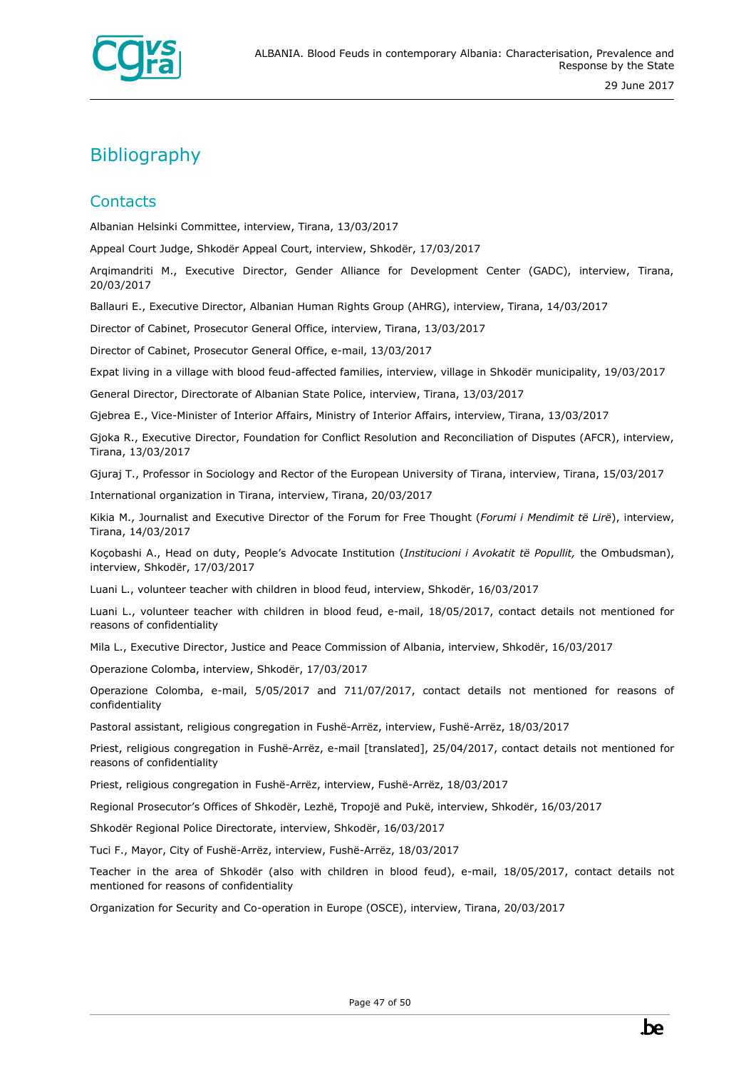# Bibliography

## Contacts

Albanian Helsinki Committee, interview, Tirana, 13/03/2017

Appeal Court Judge, Shkodër Appeal Court, interview, Shkodër, 17/03/2017

Arqimandriti M., Executive Director, Gender Alliance for Development Center (GADC), interview, Tirana, 20/03/2017

Ballauri E., Executive Director, Albanian Human Rights Group (AHRG), interview, Tirana, 14/03/2017

Director of Cabinet, Prosecutor General Office, interview, Tirana, 13/03/2017

Director of Cabinet, Prosecutor General Office, e-mail, 13/03/2017

Expat living in a village with blood feud-affected families, interview, village in Shkodër municipality, 19/03/2017

General Director, Directorate of Albanian State Police, interview, Tirana, 13/03/2017

Gjebrea E., Vice-Minister of Interior Affairs, Ministry of Interior Affairs, interview, Tirana, 13/03/2017

Gjoka R., Executive Director, Foundation for Conflict Resolution and Reconciliation of Disputes (AFCR), interview, Tirana, 13/03/2017

Gjuraj T., Professor in Sociology and Rector of the European University of Tirana, interview, Tirana, 15/03/2017

International organization in Tirana, interview, Tirana, 20/03/2017

Kikia M., Journalist and Executive Director of the Forum for Free Thought (*Forumi i Mendimit të Lirë*), interview, Tirana, 14/03/2017

Koçobashi A., Head on duty, People's Advocate Institution (*Institucioni i Avokatit të Popullit,* the Ombudsman), interview, Shkodër, 17/03/2017

Luani L., volunteer teacher with children in blood feud, interview, Shkodër, 16/03/2017

Luani L., volunteer teacher with children in blood feud, e-mail, 18/05/2017, contact details not mentioned for reasons of confidentiality

Mila L., Executive Director, Justice and Peace Commission of Albania, interview, Shkodër, 16/03/2017

Operazione Colomba, interview, Shkodër, 17/03/2017

Operazione Colomba, e-mail, 5/05/2017 and 711/07/2017, contact details not mentioned for reasons of confidentiality

Pastoral assistant, religious congregation in Fushë-Arrëz, interview, Fushë-Arrëz, 18/03/2017

Priest, religious congregation in Fushë-Arrëz, e-mail [translated], 25/04/2017, contact details not mentioned for reasons of confidentiality

Priest, religious congregation in Fushë-Arrëz, interview, Fushë-Arrëz, 18/03/2017

Regional Prosecutor's Offices of Shkodër, Lezhë, Tropojë and Pukë, interview, Shkodër, 16/03/2017

Shkodër Regional Police Directorate, interview, Shkodër, 16/03/2017

Tuci F., Mayor, City of Fushë-Arrëz, interview, Fushë-Arrëz, 18/03/2017

Teacher in the area of Shkodër (also with children in blood feud), e-mail, 18/05/2017, contact details not mentioned for reasons of confidentiality

Organization for Security and Co-operation in Europe (OSCE), interview, Tirana, 20/03/2017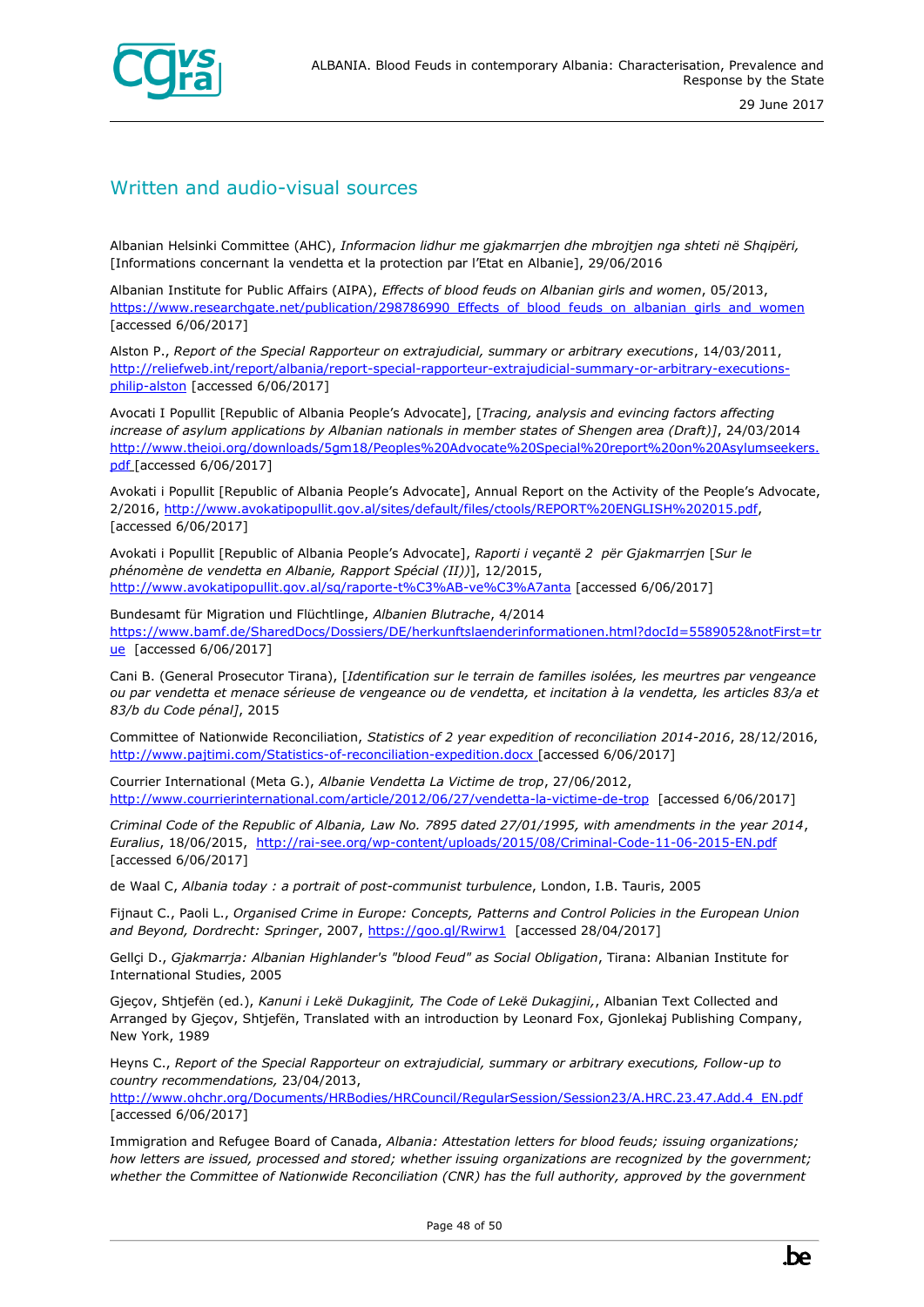## Written and audio-visual sources

Albanian Helsinki Committee (AHC), *Informacion lidhur me gjakmarrjen dhe mbrojtjen nga shteti në Shqipëri,* [Informations concernant la vendetta et la protection par l'Etat en Albanie], 29/06/2016

Albanian Institute for Public Affairs (AIPA), *Effects of blood feuds on Albanian girls and women*, 05/2013, https://www.researchgate.net/publication/298786990_Effects_of_blood_feuds_on_albanian_girls_and_women [accessed 6/06/2017]

Alston P., *Report of the Special Rapporteur on extrajudicial, summary or arbitrary executions*, 14/03/2011, http://reliefweb.int/report/albania/report-special-rapporteur-extrajudicial-summary-or-arbitrary-executions-philip-alston [accessed 6/06/2017]

Avocati I Popullit [Republic of Albania People's Advocate], [*Tracing, analysis and evincing factors affecting increase of asylum applications by Albanian nationals in member states of Shengen area (Draft)]*, 24/03/2014 http://www.theioi.org/downloads/5gm18/Peoples%20Advocate%20Special%20report%20on%20Asylumseekers.pdf [accessed 6/06/2017]

Avokati i Popullit [Republic of Albania People's Advocate], Annual Report on the Activity of the People's Advocate, 2/2016, http://www.avokatipopullit.gov.al/sites/default/files/ctools/REPORT%20ENGLISH%202015.pdf, [accessed 6/06/2017]

Avokati i Popullit [Republic of Albania People's Advocate], *Raporti i veçantë 2 për Gjakmarrjen* [*Sur le phénomène de vendetta en Albanie, Rapport Spécial (II))*], 12/2015, http://www.avokatipopullit.gov.al/sq/raporte-t%C3%AB-ve%C3%A7anta [accessed 6/06/2017]

Bundesamt für Migration und Flüchtlinge, *Albanien Blutrache*, 4/2014 https://www.bamf.de/SharedDocs/Dossiers/DE/herkunftslaenderinformationen.html?docId=5589052&notFirst=true [accessed 6/06/2017]

Cani B. (General Prosecutor Tirana), [*Identification sur le terrain de familles isolées, les meurtres par vengeance ou par vendetta et menace sérieuse de vengeance ou de vendetta, et incitation à la vendetta, les articles 83/a et 83/b du Code pénal]*, 2015

Committee of Nationwide Reconciliation, *Statistics of 2 year expedition of reconciliation 2014-2016*, 28/12/2016, http://www.pajtimi.com/Statistics-of-reconciliation-expedition.docx [accessed 6/06/2017]

Courrier International (Meta G.), *Albanie Vendetta La Victime de trop*, 27/06/2012, http://www.courrierinternational.com/article/2012/06/27/vendetta-la-victime-de-trop [accessed 6/06/2017]

*Criminal Code of the Republic of Albania, Law No. 7895 dated 27/01/1995, with amendments in the year 2014*, *Euralius*, 18/06/2015, http://rai-see.org/wp-content/uploads/2015/08/Criminal-Code-11-06-2015-EN.pdf [accessed 6/06/2017]

de Waal C, *Albania today : a portrait of post-communist turbulence*, London, I.B. Tauris, 2005

Fijnaut C., Paoli L., *Organised Crime in Europe: Concepts, Patterns and Control Policies in the European Union and Beyond, Dordrecht: Springer*, 2007, https://goo.gl/Rwirw1 [accessed 28/04/2017]

Gellçi D., *Gjakmarrja: Albanian Highlander's "blood Feud" as Social Obligation*, Tirana: Albanian Institute for International Studies, 2005

Gjeçov, Shtjefën (ed.), *Kanuni i Lekë Dukagjinit, The Code of Lekë Dukagjini,*, Albanian Text Collected and Arranged by Gjeçov, Shtjefën, Translated with an introduction by Leonard Fox, Gjonlekaj Publishing Company, New York, 1989

Heyns C., *Report of the Special Rapporteur on extrajudicial, summary or arbitrary executions, Follow-up to country recommendations,* 23/04/2013, http://www.ohchr.org/Documents/HRBodies/HRCouncil/RegularSession/Session23/A.HRC.23.47.Add.4_EN.pdf [accessed 6/06/2017]

Immigration and Refugee Board of Canada, *Albania: Attestation letters for blood feuds; issuing organizations; how letters are issued, processed and stored; whether issuing organizations are recognized by the government; whether the Committee of Nationwide Reconciliation (CNR) has the full authority, approved by the government*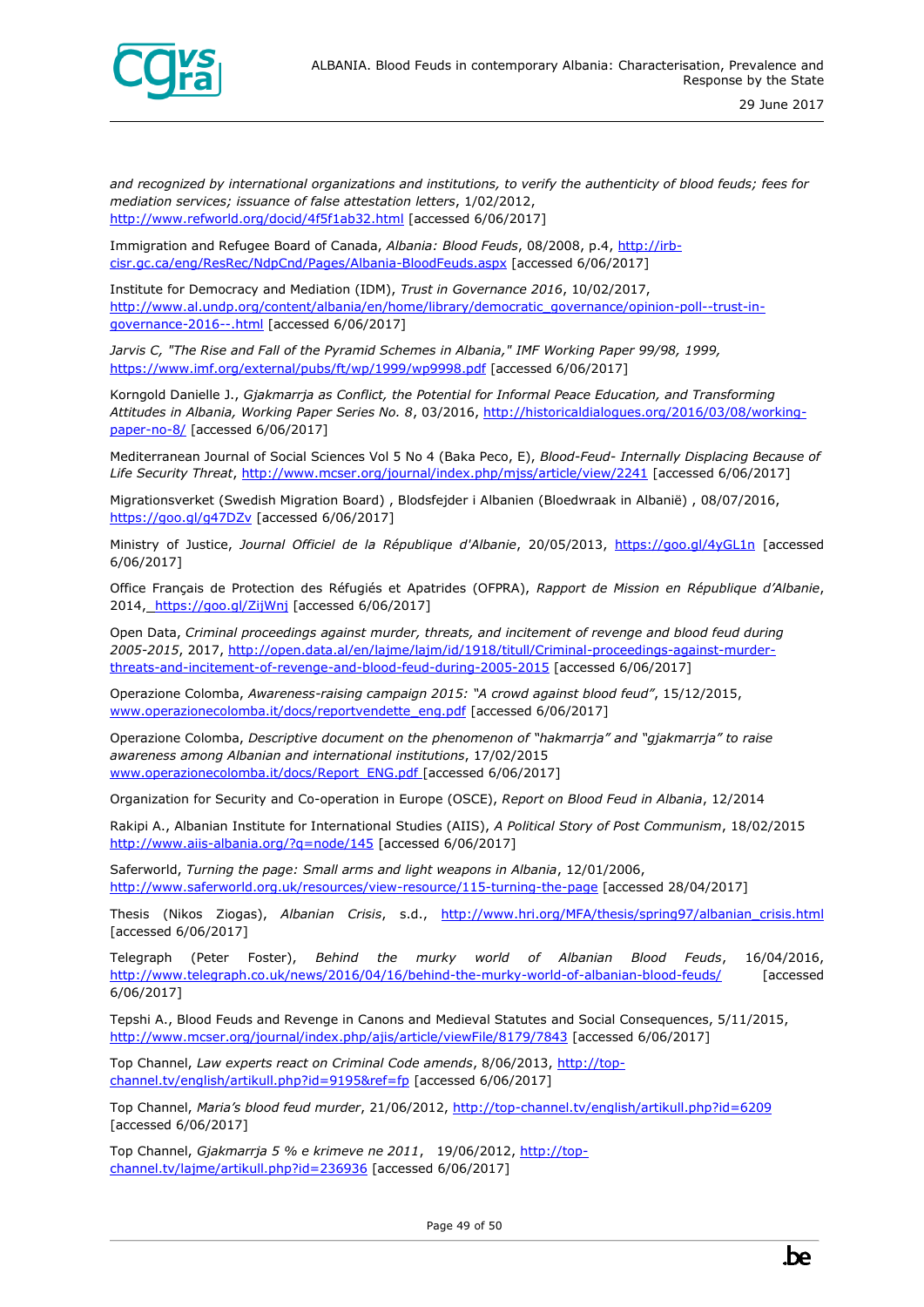*and recognized by international organizations and institutions, to verify the authenticity of blood feuds; fees for mediation services; issuance of false attestation letters*, 1/02/2012, http://www.refworld.org/docid/4f5f1ab32.html [accessed 6/06/2017]

Immigration and Refugee Board of Canada, *Albania: Blood Feuds*, 08/2008, p.4, http://irb-cisr.gc.ca/eng/ResRec/NdpCnd/Pages/Albania-BloodFeuds.aspx [accessed 6/06/2017]

Institute for Democracy and Mediation (IDM), *Trust in Governance 2016*, 10/02/2017, http://www.al.undp.org/content/albania/en/home/library/democratic_governance/opinion-poll--trust-in-governance-2016--.html [accessed 6/06/2017]

*Jarvis C, "The Rise and Fall of the Pyramid Schemes in Albania," IMF Working Paper 99/98, 1999,* https://www.imf.org/external/pubs/ft/wp/1999/wp9998.pdf [accessed 6/06/2017]

Korngold Danielle J., *Gjakmarrja as Conflict, the Potential for Informal Peace Education, and Transforming Attitudes in Albania, Working Paper Series No. 8*, 03/2016, http://historicaldialogues.org/2016/03/08/working-paper-no-8/ [accessed 6/06/2017]

Mediterranean Journal of Social Sciences Vol 5 No 4 (Baka Peco, E), *Blood-Feud- Internally Displacing Because of Life Security Threat*, http://www.mcser.org/journal/index.php/mjss/article/view/2241 [accessed 6/06/2017]

Migrationsverket (Swedish Migration Board) , Blodsfejder i Albanien (Bloedwraak in Albanië) , 08/07/2016, https://goo.gl/g47DZv [accessed 6/06/2017]

Ministry of Justice, *Journal Officiel de la République d'Albanie*, 20/05/2013, https://goo.gl/4yGL1n [accessed 6/06/2017]

Office Français de Protection des Réfugiés et Apatrides (OFPRA), *Rapport de Mission en République d'Albanie*, 2014, https://goo.gl/ZijWnj [accessed 6/06/2017]

Open Data, *Criminal proceedings against murder, threats, and incitement of revenge and blood feud during 2005-2015*, 2017, http://open.data.al/en/lajme/lajm/id/1918/titull/Criminal-proceedings-against-murder-threats-and-incitement-of-revenge-and-blood-feud-during-2005-2015 [accessed 6/06/2017]

Operazione Colomba, *Awareness-raising campaign 2015: "A crowd against blood feud"*, 15/12/2015, www.operazionecolomba.it/docs/reportvendette_eng.pdf [accessed 6/06/2017]

Operazione Colomba, *Descriptive document on the phenomenon of "hakmarrja" and "gjakmarrja" to raise awareness among Albanian and international institutions*, 17/02/2015 www.operazionecolomba.it/docs/Report_ENG.pdf [accessed 6/06/2017]

Organization for Security and Co-operation in Europe (OSCE), *Report on Blood Feud in Albania*, 12/2014

Rakipi A., Albanian Institute for International Studies (AIIS), *A Political Story of Post Communism*, 18/02/2015 http://www.aiis-albania.org/?q=node/145 [accessed 6/06/2017]

Saferworld, *Turning the page: Small arms and light weapons in Albania*, 12/01/2006, http://www.saferworld.org.uk/resources/view-resource/115-turning-the-page [accessed 28/04/2017]

Thesis (Nikos Ziogas), *Albanian Crisis*, s.d., http://www.hri.org/MFA/thesis/spring97/albanian_crisis.html [accessed 6/06/2017]

Telegraph (Peter Foster), *Behind the murky world of Albanian Blood Feuds*, 16/04/2016, http://www.telegraph.co.uk/news/2016/04/16/behind-the-murky-world-of-albanian-blood-feuds/ [accessed 6/06/2017]

Tepshi A., Blood Feuds and Revenge in Canons and Medieval Statutes and Social Consequences, 5/11/2015, http://www.mcser.org/journal/index.php/ajis/article/viewFile/8179/7843 [accessed 6/06/2017]

Top Channel, *Law experts react on Criminal Code amends*, 8/06/2013, http://top-channel.tv/english/artikull.php?id=9195&ref=fp [accessed 6/06/2017]

Top Channel, *Maria's blood feud murder*, 21/06/2012, http://top-channel.tv/english/artikull.php?id=6209 [accessed 6/06/2017]

Top Channel, *Gjakmarrja 5 % e krimeve ne 2011*, 19/06/2012, http://top-channel.tv/lajme/artikull.php?id=236936 [accessed 6/06/2017]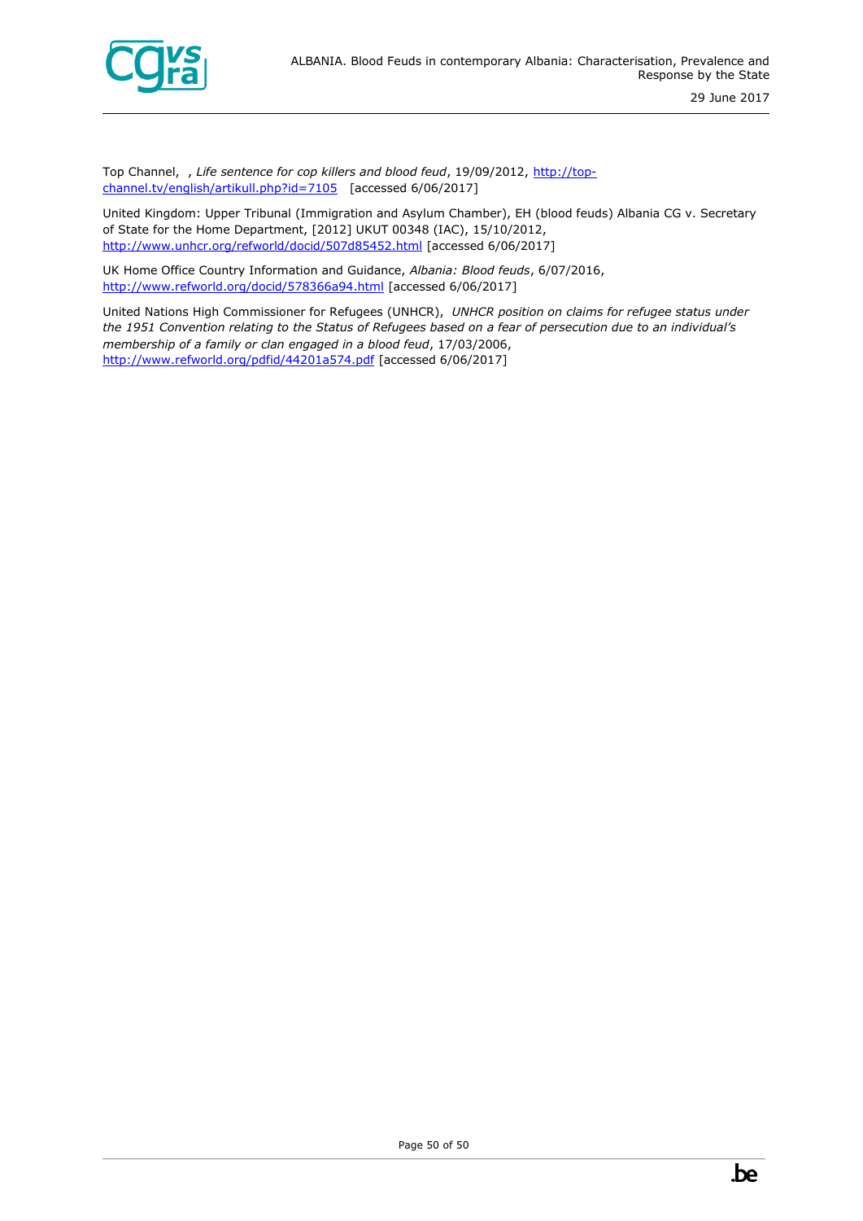Top Channel, , *Life sentence for cop killers and blood feud*, 19/09/2012, http://top-channel.tv/english/artikull.php?id=7105 [accessed 6/06/2017]

United Kingdom: Upper Tribunal (Immigration and Asylum Chamber), EH (blood feuds) Albania CG v. Secretary of State for the Home Department, [2012] UKUT 00348 (IAC), 15/10/2012, http://www.unhcr.org/refworld/docid/507d85452.html [accessed 6/06/2017]

UK Home Office Country Information and Guidance, *Albania: Blood feuds*, 6/07/2016, http://www.refworld.org/docid/578366a94.html [accessed 6/06/2017]

United Nations High Commissioner for Refugees (UNHCR), *UNHCR position on claims for refugee status under the 1951 Convention relating to the Status of Refugees based on a fear of persecution due to an individual's membership of a family or clan engaged in a blood feud*, 17/03/2006, http://www.refworld.org/pdfid/44201a574.pdf [accessed 6/06/2017]